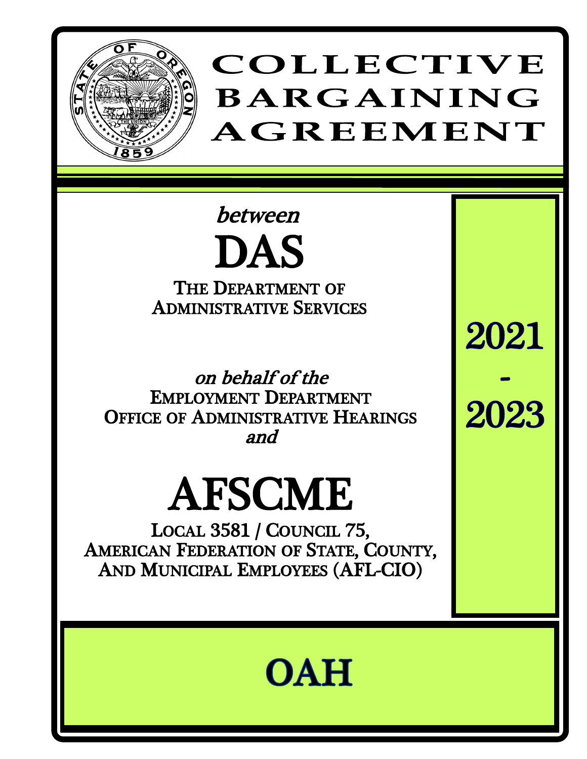# COLLECTIVE BARGAINING AGREEMENT

*between*

# DAS

THE DEPARTMENT OF ADMINISTRATIVE SERVICES

*on behalf of the*

EMPLOYMENT DEPARTMENT
OFFICE OF ADMINISTRATIVE HEARINGS
*and*

# AFSCME

LOCAL 3581 / COUNCIL 75,
AMERICAN FEDERATION OF STATE, COUNTY,
AND MUNICIPAL EMPLOYEES (AFL-CIO)

## 2021 - 2023

## OAH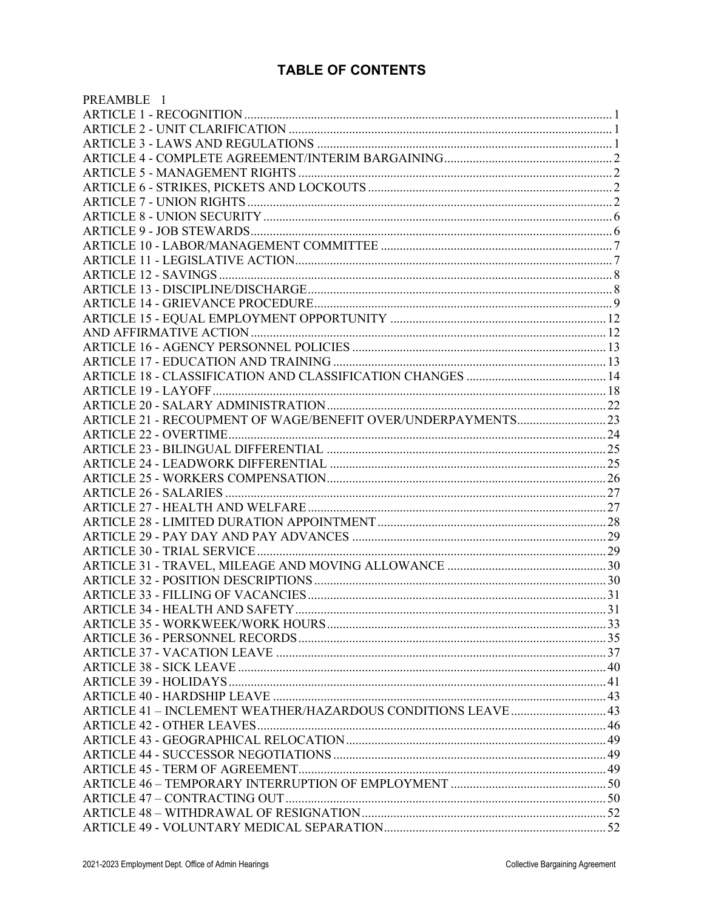# TABLE OF CONTENTS

| | |
|---|---|
| PREAMBLE | 1 |
| ARTICLE 1 - RECOGNITION | 1 |
| ARTICLE 2 - UNIT CLARIFICATION | 1 |
| ARTICLE 3 - LAWS AND REGULATIONS | 1 |
| ARTICLE 4 - COMPLETE AGREEMENT/INTERIM BARGAINING | 2 |
| ARTICLE 5 - MANAGEMENT RIGHTS | 2 |
| ARTICLE 6 - STRIKES, PICKETS AND LOCKOUTS | 2 |
| ARTICLE 7 - UNION RIGHTS | 2 |
| ARTICLE 8 - UNION SECURITY | 6 |
| ARTICLE 9 - JOB STEWARDS | 6 |
| ARTICLE 10 - LABOR/MANAGEMENT COMMITTEE | 7 |
| ARTICLE 11 - LEGISLATIVE ACTION | 7 |
| ARTICLE 12 - SAVINGS | 8 |
| ARTICLE 13 - DISCIPLINE/DISCHARGE | 8 |
| ARTICLE 14 - GRIEVANCE PROCEDURE | 9 |
| ARTICLE 15 - EQUAL EMPLOYMENT OPPORTUNITY | 12 |
| AND AFFIRMATIVE ACTION | 12 |
| ARTICLE 16 - AGENCY PERSONNEL POLICIES | 13 |
| ARTICLE 17 - EDUCATION AND TRAINING | 13 |
| ARTICLE 18 - CLASSIFICATION AND CLASSIFICATION CHANGES | 14 |
| ARTICLE 19 - LAYOFF | 18 |
| ARTICLE 20 - SALARY ADMINISTRATION | 22 |
| ARTICLE 21 - RECOUPMENT OF WAGE/BENEFIT OVER/UNDERPAYMENTS | 23 |
| ARTICLE 22 - OVERTIME | 24 |
| ARTICLE 23 - BILINGUAL DIFFERENTIAL | 25 |
| ARTICLE 24 - LEADWORK DIFFERENTIAL | 25 |
| ARTICLE 25 - WORKERS COMPENSATION | 26 |
| ARTICLE 26 - SALARIES | 27 |
| ARTICLE 27 - HEALTH AND WELFARE | 27 |
| ARTICLE 28 - LIMITED DURATION APPOINTMENT | 28 |
| ARTICLE 29 - PAY DAY AND PAY ADVANCES | 29 |
| ARTICLE 30 - TRIAL SERVICE | 29 |
| ARTICLE 31 - TRAVEL, MILEAGE AND MOVING ALLOWANCE | 30 |
| ARTICLE 32 - POSITION DESCRIPTIONS | 30 |
| ARTICLE 33 - FILLING OF VACANCIES | 31 |
| ARTICLE 34 - HEALTH AND SAFETY | 31 |
| ARTICLE 35 - WORKWEEK/WORK HOURS | 33 |
| ARTICLE 36 - PERSONNEL RECORDS | 35 |
| ARTICLE 37 - VACATION LEAVE | 37 |
| ARTICLE 38 - SICK LEAVE | 40 |
| ARTICLE 39 - HOLIDAYS | 41 |
| ARTICLE 40 - HARDSHIP LEAVE | 43 |
| ARTICLE 41 – INCLEMENT WEATHER/HAZARDOUS CONDITIONS LEAVE | 43 |
| ARTICLE 42 - OTHER LEAVES | 46 |
| ARTICLE 43 - GEOGRAPHICAL RELOCATION | 49 |
| ARTICLE 44 - SUCCESSOR NEGOTIATIONS | 49 |
| ARTICLE 45 - TERM OF AGREEMENT | 49 |
| ARTICLE 46 – TEMPORARY INTERRUPTION OF EMPLOYMENT | 50 |
| ARTICLE 47 – CONTRACTING OUT | 50 |
| ARTICLE 48 – WITHDRAWAL OF RESIGNATION | 52 |
| ARTICLE 49 - VOLUNTARY MEDICAL SEPARATION | 52 |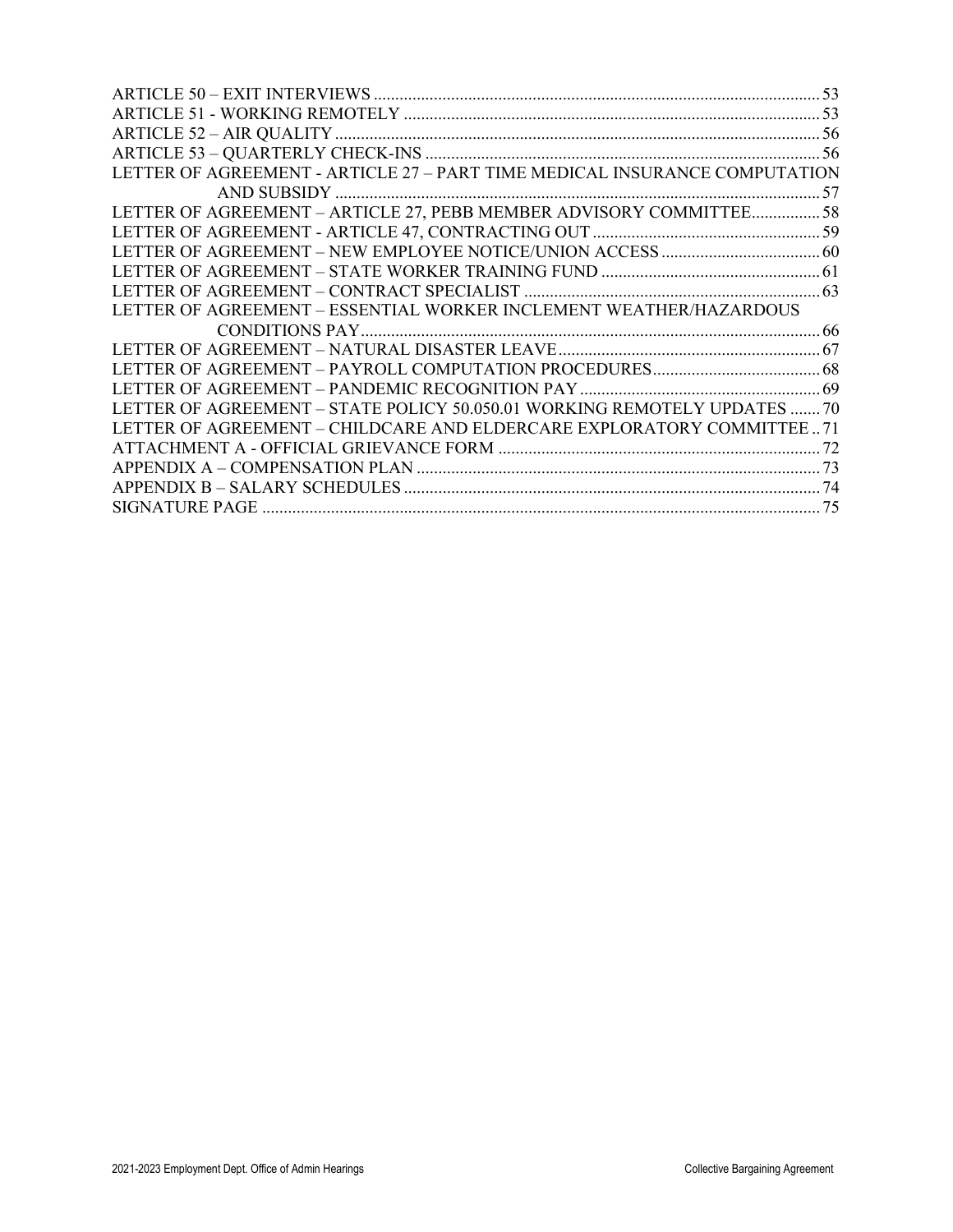ARTICLE 50 – EXIT INTERVIEWS ........................................................................................................ 53
ARTICLE 51 - WORKING REMOTELY ................................................................................................ 53
ARTICLE 52 – AIR QUALITY ................................................................................................................ 56
ARTICLE 53 – QUARTERLY CHECK-INS ........................................................................................... 56
LETTER OF AGREEMENT - ARTICLE 27 – PART TIME MEDICAL INSURANCE COMPUTATION AND SUBSIDY ................................................................................................................ 57
LETTER OF AGREEMENT – ARTICLE 27, PEBB MEMBER ADVISORY COMMITTEE................ 58
LETTER OF AGREEMENT - ARTICLE 47, CONTRACTING OUT ..................................................... 59
LETTER OF AGREEMENT – NEW EMPLOYEE NOTICE/UNION ACCESS ..................................... 60
LETTER OF AGREEMENT – STATE WORKER TRAINING FUND ................................................... 61
LETTER OF AGREEMENT – CONTRACT SPECIALIST ..................................................................... 63
LETTER OF AGREEMENT – ESSENTIAL WORKER INCLEMENT WEATHER/HAZARDOUS CONDITIONS PAY.......................................................................................................... 66
LETTER OF AGREEMENT – NATURAL DISASTER LEAVE............................................................. 67
LETTER OF AGREEMENT – PAYROLL COMPUTATION PROCEDURES....................................... 68
LETTER OF AGREEMENT – PANDEMIC RECOGNITION PAY ........................................................ 69
LETTER OF AGREEMENT – STATE POLICY 50.050.01 WORKING REMOTELY UPDATES ....... 70
LETTER OF AGREEMENT – CHILDCARE AND ELDERCARE EXPLORATORY COMMITTEE .. 71
ATTACHMENT A - OFFICIAL GRIEVANCE FORM ........................................................................... 72
APPENDIX A – COMPENSATION PLAN .............................................................................................. 73
APPENDIX B – SALARY SCHEDULES ................................................................................................. 74
SIGNATURE PAGE .................................................................................................................................. 75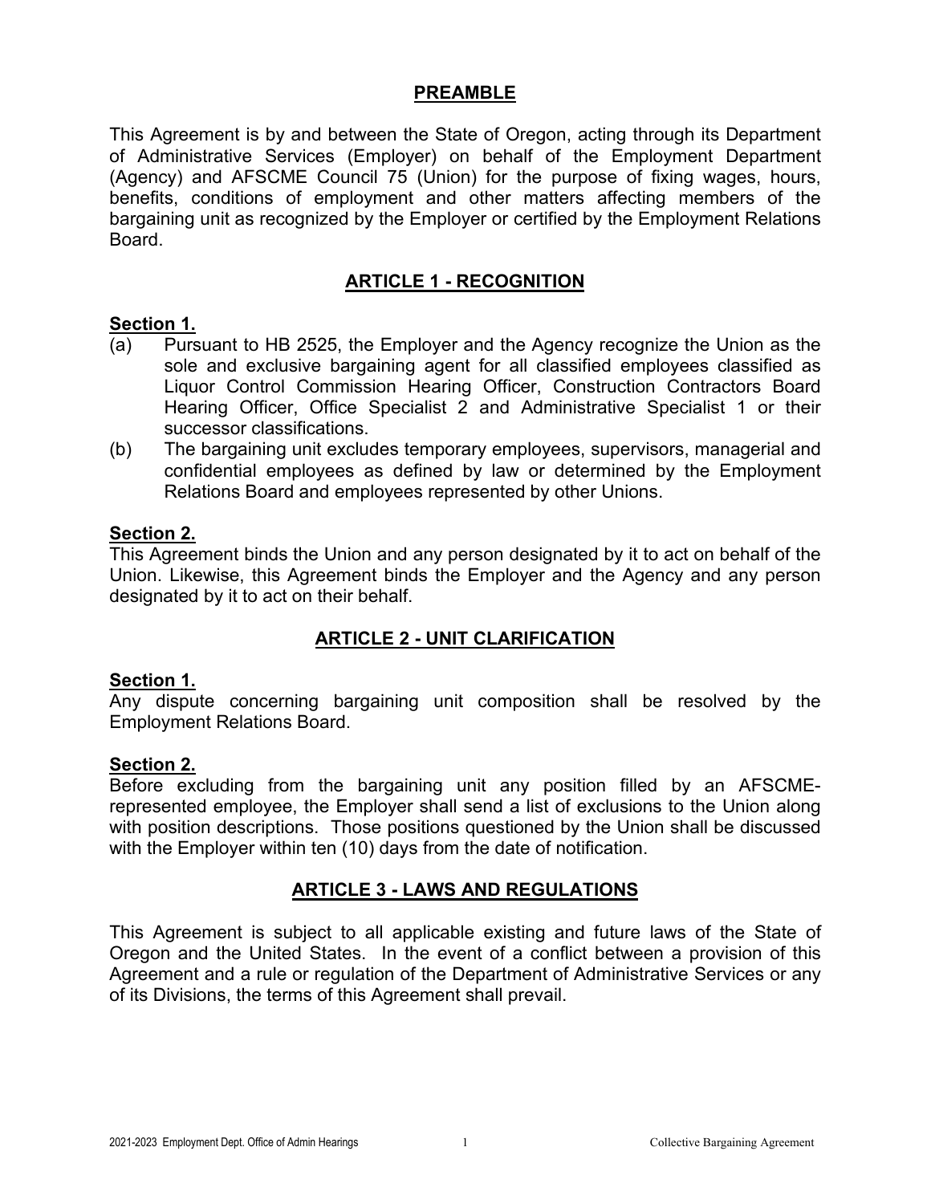## PREAMBLE

This Agreement is by and between the State of Oregon, acting through its Department of Administrative Services (Employer) on behalf of the Employment Department (Agency) and AFSCME Council 75 (Union) for the purpose of fixing wages, hours, benefits, conditions of employment and other matters affecting members of the bargaining unit as recognized by the Employer or certified by the Employment Relations Board.

## ARTICLE 1 - RECOGNITION

### Section 1.

(a) Pursuant to HB 2525, the Employer and the Agency recognize the Union as the sole and exclusive bargaining agent for all classified employees classified as Liquor Control Commission Hearing Officer, Construction Contractors Board Hearing Officer, Office Specialist 2 and Administrative Specialist 1 or their successor classifications.

(b) The bargaining unit excludes temporary employees, supervisors, managerial and confidential employees as defined by law or determined by the Employment Relations Board and employees represented by other Unions.

### Section 2.

This Agreement binds the Union and any person designated by it to act on behalf of the Union. Likewise, this Agreement binds the Employer and the Agency and any person designated by it to act on their behalf.

## ARTICLE 2 - UNIT CLARIFICATION

### Section 1.

Any dispute concerning bargaining unit composition shall be resolved by the Employment Relations Board.

### Section 2.

Before excluding from the bargaining unit any position filled by an AFSCME-represented employee, the Employer shall send a list of exclusions to the Union along with position descriptions. Those positions questioned by the Union shall be discussed with the Employer within ten (10) days from the date of notification.

## ARTICLE 3 - LAWS AND REGULATIONS

This Agreement is subject to all applicable existing and future laws of the State of Oregon and the United States. In the event of a conflict between a provision of this Agreement and a rule or regulation of the Department of Administrative Services or any of its Divisions, the terms of this Agreement shall prevail.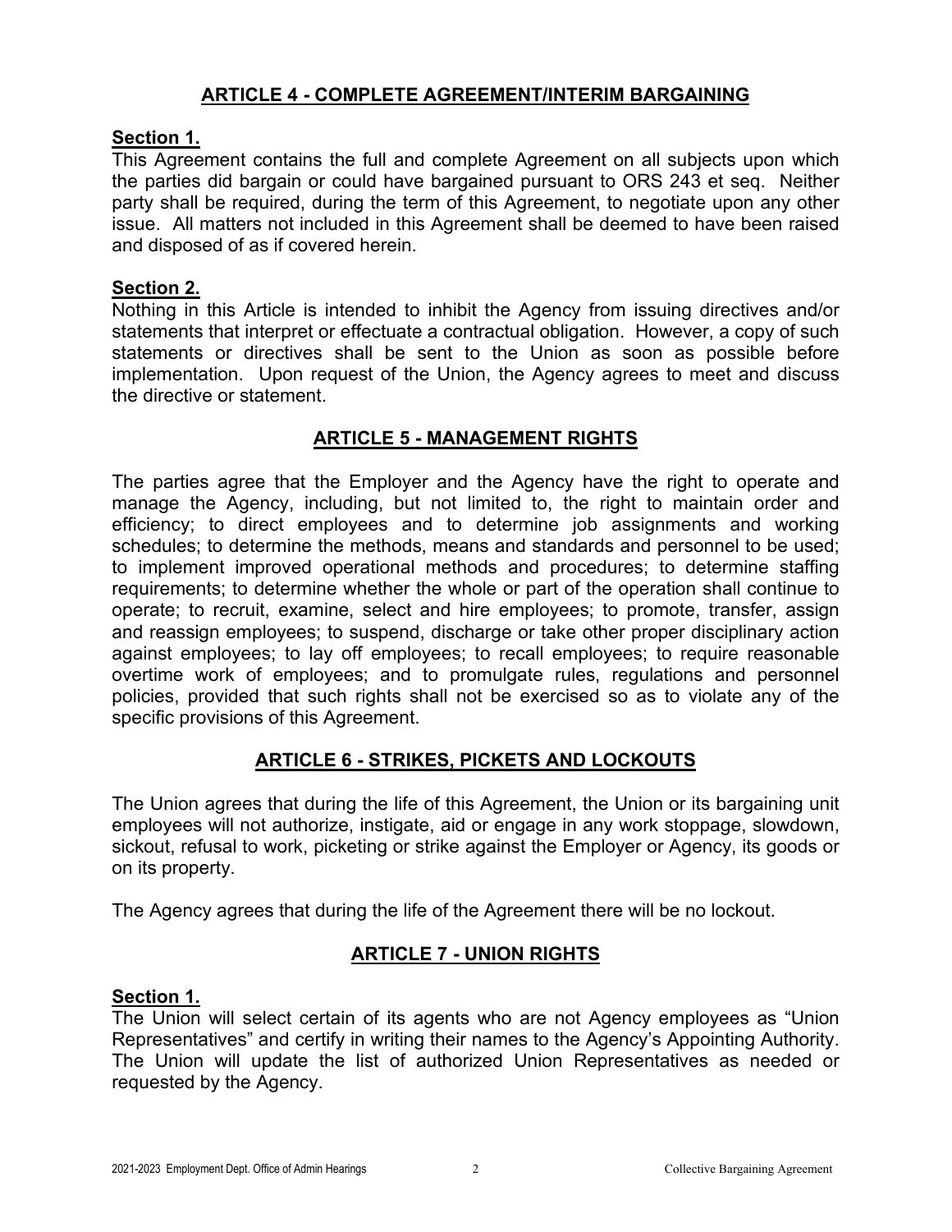## ARTICLE 4 - COMPLETE AGREEMENT/INTERIM BARGAINING

**Section 1.**
This Agreement contains the full and complete Agreement on all subjects upon which the parties did bargain or could have bargained pursuant to ORS 243 et seq. Neither party shall be required, during the term of this Agreement, to negotiate upon any other issue. All matters not included in this Agreement shall be deemed to have been raised and disposed of as if covered herein.

**Section 2.**
Nothing in this Article is intended to inhibit the Agency from issuing directives and/or statements that interpret or effectuate a contractual obligation. However, a copy of such statements or directives shall be sent to the Union as soon as possible before implementation. Upon request of the Union, the Agency agrees to meet and discuss the directive or statement.

## ARTICLE 5 - MANAGEMENT RIGHTS

The parties agree that the Employer and the Agency have the right to operate and manage the Agency, including, but not limited to, the right to maintain order and efficiency; to direct employees and to determine job assignments and working schedules; to determine the methods, means and standards and personnel to be used; to implement improved operational methods and procedures; to determine staffing requirements; to determine whether the whole or part of the operation shall continue to operate; to recruit, examine, select and hire employees; to promote, transfer, assign and reassign employees; to suspend, discharge or take other proper disciplinary action against employees; to lay off employees; to recall employees; to require reasonable overtime work of employees; and to promulgate rules, regulations and personnel policies, provided that such rights shall not be exercised so as to violate any of the specific provisions of this Agreement.

## ARTICLE 6 - STRIKES, PICKETS AND LOCKOUTS

The Union agrees that during the life of this Agreement, the Union or its bargaining unit employees will not authorize, instigate, aid or engage in any work stoppage, slowdown, sickout, refusal to work, picketing or strike against the Employer or Agency, its goods or on its property.

The Agency agrees that during the life of the Agreement there will be no lockout.

## ARTICLE 7 - UNION RIGHTS

**Section 1.**
The Union will select certain of its agents who are not Agency employees as "Union Representatives" and certify in writing their names to the Agency's Appointing Authority. The Union will update the list of authorized Union Representatives as needed or requested by the Agency.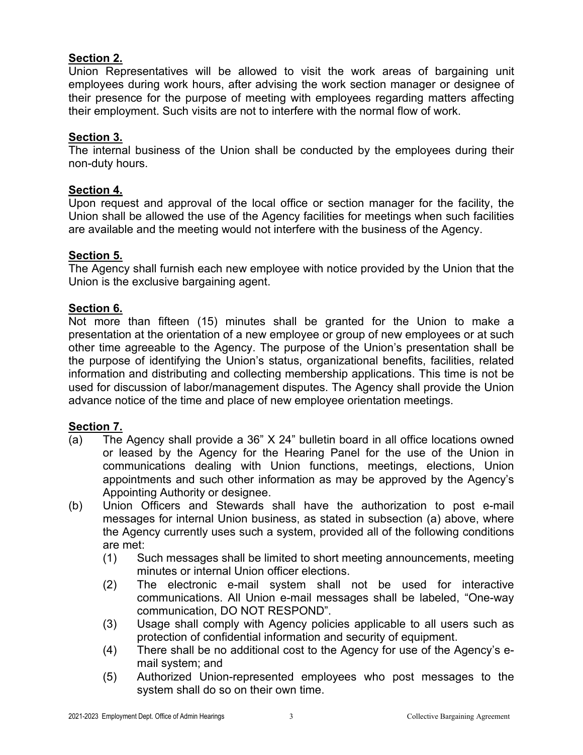**Section 2.**
Union Representatives will be allowed to visit the work areas of bargaining unit employees during work hours, after advising the work section manager or designee of their presence for the purpose of meeting with employees regarding matters affecting their employment. Such visits are not to interfere with the normal flow of work.

**Section 3.**
The internal business of the Union shall be conducted by the employees during their non-duty hours.

**Section 4.**
Upon request and approval of the local office or section manager for the facility, the Union shall be allowed the use of the Agency facilities for meetings when such facilities are available and the meeting would not interfere with the business of the Agency.

**Section 5.**
The Agency shall furnish each new employee with notice provided by the Union that the Union is the exclusive bargaining agent.

**Section 6.**
Not more than fifteen (15) minutes shall be granted for the Union to make a presentation at the orientation of a new employee or group of new employees or at such other time agreeable to the Agency. The purpose of the Union's presentation shall be the purpose of identifying the Union's status, organizational benefits, facilities, related information and distributing and collecting membership applications. This time is not be used for discussion of labor/management disputes. The Agency shall provide the Union advance notice of the time and place of new employee orientation meetings.

**Section 7.**

(a) The Agency shall provide a 36" X 24" bulletin board in all office locations owned or leased by the Agency for the Hearing Panel for the use of the Union in communications dealing with Union functions, meetings, elections, Union appointments and such other information as may be approved by the Agency's Appointing Authority or designee.

(b) Union Officers and Stewards shall have the authorization to post e-mail messages for internal Union business, as stated in subsection (a) above, where the Agency currently uses such a system, provided all of the following conditions are met:

   (1) Such messages shall be limited to short meeting announcements, meeting minutes or internal Union officer elections.

   (2) The electronic e-mail system shall not be used for interactive communications. All Union e-mail messages shall be labeled, "One-way communication, DO NOT RESPOND".

   (3) Usage shall comply with Agency policies applicable to all users such as protection of confidential information and security of equipment.

   (4) There shall be no additional cost to the Agency for use of the Agency's e-mail system; and

   (5) Authorized Union-represented employees who post messages to the system shall do so on their own time.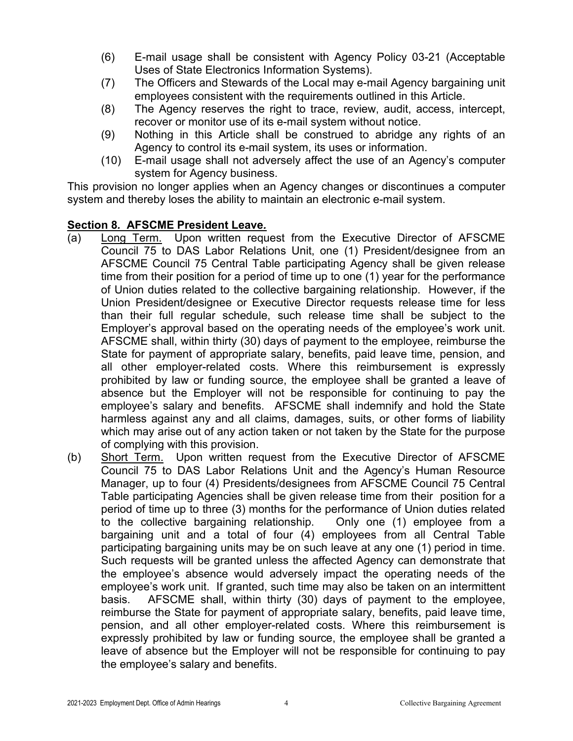(6) E-mail usage shall be consistent with Agency Policy 03-21 (Acceptable Uses of State Electronics Information Systems).

(7) The Officers and Stewards of the Local may e-mail Agency bargaining unit employees consistent with the requirements outlined in this Article.

(8) The Agency reserves the right to trace, review, audit, access, intercept, recover or monitor use of its e-mail system without notice.

(9) Nothing in this Article shall be construed to abridge any rights of an Agency to control its e-mail system, its uses or information.

(10) E-mail usage shall not adversely affect the use of an Agency's computer system for Agency business.

This provision no longer applies when an Agency changes or discontinues a computer system and thereby loses the ability to maintain an electronic e-mail system.

**Section 8. AFSCME President Leave.**

(a) Long Term. Upon written request from the Executive Director of AFSCME Council 75 to DAS Labor Relations Unit, one (1) President/designee from an AFSCME Council 75 Central Table participating Agency shall be given release time from their position for a period of time up to one (1) year for the performance of Union duties related to the collective bargaining relationship. However, if the Union President/designee or Executive Director requests release time for less than their full regular schedule, such release time shall be subject to the Employer's approval based on the operating needs of the employee's work unit. AFSCME shall, within thirty (30) days of payment to the employee, reimburse the State for payment of appropriate salary, benefits, paid leave time, pension, and all other employer-related costs. Where this reimbursement is expressly prohibited by law or funding source, the employee shall be granted a leave of absence but the Employer will not be responsible for continuing to pay the employee's salary and benefits. AFSCME shall indemnify and hold the State harmless against any and all claims, damages, suits, or other forms of liability which may arise out of any action taken or not taken by the State for the purpose of complying with this provision.

(b) Short Term. Upon written request from the Executive Director of AFSCME Council 75 to DAS Labor Relations Unit and the Agency's Human Resource Manager, up to four (4) Presidents/designees from AFSCME Council 75 Central Table participating Agencies shall be given release time from their position for a period of time up to three (3) months for the performance of Union duties related to the collective bargaining relationship. Only one (1) employee from a bargaining unit and a total of four (4) employees from all Central Table participating bargaining units may be on such leave at any one (1) period in time. Such requests will be granted unless the affected Agency can demonstrate that the employee's absence would adversely impact the operating needs of the employee's work unit. If granted, such time may also be taken on an intermittent basis. AFSCME shall, within thirty (30) days of payment to the employee, reimburse the State for payment of appropriate salary, benefits, paid leave time, pension, and all other employer-related costs. Where this reimbursement is expressly prohibited by law or funding source, the employee shall be granted a leave of absence but the Employer will not be responsible for continuing to pay the employee's salary and benefits.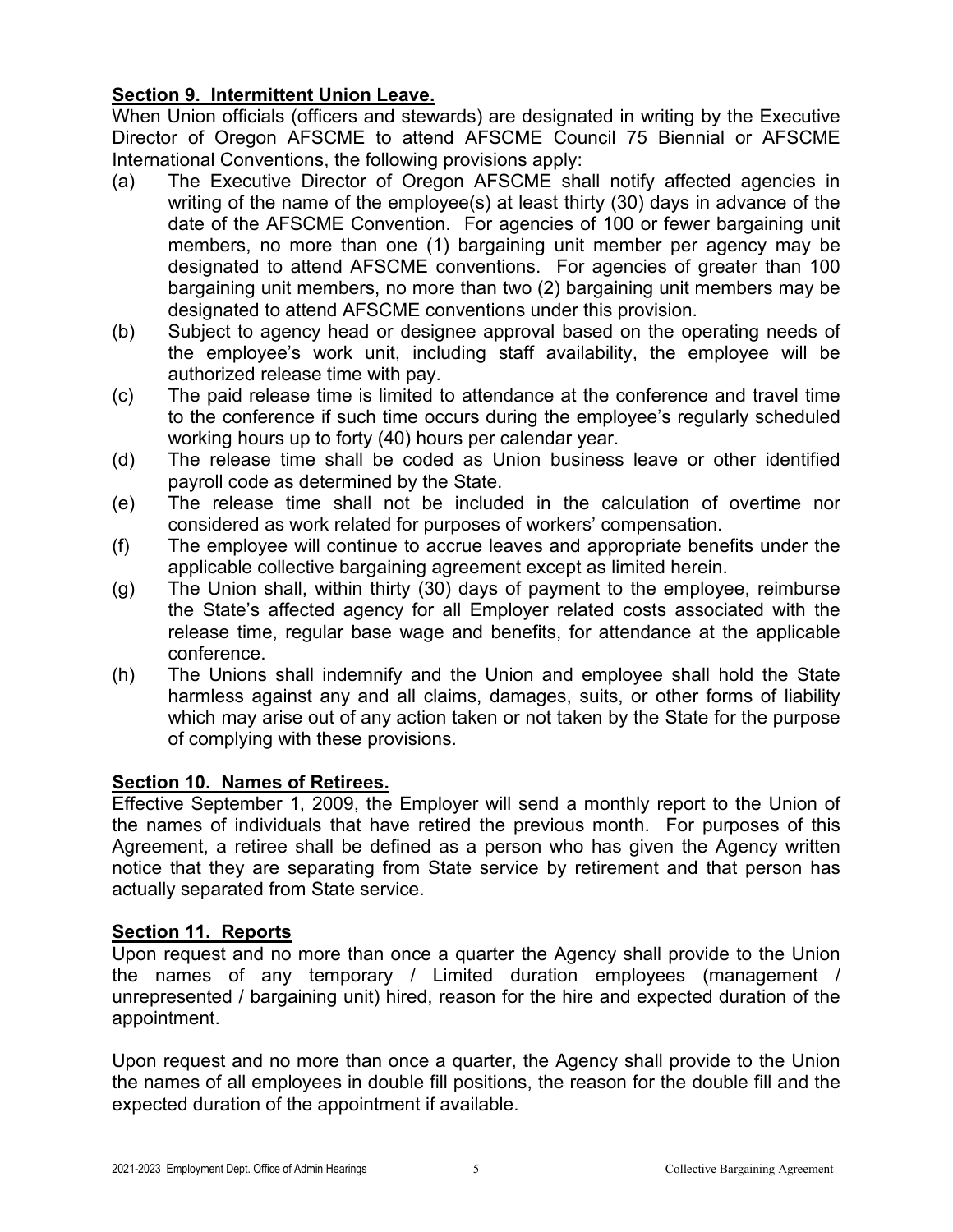**Section 9. Intermittent Union Leave.**

When Union officials (officers and stewards) are designated in writing by the Executive Director of Oregon AFSCME to attend AFSCME Council 75 Biennial or AFSCME International Conventions, the following provisions apply:

(a) The Executive Director of Oregon AFSCME shall notify affected agencies in writing of the name of the employee(s) at least thirty (30) days in advance of the date of the AFSCME Convention. For agencies of 100 or fewer bargaining unit members, no more than one (1) bargaining unit member per agency may be designated to attend AFSCME conventions. For agencies of greater than 100 bargaining unit members, no more than two (2) bargaining unit members may be designated to attend AFSCME conventions under this provision.

(b) Subject to agency head or designee approval based on the operating needs of the employee's work unit, including staff availability, the employee will be authorized release time with pay.

(c) The paid release time is limited to attendance at the conference and travel time to the conference if such time occurs during the employee's regularly scheduled working hours up to forty (40) hours per calendar year.

(d) The release time shall be coded as Union business leave or other identified payroll code as determined by the State.

(e) The release time shall not be included in the calculation of overtime nor considered as work related for purposes of workers' compensation.

(f) The employee will continue to accrue leaves and appropriate benefits under the applicable collective bargaining agreement except as limited herein.

(g) The Union shall, within thirty (30) days of payment to the employee, reimburse the State's affected agency for all Employer related costs associated with the release time, regular base wage and benefits, for attendance at the applicable conference.

(h) The Unions shall indemnify and the Union and employee shall hold the State harmless against any and all claims, damages, suits, or other forms of liability which may arise out of any action taken or not taken by the State for the purpose of complying with these provisions.

**Section 10. Names of Retirees.**

Effective September 1, 2009, the Employer will send a monthly report to the Union of the names of individuals that have retired the previous month. For purposes of this Agreement, a retiree shall be defined as a person who has given the Agency written notice that they are separating from State service by retirement and that person has actually separated from State service.

**Section 11. Reports**

Upon request and no more than once a quarter the Agency shall provide to the Union the names of any temporary / Limited duration employees (management / unrepresented / bargaining unit) hired, reason for the hire and expected duration of the appointment.

Upon request and no more than once a quarter, the Agency shall provide to the Union the names of all employees in double fill positions, the reason for the double fill and the expected duration of the appointment if available.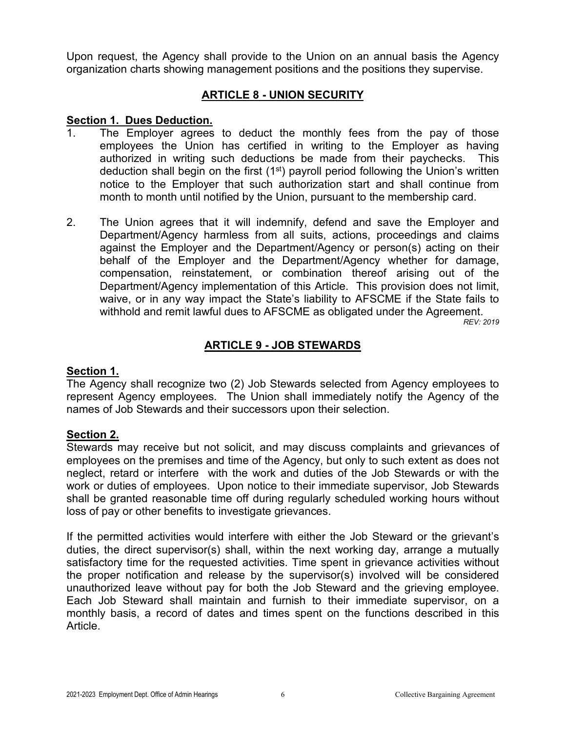Upon request, the Agency shall provide to the Union on an annual basis the Agency organization charts showing management positions and the positions they supervise.

## ARTICLE 8 - UNION SECURITY

**Section 1. Dues Deduction.**

1. The Employer agrees to deduct the monthly fees from the pay of those employees the Union has certified in writing to the Employer as having authorized in writing such deductions be made from their paychecks. This deduction shall begin on the first (1st) payroll period following the Union's written notice to the Employer that such authorization start and shall continue from month to month until notified by the Union, pursuant to the membership card.

2. The Union agrees that it will indemnify, defend and save the Employer and Department/Agency harmless from all suits, actions, proceedings and claims against the Employer and the Department/Agency or person(s) acting on their behalf of the Employer and the Department/Agency whether for damage, compensation, reinstatement, or combination thereof arising out of the Department/Agency implementation of this Article. This provision does not limit, waive, or in any way impact the State's liability to AFSCME if the State fails to withhold and remit lawful dues to AFSCME as obligated under the Agreement.

*REV: 2019*

## ARTICLE 9 - JOB STEWARDS

**Section 1.**

The Agency shall recognize two (2) Job Stewards selected from Agency employees to represent Agency employees. The Union shall immediately notify the Agency of the names of Job Stewards and their successors upon their selection.

**Section 2.**

Stewards may receive but not solicit, and may discuss complaints and grievances of employees on the premises and time of the Agency, but only to such extent as does not neglect, retard or interfere with the work and duties of the Job Stewards or with the work or duties of employees. Upon notice to their immediate supervisor, Job Stewards shall be granted reasonable time off during regularly scheduled working hours without loss of pay or other benefits to investigate grievances.

If the permitted activities would interfere with either the Job Steward or the grievant's duties, the direct supervisor(s) shall, within the next working day, arrange a mutually satisfactory time for the requested activities. Time spent in grievance activities without the proper notification and release by the supervisor(s) involved will be considered unauthorized leave without pay for both the Job Steward and the grieving employee. Each Job Steward shall maintain and furnish to their immediate supervisor, on a monthly basis, a record of dates and times spent on the functions described in this Article.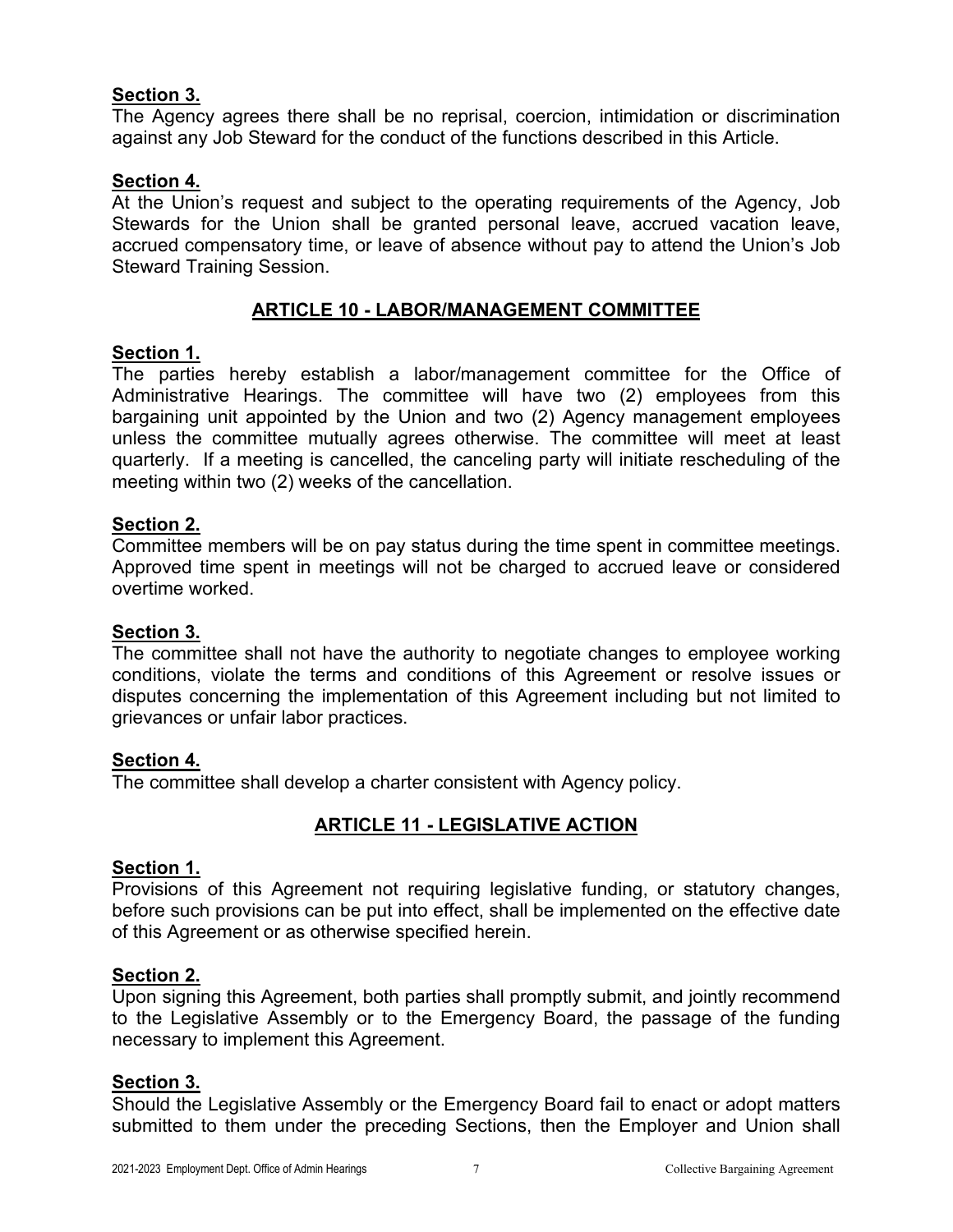**Section 3.**
The Agency agrees there shall be no reprisal, coercion, intimidation or discrimination against any Job Steward for the conduct of the functions described in this Article.

**Section 4.**
At the Union's request and subject to the operating requirements of the Agency, Job Stewards for the Union shall be granted personal leave, accrued vacation leave, accrued compensatory time, or leave of absence without pay to attend the Union's Job Steward Training Session.

## ARTICLE 10 - LABOR/MANAGEMENT COMMITTEE

**Section 1.**
The parties hereby establish a labor/management committee for the Office of Administrative Hearings. The committee will have two (2) employees from this bargaining unit appointed by the Union and two (2) Agency management employees unless the committee mutually agrees otherwise. The committee will meet at least quarterly. If a meeting is cancelled, the canceling party will initiate rescheduling of the meeting within two (2) weeks of the cancellation.

**Section 2.**
Committee members will be on pay status during the time spent in committee meetings. Approved time spent in meetings will not be charged to accrued leave or considered overtime worked.

**Section 3.**
The committee shall not have the authority to negotiate changes to employee working conditions, violate the terms and conditions of this Agreement or resolve issues or disputes concerning the implementation of this Agreement including but not limited to grievances or unfair labor practices.

**Section 4.**
The committee shall develop a charter consistent with Agency policy.

## ARTICLE 11 - LEGISLATIVE ACTION

**Section 1.**
Provisions of this Agreement not requiring legislative funding, or statutory changes, before such provisions can be put into effect, shall be implemented on the effective date of this Agreement or as otherwise specified herein.

**Section 2.**
Upon signing this Agreement, both parties shall promptly submit, and jointly recommend to the Legislative Assembly or to the Emergency Board, the passage of the funding necessary to implement this Agreement.

**Section 3.**
Should the Legislative Assembly or the Emergency Board fail to enact or adopt matters submitted to them under the preceding Sections, then the Employer and Union shall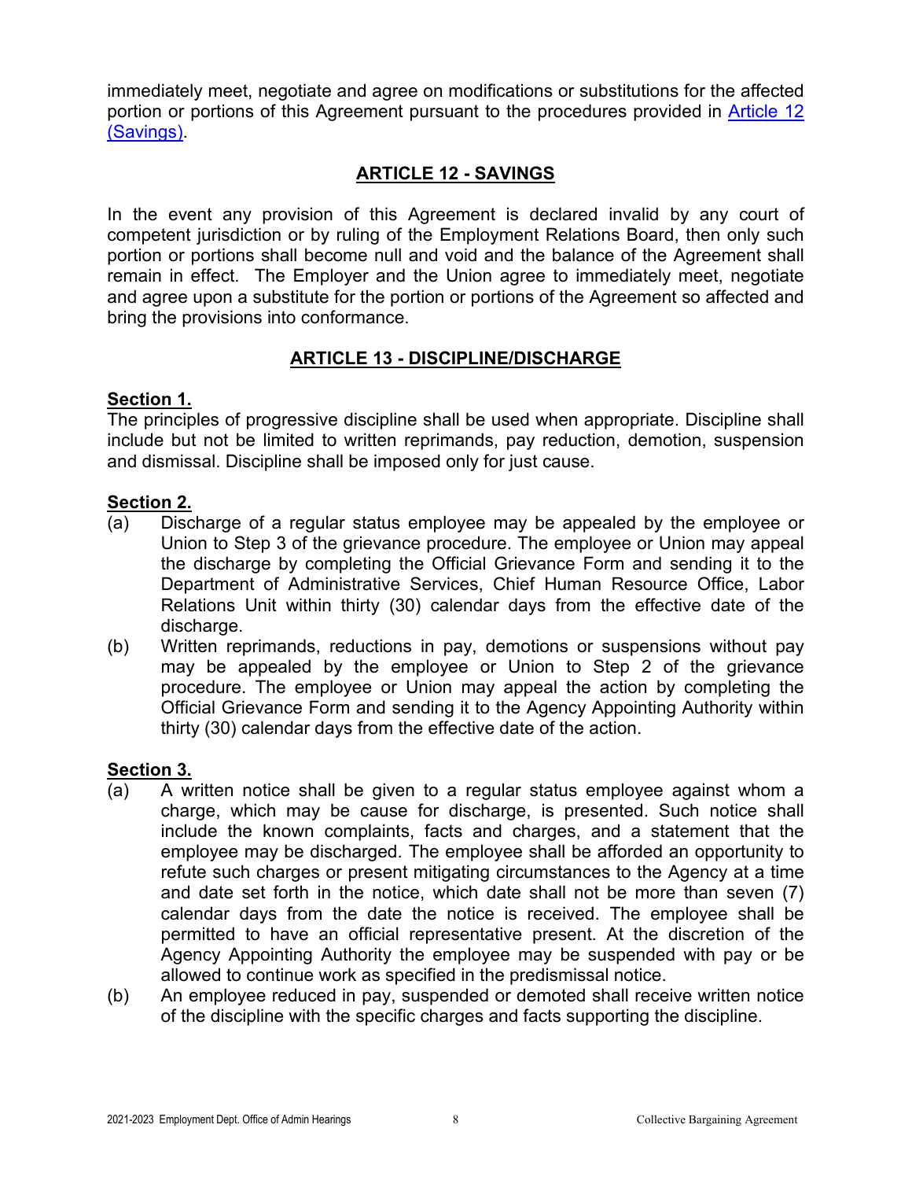immediately meet, negotiate and agree on modifications or substitutions for the affected portion or portions of this Agreement pursuant to the procedures provided in Article 12 (Savings).

## ARTICLE 12 - SAVINGS

In the event any provision of this Agreement is declared invalid by any court of competent jurisdiction or by ruling of the Employment Relations Board, then only such portion or portions shall become null and void and the balance of the Agreement shall remain in effect. The Employer and the Union agree to immediately meet, negotiate and agree upon a substitute for the portion or portions of the Agreement so affected and bring the provisions into conformance.

## ARTICLE 13 - DISCIPLINE/DISCHARGE

### Section 1.

The principles of progressive discipline shall be used when appropriate. Discipline shall include but not be limited to written reprimands, pay reduction, demotion, suspension and dismissal. Discipline shall be imposed only for just cause.

### Section 2.

(a) Discharge of a regular status employee may be appealed by the employee or Union to Step 3 of the grievance procedure. The employee or Union may appeal the discharge by completing the Official Grievance Form and sending it to the Department of Administrative Services, Chief Human Resource Office, Labor Relations Unit within thirty (30) calendar days from the effective date of the discharge.

(b) Written reprimands, reductions in pay, demotions or suspensions without pay may be appealed by the employee or Union to Step 2 of the grievance procedure. The employee or Union may appeal the action by completing the Official Grievance Form and sending it to the Agency Appointing Authority within thirty (30) calendar days from the effective date of the action.

### Section 3.

(a) A written notice shall be given to a regular status employee against whom a charge, which may be cause for discharge, is presented. Such notice shall include the known complaints, facts and charges, and a statement that the employee may be discharged. The employee shall be afforded an opportunity to refute such charges or present mitigating circumstances to the Agency at a time and date set forth in the notice, which date shall not be more than seven (7) calendar days from the date the notice is received. The employee shall be permitted to have an official representative present. At the discretion of the Agency Appointing Authority the employee may be suspended with pay or be allowed to continue work as specified in the predismissal notice.

(b) An employee reduced in pay, suspended or demoted shall receive written notice of the discipline with the specific charges and facts supporting the discipline.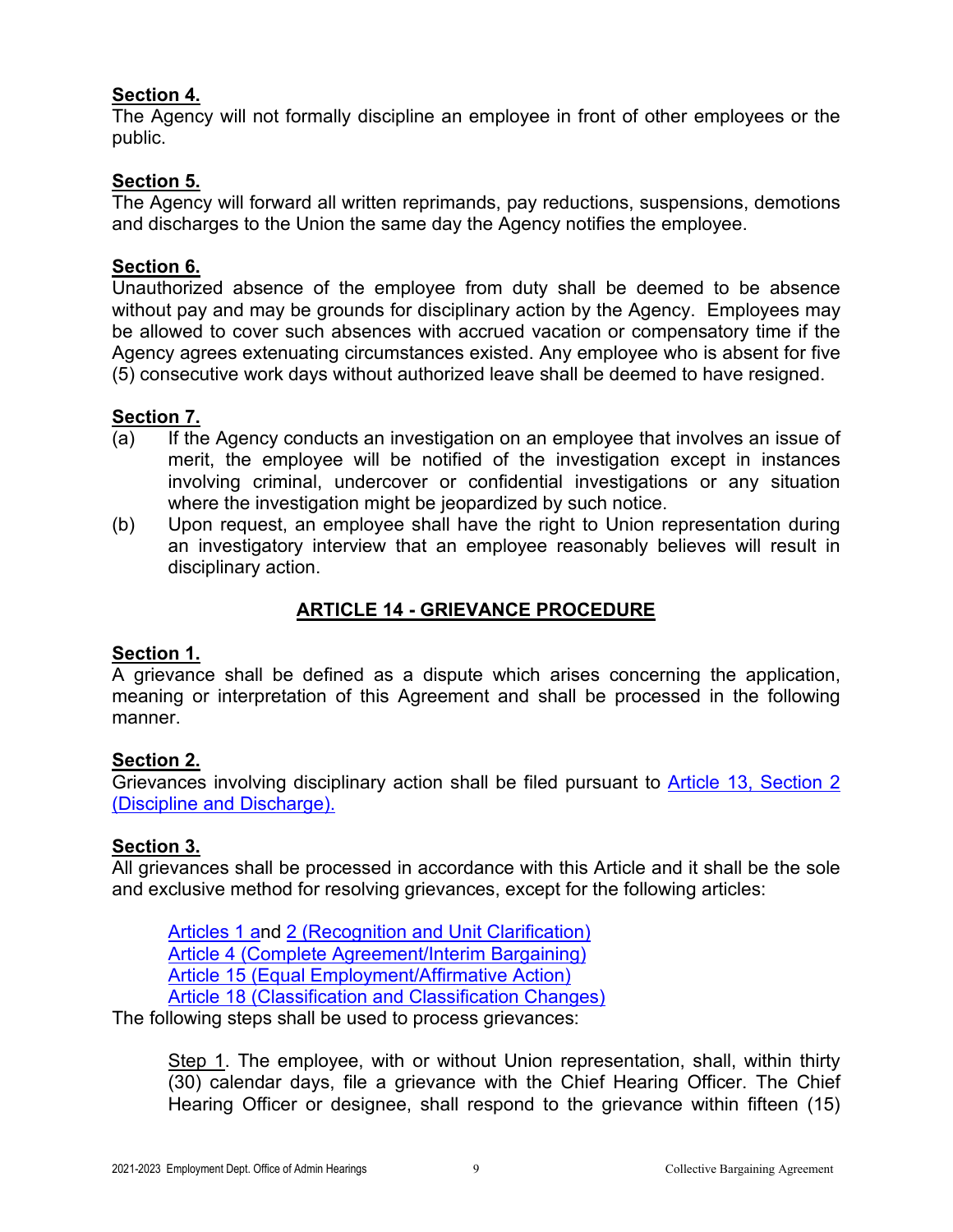**Section 4.**
The Agency will not formally discipline an employee in front of other employees or the public.

**Section 5.**
The Agency will forward all written reprimands, pay reductions, suspensions, demotions and discharges to the Union the same day the Agency notifies the employee.

**Section 6.**
Unauthorized absence of the employee from duty shall be deemed to be absence without pay and may be grounds for disciplinary action by the Agency. Employees may be allowed to cover such absences with accrued vacation or compensatory time if the Agency agrees extenuating circumstances existed. Any employee who is absent for five (5) consecutive work days without authorized leave shall be deemed to have resigned.

**Section 7.**

(a) If the Agency conducts an investigation on an employee that involves an issue of merit, the employee will be notified of the investigation except in instances involving criminal, undercover or confidential investigations or any situation where the investigation might be jeopardized by such notice.

(b) Upon request, an employee shall have the right to Union representation during an investigatory interview that an employee reasonably believes will result in disciplinary action.

## ARTICLE 14 - GRIEVANCE PROCEDURE

**Section 1.**
A grievance shall be defined as a dispute which arises concerning the application, meaning or interpretation of this Agreement and shall be processed in the following manner.

**Section 2.**
Grievances involving disciplinary action shall be filed pursuant to Article 13, Section 2 (Discipline and Discharge).

**Section 3.**
All grievances shall be processed in accordance with this Article and it shall be the sole and exclusive method for resolving grievances, except for the following articles:

Articles 1 and 2 (Recognition and Unit Clarification)
Article 4 (Complete Agreement/Interim Bargaining)
Article 15 (Equal Employment/Affirmative Action)
Article 18 (Classification and Classification Changes)

The following steps shall be used to process grievances:

Step 1. The employee, with or without Union representation, shall, within thirty (30) calendar days, file a grievance with the Chief Hearing Officer. The Chief Hearing Officer or designee, shall respond to the grievance within fifteen (15)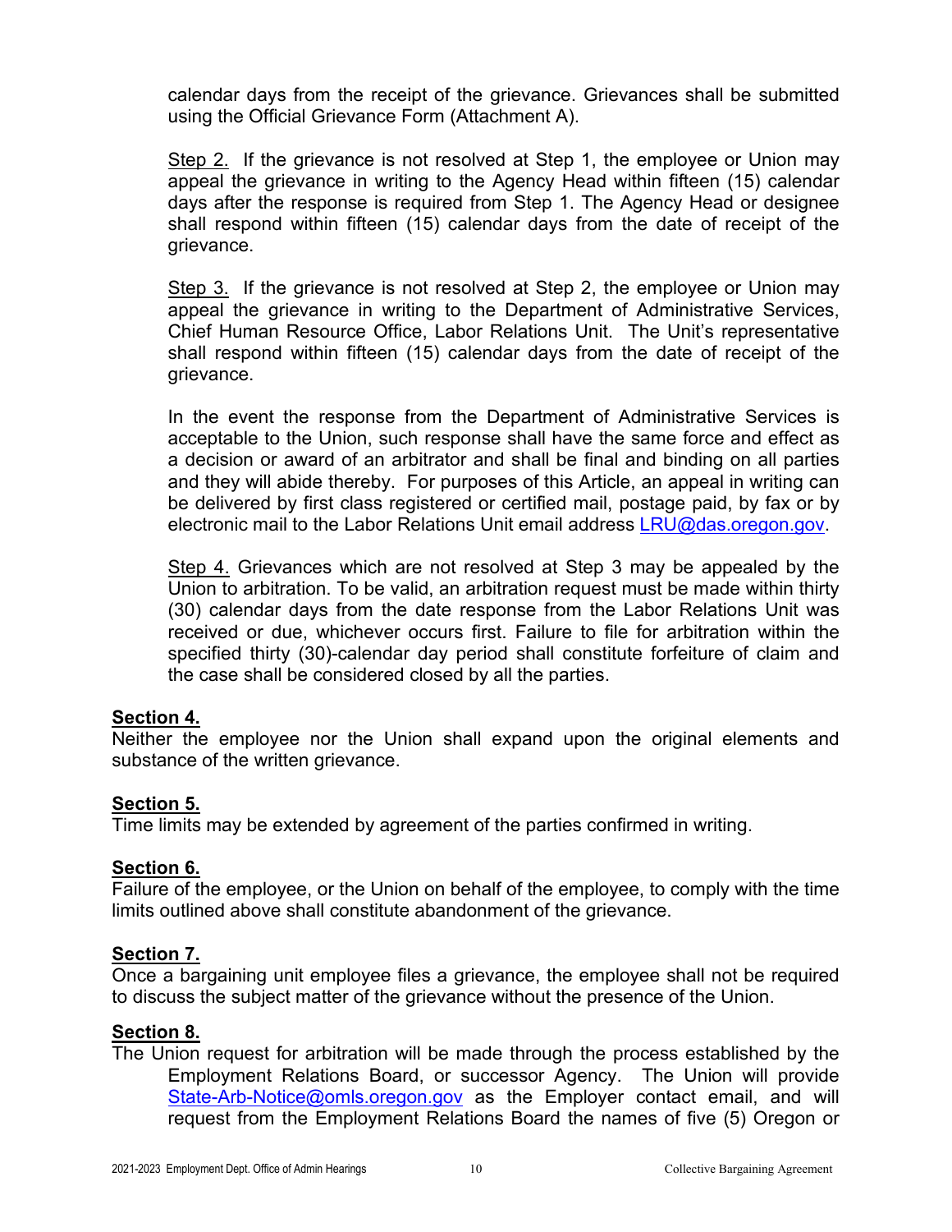calendar days from the receipt of the grievance. Grievances shall be submitted using the Official Grievance Form (Attachment A).

Step 2. If the grievance is not resolved at Step 1, the employee or Union may appeal the grievance in writing to the Agency Head within fifteen (15) calendar days after the response is required from Step 1. The Agency Head or designee shall respond within fifteen (15) calendar days from the date of receipt of the grievance.

Step 3. If the grievance is not resolved at Step 2, the employee or Union may appeal the grievance in writing to the Department of Administrative Services, Chief Human Resource Office, Labor Relations Unit. The Unit's representative shall respond within fifteen (15) calendar days from the date of receipt of the grievance.

In the event the response from the Department of Administrative Services is acceptable to the Union, such response shall have the same force and effect as a decision or award of an arbitrator and shall be final and binding on all parties and they will abide thereby. For purposes of this Article, an appeal in writing can be delivered by first class registered or certified mail, postage paid, by fax or by electronic mail to the Labor Relations Unit email address LRU@das.oregon.gov.

Step 4. Grievances which are not resolved at Step 3 may be appealed by the Union to arbitration. To be valid, an arbitration request must be made within thirty (30) calendar days from the date response from the Labor Relations Unit was received or due, whichever occurs first. Failure to file for arbitration within the specified thirty (30)-calendar day period shall constitute forfeiture of claim and the case shall be considered closed by all the parties.

**Section 4.**
Neither the employee nor the Union shall expand upon the original elements and substance of the written grievance.

**Section 5.**
Time limits may be extended by agreement of the parties confirmed in writing.

**Section 6.**
Failure of the employee, or the Union on behalf of the employee, to comply with the time limits outlined above shall constitute abandonment of the grievance.

**Section 7.**
Once a bargaining unit employee files a grievance, the employee shall not be required to discuss the subject matter of the grievance without the presence of the Union.

**Section 8.**
The Union request for arbitration will be made through the process established by the Employment Relations Board, or successor Agency. The Union will provide State-Arb-Notice@omls.oregon.gov as the Employer contact email, and will request from the Employment Relations Board the names of five (5) Oregon or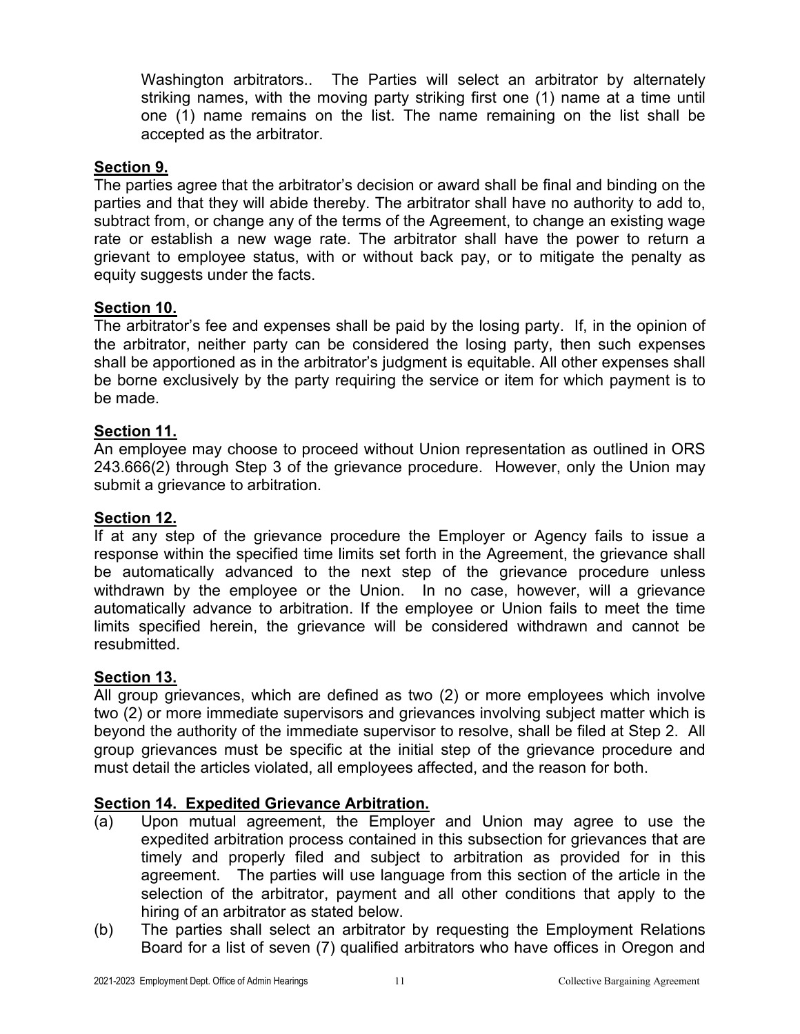Washington arbitrators.. The Parties will select an arbitrator by alternately striking names, with the moving party striking first one (1) name at a time until one (1) name remains on the list. The name remaining on the list shall be accepted as the arbitrator.

**Section 9.**

The parties agree that the arbitrator's decision or award shall be final and binding on the parties and that they will abide thereby. The arbitrator shall have no authority to add to, subtract from, or change any of the terms of the Agreement, to change an existing wage rate or establish a new wage rate. The arbitrator shall have the power to return a grievant to employee status, with or without back pay, or to mitigate the penalty as equity suggests under the facts.

**Section 10.**

The arbitrator's fee and expenses shall be paid by the losing party. If, in the opinion of the arbitrator, neither party can be considered the losing party, then such expenses shall be apportioned as in the arbitrator's judgment is equitable. All other expenses shall be borne exclusively by the party requiring the service or item for which payment is to be made.

**Section 11.**

An employee may choose to proceed without Union representation as outlined in ORS 243.666(2) through Step 3 of the grievance procedure. However, only the Union may submit a grievance to arbitration.

**Section 12.**

If at any step of the grievance procedure the Employer or Agency fails to issue a response within the specified time limits set forth in the Agreement, the grievance shall be automatically advanced to the next step of the grievance procedure unless withdrawn by the employee or the Union. In no case, however, will a grievance automatically advance to arbitration. If the employee or Union fails to meet the time limits specified herein, the grievance will be considered withdrawn and cannot be resubmitted.

**Section 13.**

All group grievances, which are defined as two (2) or more employees which involve two (2) or more immediate supervisors and grievances involving subject matter which is beyond the authority of the immediate supervisor to resolve, shall be filed at Step 2. All group grievances must be specific at the initial step of the grievance procedure and must detail the articles violated, all employees affected, and the reason for both.

**Section 14. Expedited Grievance Arbitration.**

(a) Upon mutual agreement, the Employer and Union may agree to use the expedited arbitration process contained in this subsection for grievances that are timely and properly filed and subject to arbitration as provided for in this agreement. The parties will use language from this section of the article in the selection of the arbitrator, payment and all other conditions that apply to the hiring of an arbitrator as stated below.

(b) The parties shall select an arbitrator by requesting the Employment Relations Board for a list of seven (7) qualified arbitrators who have offices in Oregon and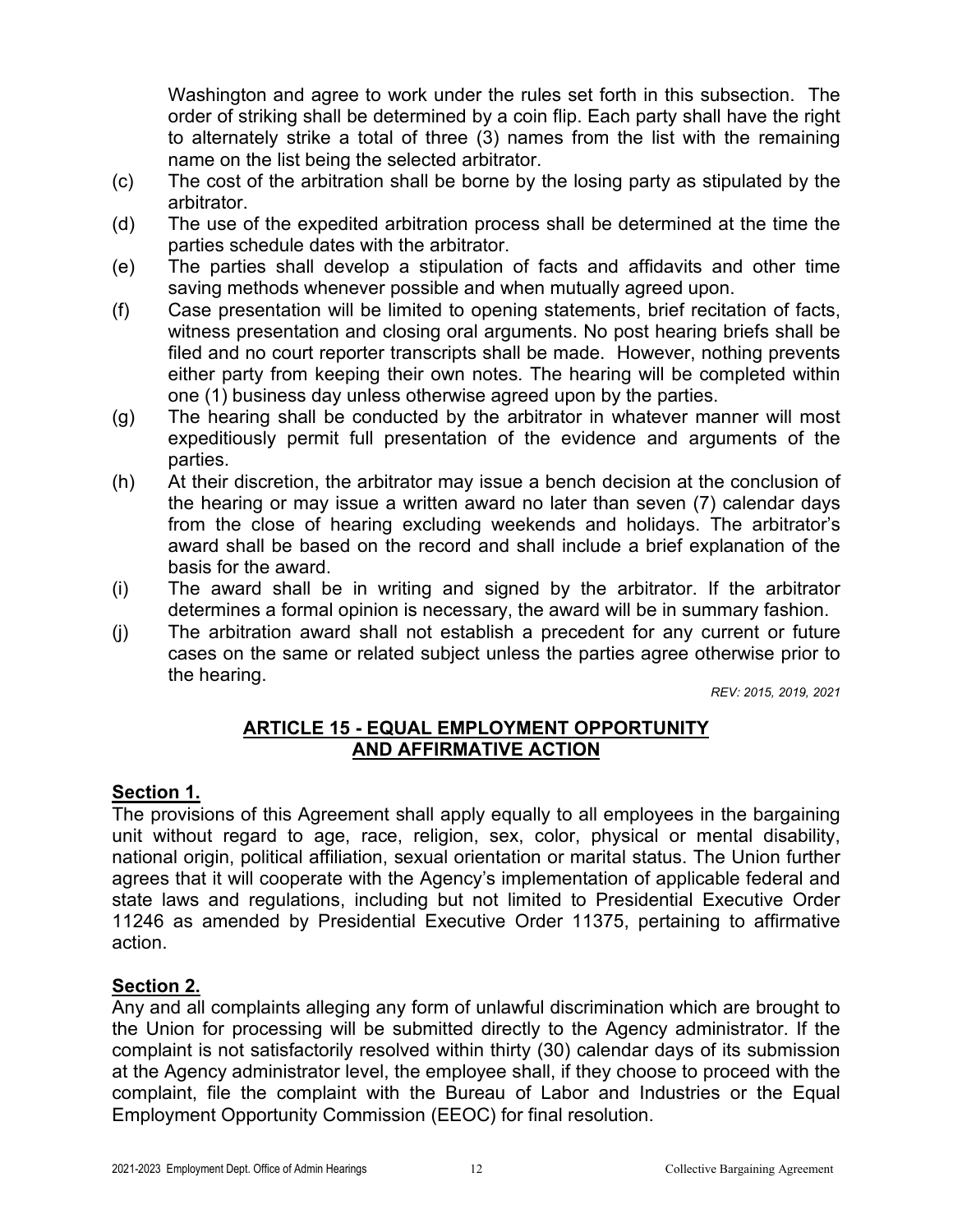Washington and agree to work under the rules set forth in this subsection. The order of striking shall be determined by a coin flip. Each party shall have the right to alternately strike a total of three (3) names from the list with the remaining name on the list being the selected arbitrator.

(c) The cost of the arbitration shall be borne by the losing party as stipulated by the arbitrator.

(d) The use of the expedited arbitration process shall be determined at the time the parties schedule dates with the arbitrator.

(e) The parties shall develop a stipulation of facts and affidavits and other time saving methods whenever possible and when mutually agreed upon.

(f) Case presentation will be limited to opening statements, brief recitation of facts, witness presentation and closing oral arguments. No post hearing briefs shall be filed and no court reporter transcripts shall be made. However, nothing prevents either party from keeping their own notes. The hearing will be completed within one (1) business day unless otherwise agreed upon by the parties.

(g) The hearing shall be conducted by the arbitrator in whatever manner will most expeditiously permit full presentation of the evidence and arguments of the parties.

(h) At their discretion, the arbitrator may issue a bench decision at the conclusion of the hearing or may issue a written award no later than seven (7) calendar days from the close of hearing excluding weekends and holidays. The arbitrator's award shall be based on the record and shall include a brief explanation of the basis for the award.

(i) The award shall be in writing and signed by the arbitrator. If the arbitrator determines a formal opinion is necessary, the award will be in summary fashion.

(j) The arbitration award shall not establish a precedent for any current or future cases on the same or related subject unless the parties agree otherwise prior to the hearing.

*REV: 2015, 2019, 2021*

## ARTICLE 15 - EQUAL EMPLOYMENT OPPORTUNITY AND AFFIRMATIVE ACTION

### Section 1.

The provisions of this Agreement shall apply equally to all employees in the bargaining unit without regard to age, race, religion, sex, color, physical or mental disability, national origin, political affiliation, sexual orientation or marital status. The Union further agrees that it will cooperate with the Agency's implementation of applicable federal and state laws and regulations, including but not limited to Presidential Executive Order 11246 as amended by Presidential Executive Order 11375, pertaining to affirmative action.

### Section 2.

Any and all complaints alleging any form of unlawful discrimination which are brought to the Union for processing will be submitted directly to the Agency administrator. If the complaint is not satisfactorily resolved within thirty (30) calendar days of its submission at the Agency administrator level, the employee shall, if they choose to proceed with the complaint, file the complaint with the Bureau of Labor and Industries or the Equal Employment Opportunity Commission (EEOC) for final resolution.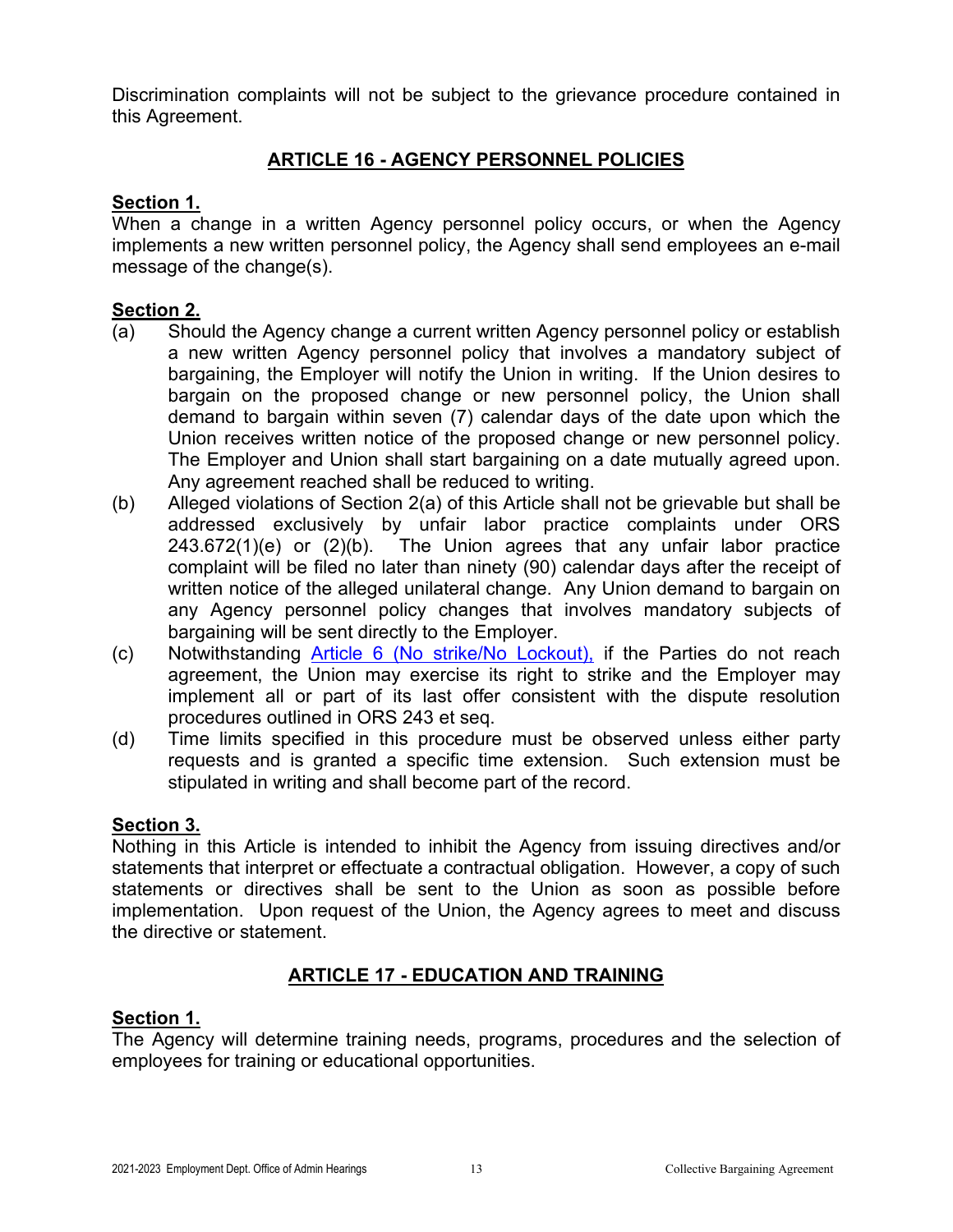Discrimination complaints will not be subject to the grievance procedure contained in this Agreement.

## ARTICLE 16 - AGENCY PERSONNEL POLICIES

**Section 1.**
When a change in a written Agency personnel policy occurs, or when the Agency implements a new written personnel policy, the Agency shall send employees an e-mail message of the change(s).

**Section 2.**

(a) Should the Agency change a current written Agency personnel policy or establish a new written Agency personnel policy that involves a mandatory subject of bargaining, the Employer will notify the Union in writing. If the Union desires to bargain on the proposed change or new personnel policy, the Union shall demand to bargain within seven (7) calendar days of the date upon which the Union receives written notice of the proposed change or new personnel policy. The Employer and Union shall start bargaining on a date mutually agreed upon. Any agreement reached shall be reduced to writing.

(b) Alleged violations of Section 2(a) of this Article shall not be grievable but shall be addressed exclusively by unfair labor practice complaints under ORS 243.672(1)(e) or (2)(b). The Union agrees that any unfair labor practice complaint will be filed no later than ninety (90) calendar days after the receipt of written notice of the alleged unilateral change. Any Union demand to bargain on any Agency personnel policy changes that involves mandatory subjects of bargaining will be sent directly to the Employer.

(c) Notwithstanding Article 6 (No strike/No Lockout), if the Parties do not reach agreement, the Union may exercise its right to strike and the Employer may implement all or part of its last offer consistent with the dispute resolution procedures outlined in ORS 243 et seq.

(d) Time limits specified in this procedure must be observed unless either party requests and is granted a specific time extension. Such extension must be stipulated in writing and shall become part of the record.

**Section 3.**
Nothing in this Article is intended to inhibit the Agency from issuing directives and/or statements that interpret or effectuate a contractual obligation. However, a copy of such statements or directives shall be sent to the Union as soon as possible before implementation. Upon request of the Union, the Agency agrees to meet and discuss the directive or statement.

## ARTICLE 17 - EDUCATION AND TRAINING

**Section 1.**
The Agency will determine training needs, programs, procedures and the selection of employees for training or educational opportunities.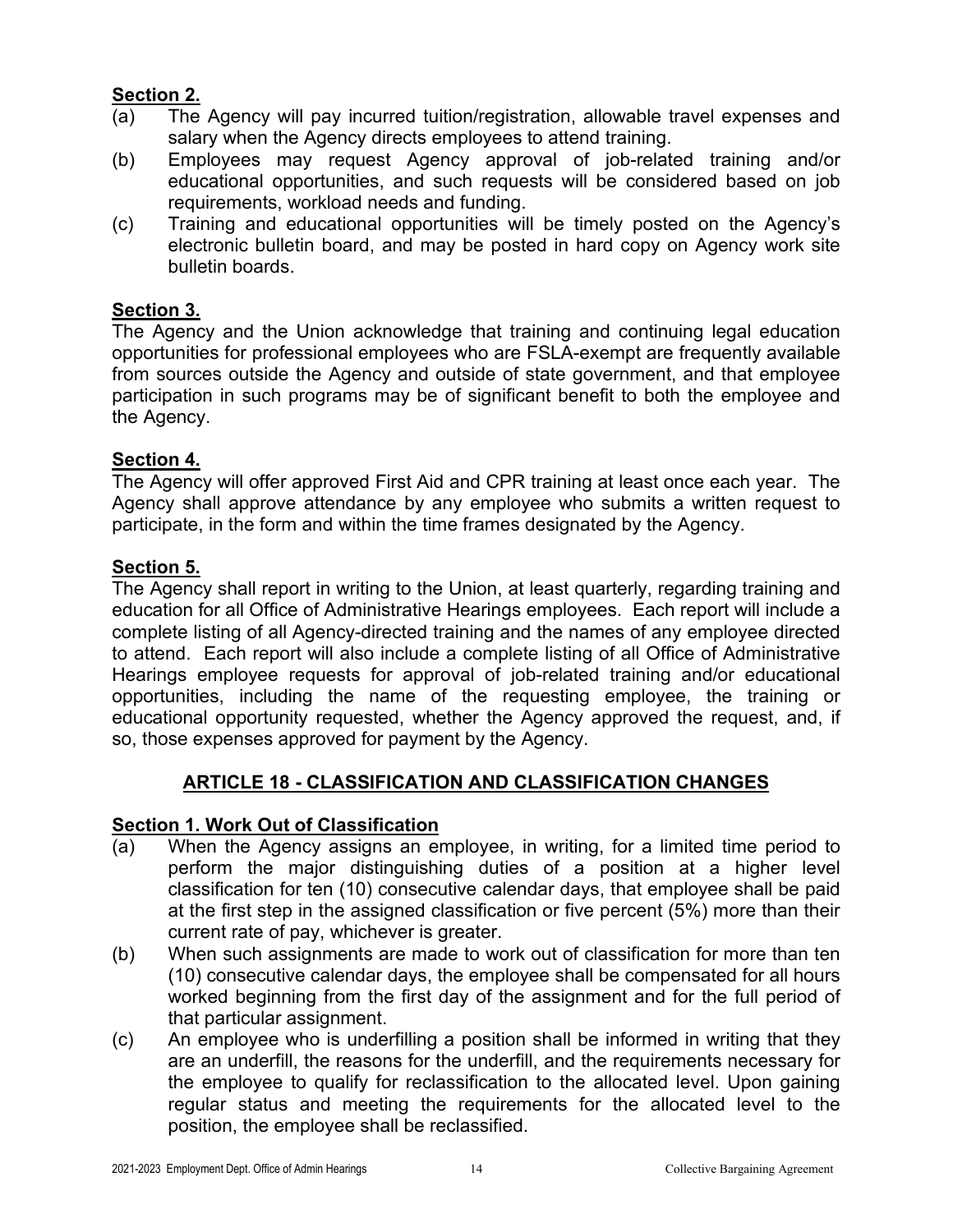**Section 2.**

(a) The Agency will pay incurred tuition/registration, allowable travel expenses and salary when the Agency directs employees to attend training.

(b) Employees may request Agency approval of job-related training and/or educational opportunities, and such requests will be considered based on job requirements, workload needs and funding.

(c) Training and educational opportunities will be timely posted on the Agency's electronic bulletin board, and may be posted in hard copy on Agency work site bulletin boards.

**Section 3.**

The Agency and the Union acknowledge that training and continuing legal education opportunities for professional employees who are FSLA-exempt are frequently available from sources outside the Agency and outside of state government, and that employee participation in such programs may be of significant benefit to both the employee and the Agency.

**Section 4.**

The Agency will offer approved First Aid and CPR training at least once each year. The Agency shall approve attendance by any employee who submits a written request to participate, in the form and within the time frames designated by the Agency.

**Section 5.**

The Agency shall report in writing to the Union, at least quarterly, regarding training and education for all Office of Administrative Hearings employees. Each report will include a complete listing of all Agency-directed training and the names of any employee directed to attend. Each report will also include a complete listing of all Office of Administrative Hearings employee requests for approval of job-related training and/or educational opportunities, including the name of the requesting employee, the training or educational opportunity requested, whether the Agency approved the request, and, if so, those expenses approved for payment by the Agency.

## ARTICLE 18 - CLASSIFICATION AND CLASSIFICATION CHANGES

**Section 1. Work Out of Classification**

(a) When the Agency assigns an employee, in writing, for a limited time period to perform the major distinguishing duties of a position at a higher level classification for ten (10) consecutive calendar days, that employee shall be paid at the first step in the assigned classification or five percent (5%) more than their current rate of pay, whichever is greater.

(b) When such assignments are made to work out of classification for more than ten (10) consecutive calendar days, the employee shall be compensated for all hours worked beginning from the first day of the assignment and for the full period of that particular assignment.

(c) An employee who is underfilling a position shall be informed in writing that they are an underfill, the reasons for the underfill, and the requirements necessary for the employee to qualify for reclassification to the allocated level. Upon gaining regular status and meeting the requirements for the allocated level to the position, the employee shall be reclassified.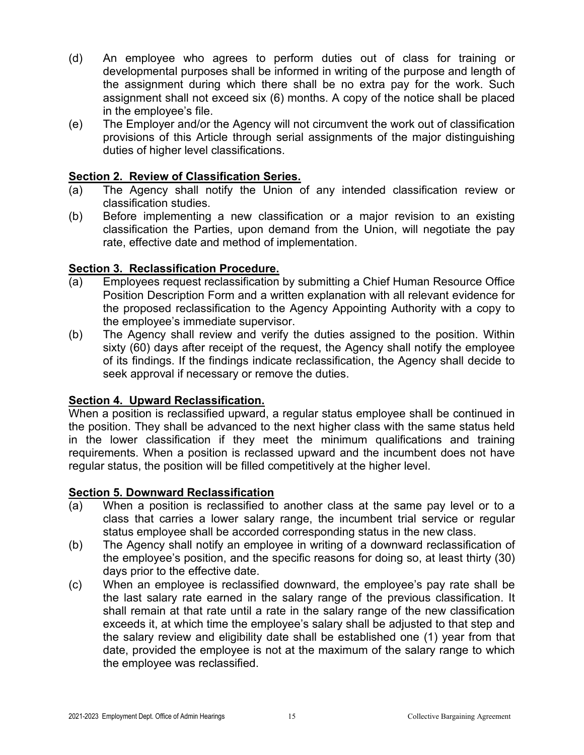(d) An employee who agrees to perform duties out of class for training or developmental purposes shall be informed in writing of the purpose and length of the assignment during which there shall be no extra pay for the work. Such assignment shall not exceed six (6) months. A copy of the notice shall be placed in the employee's file.

(e) The Employer and/or the Agency will not circumvent the work out of classification provisions of this Article through serial assignments of the major distinguishing duties of higher level classifications.

**Section 2. Review of Classification Series.**

(a) The Agency shall notify the Union of any intended classification review or classification studies.

(b) Before implementing a new classification or a major revision to an existing classification the Parties, upon demand from the Union, will negotiate the pay rate, effective date and method of implementation.

**Section 3. Reclassification Procedure.**

(a) Employees request reclassification by submitting a Chief Human Resource Office Position Description Form and a written explanation with all relevant evidence for the proposed reclassification to the Agency Appointing Authority with a copy to the employee's immediate supervisor.

(b) The Agency shall review and verify the duties assigned to the position. Within sixty (60) days after receipt of the request, the Agency shall notify the employee of its findings. If the findings indicate reclassification, the Agency shall decide to seek approval if necessary or remove the duties.

**Section 4. Upward Reclassification.**

When a position is reclassified upward, a regular status employee shall be continued in the position. They shall be advanced to the next higher class with the same status held in the lower classification if they meet the minimum qualifications and training requirements. When a position is reclassed upward and the incumbent does not have regular status, the position will be filled competitively at the higher level.

**Section 5. Downward Reclassification**

(a) When a position is reclassified to another class at the same pay level or to a class that carries a lower salary range, the incumbent trial service or regular status employee shall be accorded corresponding status in the new class.

(b) The Agency shall notify an employee in writing of a downward reclassification of the employee's position, and the specific reasons for doing so, at least thirty (30) days prior to the effective date.

(c) When an employee is reclassified downward, the employee's pay rate shall be the last salary rate earned in the salary range of the previous classification. It shall remain at that rate until a rate in the salary range of the new classification exceeds it, at which time the employee's salary shall be adjusted to that step and the salary review and eligibility date shall be established one (1) year from that date, provided the employee is not at the maximum of the salary range to which the employee was reclassified.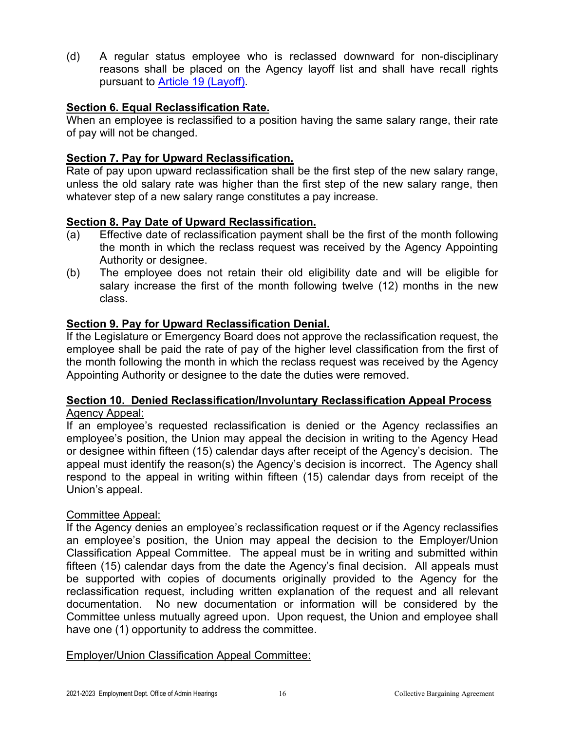(d) A regular status employee who is reclassed downward for non-disciplinary reasons shall be placed on the Agency layoff list and shall have recall rights pursuant to Article 19 (Layoff).

**Section 6. Equal Reclassification Rate.**
When an employee is reclassified to a position having the same salary range, their rate of pay will not be changed.

**Section 7. Pay for Upward Reclassification.**
Rate of pay upon upward reclassification shall be the first step of the new salary range, unless the old salary rate was higher than the first step of the new salary range, then whatever step of a new salary range constitutes a pay increase.

**Section 8. Pay Date of Upward Reclassification.**

(a) Effective date of reclassification payment shall be the first of the month following the month in which the reclass request was received by the Agency Appointing Authority or designee.

(b) The employee does not retain their old eligibility date and will be eligible for salary increase the first of the month following twelve (12) months in the new class.

**Section 9. Pay for Upward Reclassification Denial.**
If the Legislature or Emergency Board does not approve the reclassification request, the employee shall be paid the rate of pay of the higher level classification from the first of the month following the month in which the reclass request was received by the Agency Appointing Authority or designee to the date the duties were removed.

**Section 10. Denied Reclassification/Involuntary Reclassification Appeal Process**

Agency Appeal:
If an employee's requested reclassification is denied or the Agency reclassifies an employee's position, the Union may appeal the decision in writing to the Agency Head or designee within fifteen (15) calendar days after receipt of the Agency's decision. The appeal must identify the reason(s) the Agency's decision is incorrect. The Agency shall respond to the appeal in writing within fifteen (15) calendar days from receipt of the Union's appeal.

Committee Appeal:
If the Agency denies an employee's reclassification request or if the Agency reclassifies an employee's position, the Union may appeal the decision to the Employer/Union Classification Appeal Committee. The appeal must be in writing and submitted within fifteen (15) calendar days from the date the Agency's final decision. All appeals must be supported with copies of documents originally provided to the Agency for the reclassification request, including written explanation of the request and all relevant documentation. No new documentation or information will be considered by the Committee unless mutually agreed upon. Upon request, the Union and employee shall have one (1) opportunity to address the committee.

Employer/Union Classification Appeal Committee: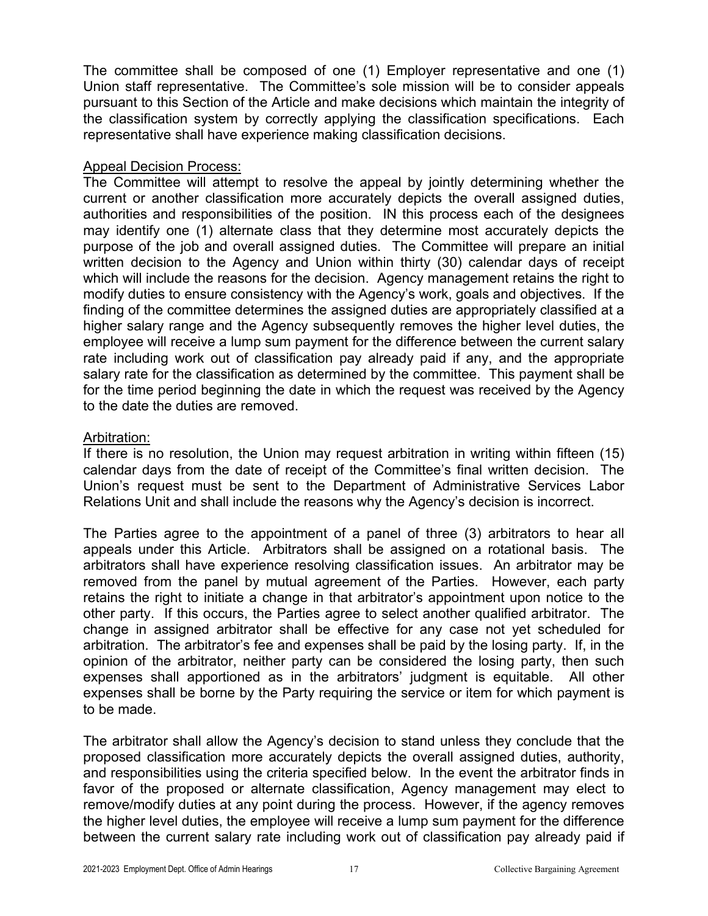The committee shall be composed of one (1) Employer representative and one (1) Union staff representative. The Committee's sole mission will be to consider appeals pursuant to this Section of the Article and make decisions which maintain the integrity of the classification system by correctly applying the classification specifications. Each representative shall have experience making classification decisions.

Appeal Decision Process:

The Committee will attempt to resolve the appeal by jointly determining whether the current or another classification more accurately depicts the overall assigned duties, authorities and responsibilities of the position. IN this process each of the designees may identify one (1) alternate class that they determine most accurately depicts the purpose of the job and overall assigned duties. The Committee will prepare an initial written decision to the Agency and Union within thirty (30) calendar days of receipt which will include the reasons for the decision. Agency management retains the right to modify duties to ensure consistency with the Agency's work, goals and objectives. If the finding of the committee determines the assigned duties are appropriately classified at a higher salary range and the Agency subsequently removes the higher level duties, the employee will receive a lump sum payment for the difference between the current salary rate including work out of classification pay already paid if any, and the appropriate salary rate for the classification as determined by the committee. This payment shall be for the time period beginning the date in which the request was received by the Agency to the date the duties are removed.

Arbitration:

If there is no resolution, the Union may request arbitration in writing within fifteen (15) calendar days from the date of receipt of the Committee's final written decision. The Union's request must be sent to the Department of Administrative Services Labor Relations Unit and shall include the reasons why the Agency's decision is incorrect.

The Parties agree to the appointment of a panel of three (3) arbitrators to hear all appeals under this Article. Arbitrators shall be assigned on a rotational basis. The arbitrators shall have experience resolving classification issues. An arbitrator may be removed from the panel by mutual agreement of the Parties. However, each party retains the right to initiate a change in that arbitrator's appointment upon notice to the other party. If this occurs, the Parties agree to select another qualified arbitrator. The change in assigned arbitrator shall be effective for any case not yet scheduled for arbitration. The arbitrator's fee and expenses shall be paid by the losing party. If, in the opinion of the arbitrator, neither party can be considered the losing party, then such expenses shall apportioned as in the arbitrators' judgment is equitable. All other expenses shall be borne by the Party requiring the service or item for which payment is to be made.

The arbitrator shall allow the Agency's decision to stand unless they conclude that the proposed classification more accurately depicts the overall assigned duties, authority, and responsibilities using the criteria specified below. In the event the arbitrator finds in favor of the proposed or alternate classification, Agency management may elect to remove/modify duties at any point during the process. However, if the agency removes the higher level duties, the employee will receive a lump sum payment for the difference between the current salary rate including work out of classification pay already paid if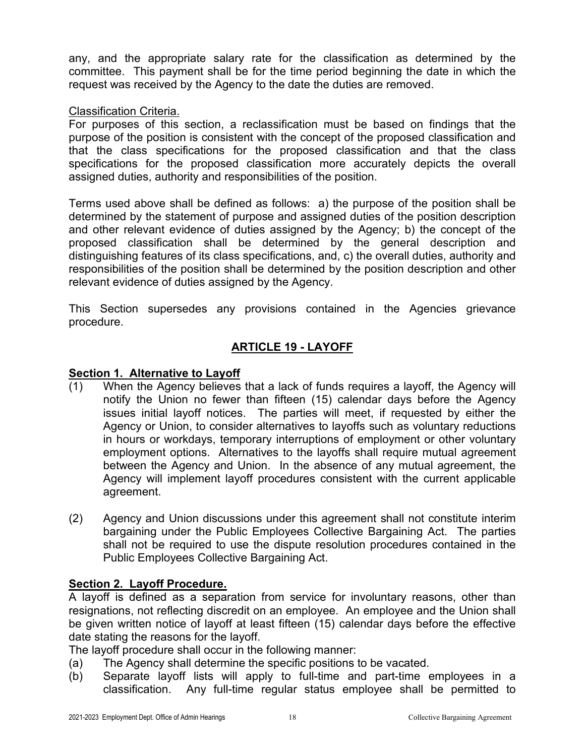any, and the appropriate salary rate for the classification as determined by the committee. This payment shall be for the time period beginning the date in which the request was received by the Agency to the date the duties are removed.

Classification Criteria.

For purposes of this section, a reclassification must be based on findings that the purpose of the position is consistent with the concept of the proposed classification and that the class specifications for the proposed classification and that the class specifications for the proposed classification more accurately depicts the overall assigned duties, authority and responsibilities of the position.

Terms used above shall be defined as follows: a) the purpose of the position shall be determined by the statement of purpose and assigned duties of the position description and other relevant evidence of duties assigned by the Agency; b) the concept of the proposed classification shall be determined by the general description and distinguishing features of its class specifications, and, c) the overall duties, authority and responsibilities of the position shall be determined by the position description and other relevant evidence of duties assigned by the Agency.

This Section supersedes any provisions contained in the Agencies grievance procedure.

## ARTICLE 19 - LAYOFF

**Section 1. Alternative to Layoff**

(1) When the Agency believes that a lack of funds requires a layoff, the Agency will notify the Union no fewer than fifteen (15) calendar days before the Agency issues initial layoff notices. The parties will meet, if requested by either the Agency or Union, to consider alternatives to layoffs such as voluntary reductions in hours or workdays, temporary interruptions of employment or other voluntary employment options. Alternatives to the layoffs shall require mutual agreement between the Agency and Union. In the absence of any mutual agreement, the Agency will implement layoff procedures consistent with the current applicable agreement.

(2) Agency and Union discussions under this agreement shall not constitute interim bargaining under the Public Employees Collective Bargaining Act. The parties shall not be required to use the dispute resolution procedures contained in the Public Employees Collective Bargaining Act.

**Section 2. Layoff Procedure.**

A layoff is defined as a separation from service for involuntary reasons, other than resignations, not reflecting discredit on an employee. An employee and the Union shall be given written notice of layoff at least fifteen (15) calendar days before the effective date stating the reasons for the layoff.

The layoff procedure shall occur in the following manner:

(a) The Agency shall determine the specific positions to be vacated.

(b) Separate layoff lists will apply to full-time and part-time employees in a classification. Any full-time regular status employee shall be permitted to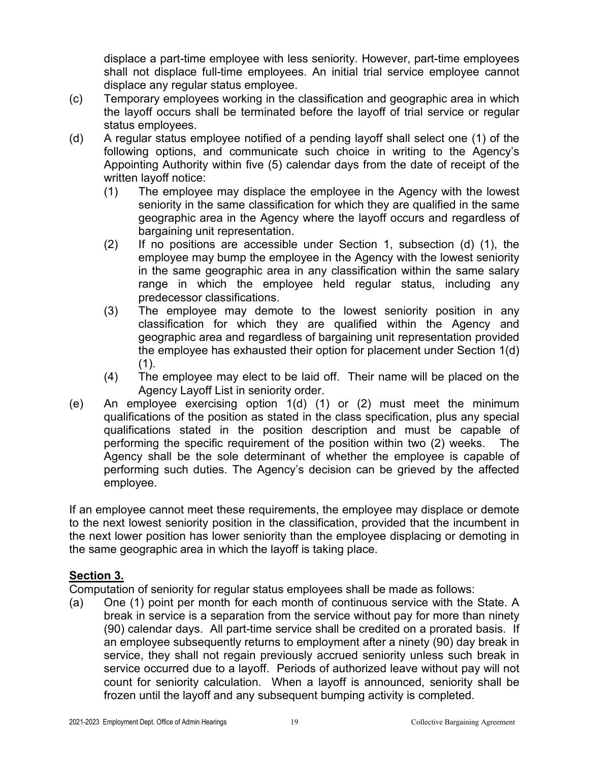displace a part-time employee with less seniority. However, part-time employees shall not displace full-time employees. An initial trial service employee cannot displace any regular status employee.

(c) Temporary employees working in the classification and geographic area in which the layoff occurs shall be terminated before the layoff of trial service or regular status employees.

(d) A regular status employee notified of a pending layoff shall select one (1) of the following options, and communicate such choice in writing to the Agency's Appointing Authority within five (5) calendar days from the date of receipt of the written layoff notice:

   (1) The employee may displace the employee in the Agency with the lowest seniority in the same classification for which they are qualified in the same geographic area in the Agency where the layoff occurs and regardless of bargaining unit representation.

   (2) If no positions are accessible under Section 1, subsection (d) (1), the employee may bump the employee in the Agency with the lowest seniority in the same geographic area in any classification within the same salary range in which the employee held regular status, including any predecessor classifications.

   (3) The employee may demote to the lowest seniority position in any classification for which they are qualified within the Agency and geographic area and regardless of bargaining unit representation provided the employee has exhausted their option for placement under Section 1(d) (1).

   (4) The employee may elect to be laid off. Their name will be placed on the Agency Layoff List in seniority order.

(e) An employee exercising option 1(d) (1) or (2) must meet the minimum qualifications of the position as stated in the class specification, plus any special qualifications stated in the position description and must be capable of performing the specific requirement of the position within two (2) weeks. The Agency shall be the sole determinant of whether the employee is capable of performing such duties. The Agency's decision can be grieved by the affected employee.

If an employee cannot meet these requirements, the employee may displace or demote to the next lowest seniority position in the classification, provided that the incumbent in the next lower position has lower seniority than the employee displacing or demoting in the same geographic area in which the layoff is taking place.

## Section 3.

Computation of seniority for regular status employees shall be made as follows:

(a) One (1) point per month for each month of continuous service with the State. A break in service is a separation from the service without pay for more than ninety (90) calendar days. All part-time service shall be credited on a prorated basis. If an employee subsequently returns to employment after a ninety (90) day break in service, they shall not regain previously accrued seniority unless such break in service occurred due to a layoff. Periods of authorized leave without pay will not count for seniority calculation. When a layoff is announced, seniority shall be frozen until the layoff and any subsequent bumping activity is completed.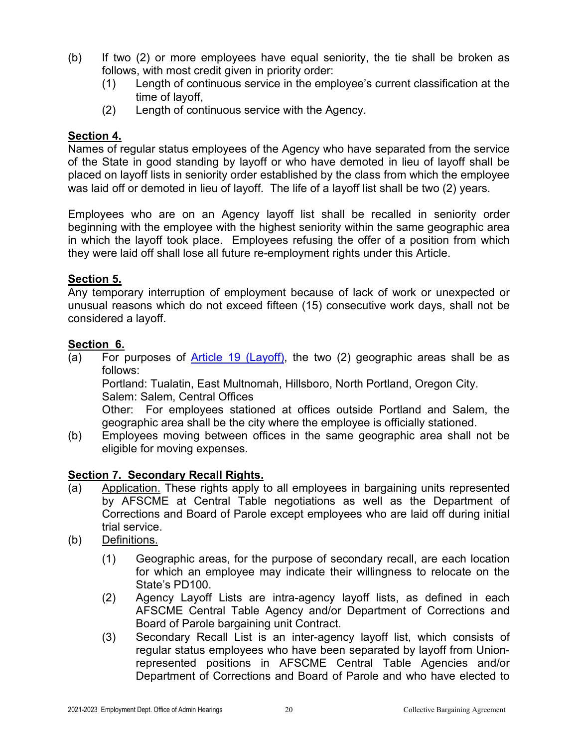(b) If two (2) or more employees have equal seniority, the tie shall be broken as follows, with most credit given in priority order:
   (1) Length of continuous service in the employee's current classification at the time of layoff,
   (2) Length of continuous service with the Agency.

**Section 4.**
Names of regular status employees of the Agency who have separated from the service of the State in good standing by layoff or who have demoted in lieu of layoff shall be placed on layoff lists in seniority order established by the class from which the employee was laid off or demoted in lieu of layoff. The life of a layoff list shall be two (2) years.

Employees who are on an Agency layoff list shall be recalled in seniority order beginning with the employee with the highest seniority within the same geographic area in which the layoff took place. Employees refusing the offer of a position from which they were laid off shall lose all future re-employment rights under this Article.

**Section 5.**
Any temporary interruption of employment because of lack of work or unexpected or unusual reasons which do not exceed fifteen (15) consecutive work days, shall not be considered a layoff.

**Section 6.**
(a) For purposes of Article 19 (Layoff), the two (2) geographic areas shall be as follows:
   Portland: Tualatin, East Multnomah, Hillsboro, North Portland, Oregon City.
   Salem: Salem, Central Offices
   Other: For employees stationed at offices outside Portland and Salem, the geographic area shall be the city where the employee is officially stationed.
(b) Employees moving between offices in the same geographic area shall not be eligible for moving expenses.

**Section 7. Secondary Recall Rights.**
(a) Application. These rights apply to all employees in bargaining units represented by AFSCME at Central Table negotiations as well as the Department of Corrections and Board of Parole except employees who are laid off during initial trial service.
(b) Definitions.
   (1) Geographic areas, for the purpose of secondary recall, are each location for which an employee may indicate their willingness to relocate on the State's PD100.
   (2) Agency Layoff Lists are intra-agency layoff lists, as defined in each AFSCME Central Table Agency and/or Department of Corrections and Board of Parole bargaining unit Contract.
   (3) Secondary Recall List is an inter-agency layoff list, which consists of regular status employees who have been separated by layoff from Union-represented positions in AFSCME Central Table Agencies and/or Department of Corrections and Board of Parole and who have elected to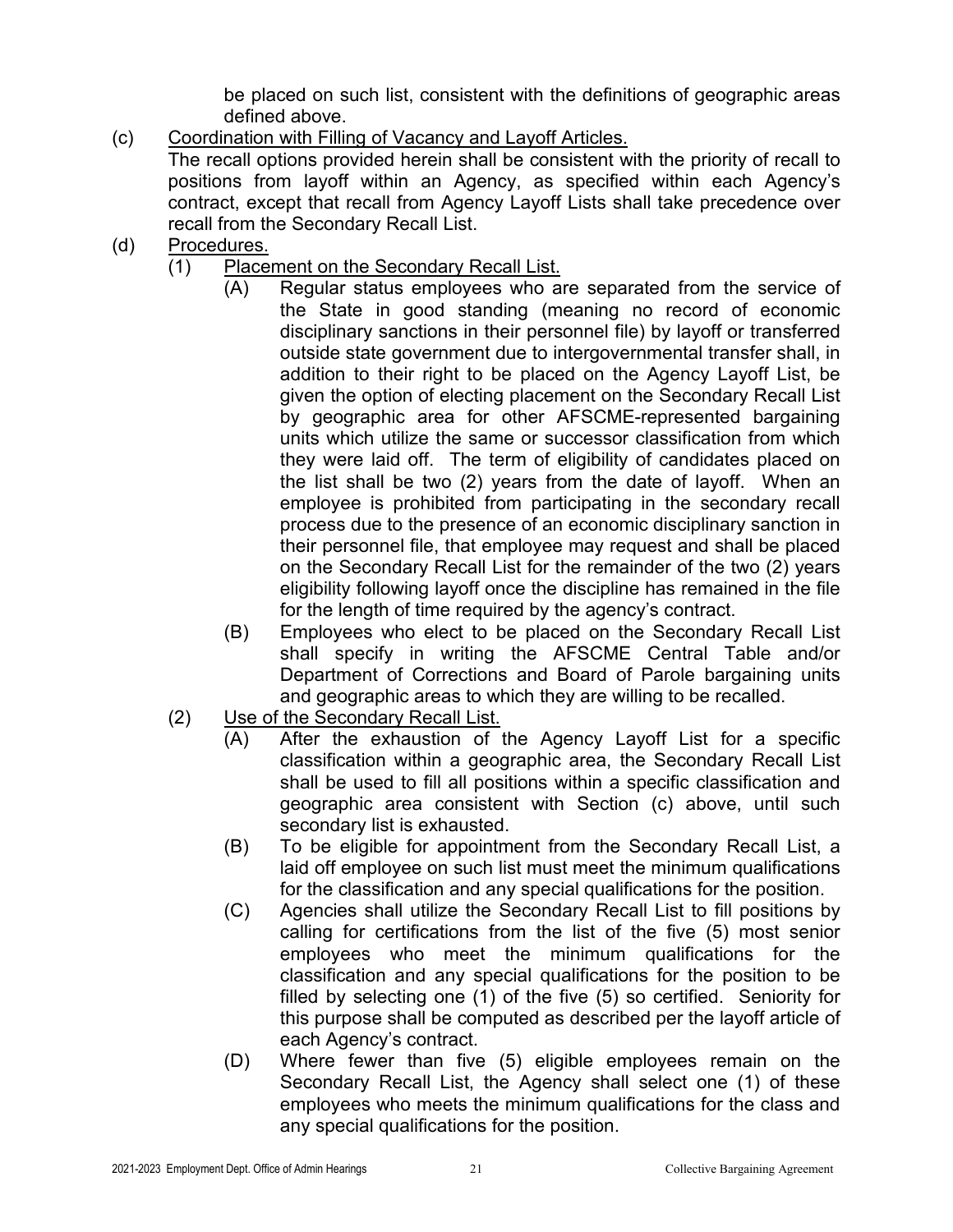be placed on such list, consistent with the definitions of geographic areas defined above.

(c) <u>Coordination with Filling of Vacancy and Layoff Articles.</u>
The recall options provided herein shall be consistent with the priority of recall to positions from layoff within an Agency, as specified within each Agency's contract, except that recall from Agency Layoff Lists shall take precedence over recall from the Secondary Recall List.

(d) <u>Procedures.</u>

(1) <u>Placement on the Secondary Recall List.</u>

(A) Regular status employees who are separated from the service of the State in good standing (meaning no record of economic disciplinary sanctions in their personnel file) by layoff or transferred outside state government due to intergovernmental transfer shall, in addition to their right to be placed on the Agency Layoff List, be given the option of electing placement on the Secondary Recall List by geographic area for other AFSCME-represented bargaining units which utilize the same or successor classification from which they were laid off. The term of eligibility of candidates placed on the list shall be two (2) years from the date of layoff. When an employee is prohibited from participating in the secondary recall process due to the presence of an economic disciplinary sanction in their personnel file, that employee may request and shall be placed on the Secondary Recall List for the remainder of the two (2) years eligibility following layoff once the discipline has remained in the file for the length of time required by the agency's contract.

(B) Employees who elect to be placed on the Secondary Recall List shall specify in writing the AFSCME Central Table and/or Department of Corrections and Board of Parole bargaining units and geographic areas to which they are willing to be recalled.

(2) <u>Use of the Secondary Recall List.</u>

(A) After the exhaustion of the Agency Layoff List for a specific classification within a geographic area, the Secondary Recall List shall be used to fill all positions within a specific classification and geographic area consistent with Section (c) above, until such secondary list is exhausted.

(B) To be eligible for appointment from the Secondary Recall List, a laid off employee on such list must meet the minimum qualifications for the classification and any special qualifications for the position.

(C) Agencies shall utilize the Secondary Recall List to fill positions by calling for certifications from the list of the five (5) most senior employees who meet the minimum qualifications for the classification and any special qualifications for the position to be filled by selecting one (1) of the five (5) so certified. Seniority for this purpose shall be computed as described per the layoff article of each Agency's contract.

(D) Where fewer than five (5) eligible employees remain on the Secondary Recall List, the Agency shall select one (1) of these employees who meets the minimum qualifications for the class and any special qualifications for the position.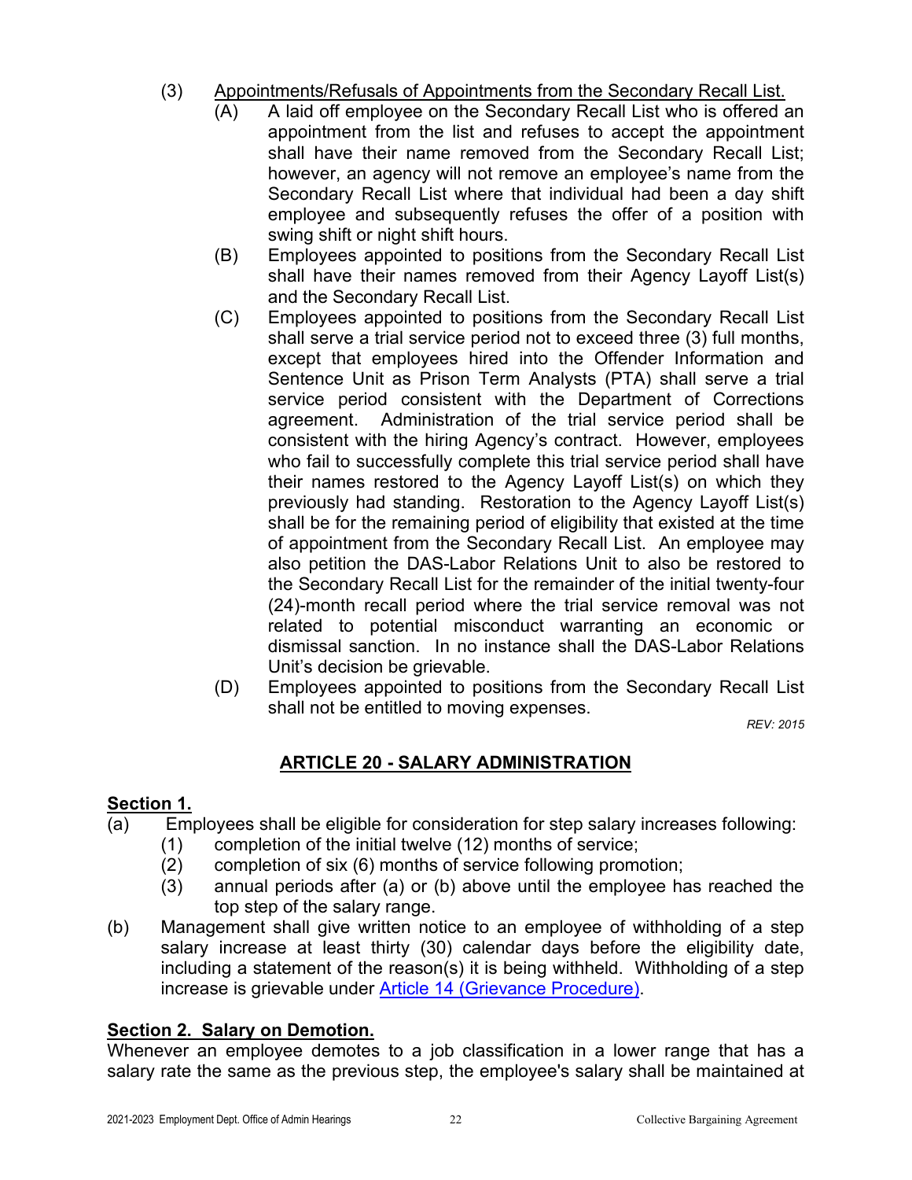(3) Appointments/Refusals of Appointments from the Secondary Recall List.

(A) A laid off employee on the Secondary Recall List who is offered an appointment from the list and refuses to accept the appointment shall have their name removed from the Secondary Recall List; however, an agency will not remove an employee's name from the Secondary Recall List where that individual had been a day shift employee and subsequently refuses the offer of a position with swing shift or night shift hours.

(B) Employees appointed to positions from the Secondary Recall List shall have their names removed from their Agency Layoff List(s) and the Secondary Recall List.

(C) Employees appointed to positions from the Secondary Recall List shall serve a trial service period not to exceed three (3) full months, except that employees hired into the Offender Information and Sentence Unit as Prison Term Analysts (PTA) shall serve a trial service period consistent with the Department of Corrections agreement. Administration of the trial service period shall be consistent with the hiring Agency's contract. However, employees who fail to successfully complete this trial service period shall have their names restored to the Agency Layoff List(s) on which they previously had standing. Restoration to the Agency Layoff List(s) shall be for the remaining period of eligibility that existed at the time of appointment from the Secondary Recall List. An employee may also petition the DAS-Labor Relations Unit to also be restored to the Secondary Recall List for the remainder of the initial twenty-four (24)-month recall period where the trial service removal was not related to potential misconduct warranting an economic or dismissal sanction. In no instance shall the DAS-Labor Relations Unit's decision be grievable.

(D) Employees appointed to positions from the Secondary Recall List shall not be entitled to moving expenses.

*REV: 2015*

## ARTICLE 20 - SALARY ADMINISTRATION

**Section 1.**

(a) Employees shall be eligible for consideration for step salary increases following:

(1) completion of the initial twelve (12) months of service;

(2) completion of six (6) months of service following promotion;

(3) annual periods after (a) or (b) above until the employee has reached the top step of the salary range.

(b) Management shall give written notice to an employee of withholding of a step salary increase at least thirty (30) calendar days before the eligibility date, including a statement of the reason(s) it is being withheld. Withholding of a step increase is grievable under Article 14 (Grievance Procedure).

**Section 2. Salary on Demotion.**

Whenever an employee demotes to a job classification in a lower range that has a salary rate the same as the previous step, the employee's salary shall be maintained at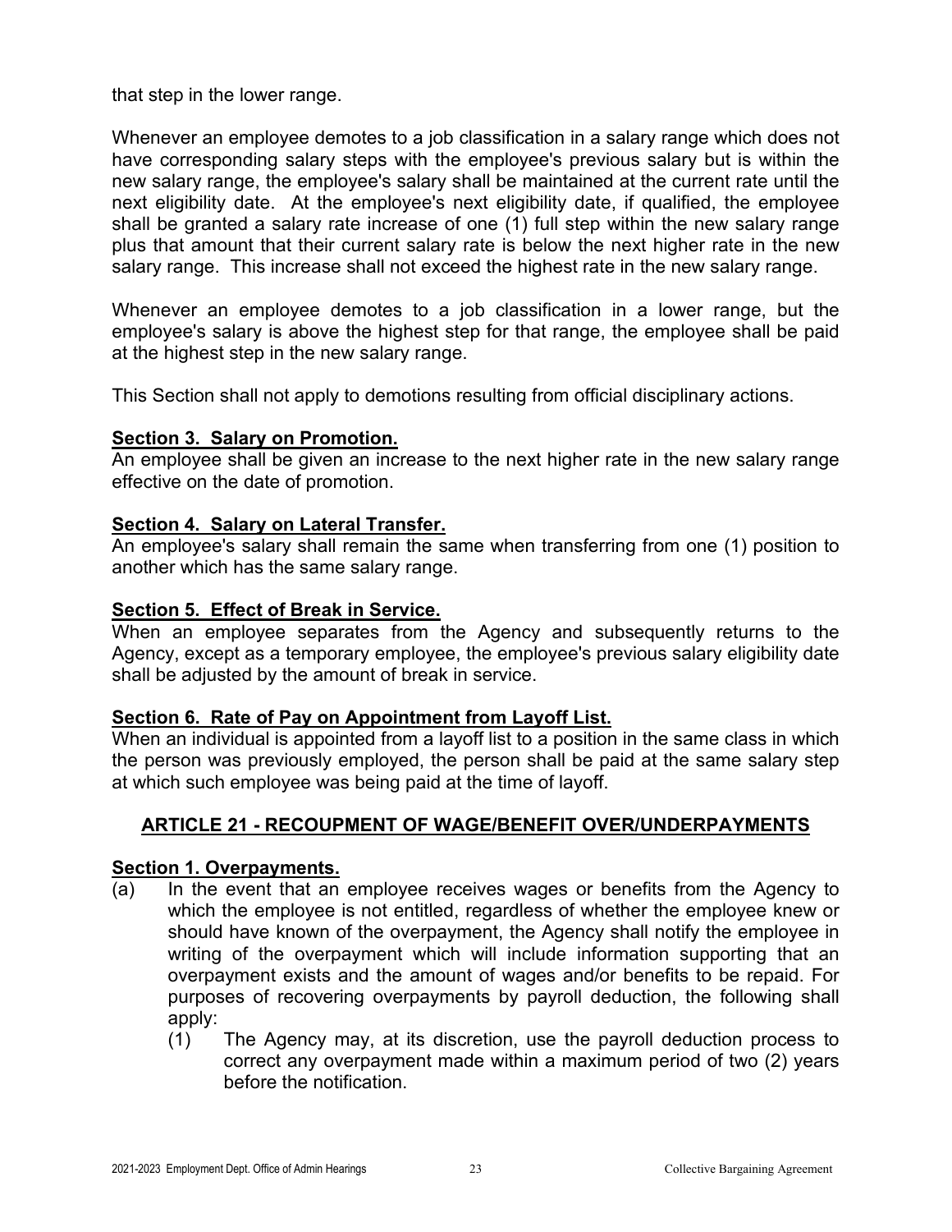that step in the lower range.

Whenever an employee demotes to a job classification in a salary range which does not have corresponding salary steps with the employee's previous salary but is within the new salary range, the employee's salary shall be maintained at the current rate until the next eligibility date. At the employee's next eligibility date, if qualified, the employee shall be granted a salary rate increase of one (1) full step within the new salary range plus that amount that their current salary rate is below the next higher rate in the new salary range. This increase shall not exceed the highest rate in the new salary range.

Whenever an employee demotes to a job classification in a lower range, but the employee's salary is above the highest step for that range, the employee shall be paid at the highest step in the new salary range.

This Section shall not apply to demotions resulting from official disciplinary actions.

**Section 3. Salary on Promotion.**
An employee shall be given an increase to the next higher rate in the new salary range effective on the date of promotion.

**Section 4. Salary on Lateral Transfer.**
An employee's salary shall remain the same when transferring from one (1) position to another which has the same salary range.

**Section 5. Effect of Break in Service.**
When an employee separates from the Agency and subsequently returns to the Agency, except as a temporary employee, the employee's previous salary eligibility date shall be adjusted by the amount of break in service.

**Section 6. Rate of Pay on Appointment from Layoff List.**
When an individual is appointed from a layoff list to a position in the same class in which the person was previously employed, the person shall be paid at the same salary step at which such employee was being paid at the time of layoff.

## ARTICLE 21 - RECOUPMENT OF WAGE/BENEFIT OVER/UNDERPAYMENTS

**Section 1. Overpayments.**

(a) In the event that an employee receives wages or benefits from the Agency to which the employee is not entitled, regardless of whether the employee knew or should have known of the overpayment, the Agency shall notify the employee in writing of the overpayment which will include information supporting that an overpayment exists and the amount of wages and/or benefits to be repaid. For purposes of recovering overpayments by payroll deduction, the following shall apply:

 (1) The Agency may, at its discretion, use the payroll deduction process to correct any overpayment made within a maximum period of two (2) years before the notification.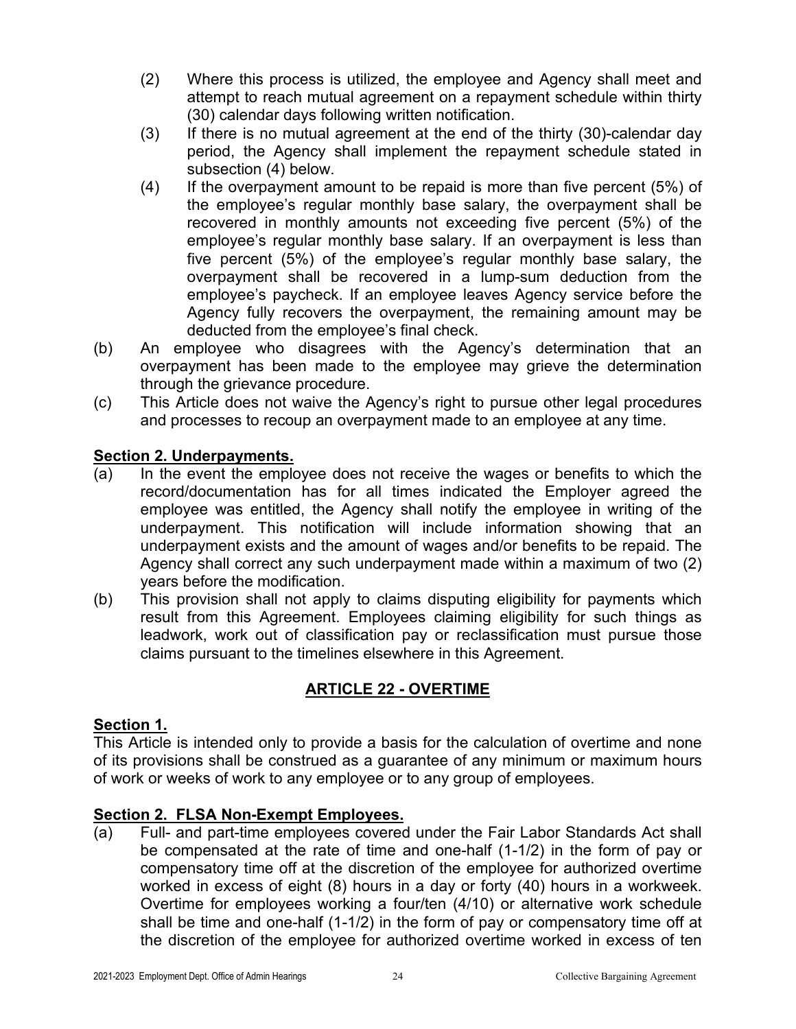(2) Where this process is utilized, the employee and Agency shall meet and attempt to reach mutual agreement on a repayment schedule within thirty (30) calendar days following written notification.

(3) If there is no mutual agreement at the end of the thirty (30)-calendar day period, the Agency shall implement the repayment schedule stated in subsection (4) below.

(4) If the overpayment amount to be repaid is more than five percent (5%) of the employee's regular monthly base salary, the overpayment shall be recovered in monthly amounts not exceeding five percent (5%) of the employee's regular monthly base salary. If an overpayment is less than five percent (5%) of the employee's regular monthly base salary, the overpayment shall be recovered in a lump-sum deduction from the employee's paycheck. If an employee leaves Agency service before the Agency fully recovers the overpayment, the remaining amount may be deducted from the employee's final check.

(b) An employee who disagrees with the Agency's determination that an overpayment has been made to the employee may grieve the determination through the grievance procedure.

(c) This Article does not waive the Agency's right to pursue other legal procedures and processes to recoup an overpayment made to an employee at any time.

**Section 2. Underpayments.**

(a) In the event the employee does not receive the wages or benefits to which the record/documentation has for all times indicated the Employer agreed the employee was entitled, the Agency shall notify the employee in writing of the underpayment. This notification will include information showing that an underpayment exists and the amount of wages and/or benefits to be repaid. The Agency shall correct any such underpayment made within a maximum of two (2) years before the modification.

(b) This provision shall not apply to claims disputing eligibility for payments which result from this Agreement. Employees claiming eligibility for such things as leadwork, work out of classification pay or reclassification must pursue those claims pursuant to the timelines elsewhere in this Agreement.

## ARTICLE 22 - OVERTIME

**Section 1.**

This Article is intended only to provide a basis for the calculation of overtime and none of its provisions shall be construed as a guarantee of any minimum or maximum hours of work or weeks of work to any employee or to any group of employees.

**Section 2. FLSA Non-Exempt Employees.**

(a) Full- and part-time employees covered under the Fair Labor Standards Act shall be compensated at the rate of time and one-half (1-1/2) in the form of pay or compensatory time off at the discretion of the employee for authorized overtime worked in excess of eight (8) hours in a day or forty (40) hours in a workweek. Overtime for employees working a four/ten (4/10) or alternative work schedule shall be time and one-half (1-1/2) in the form of pay or compensatory time off at the discretion of the employee for authorized overtime worked in excess of ten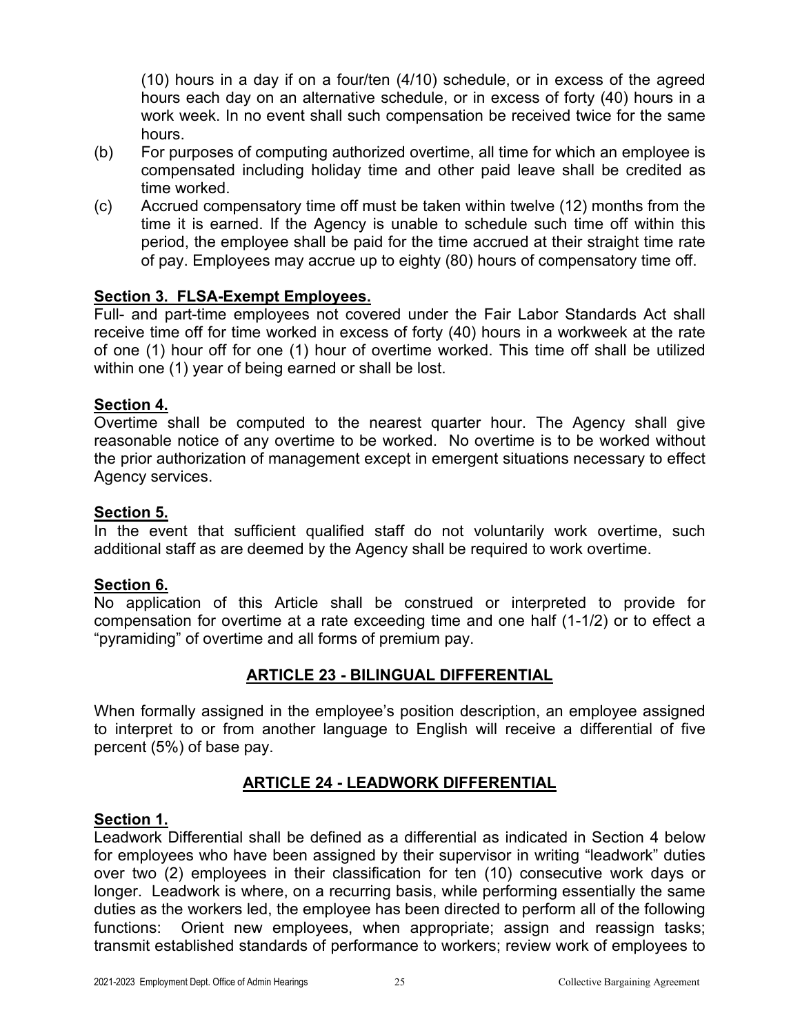(10) hours in a day if on a four/ten (4/10) schedule, or in excess of the agreed hours each day on an alternative schedule, or in excess of forty (40) hours in a work week. In no event shall such compensation be received twice for the same hours.

(b) For purposes of computing authorized overtime, all time for which an employee is compensated including holiday time and other paid leave shall be credited as time worked.

(c) Accrued compensatory time off must be taken within twelve (12) months from the time it is earned. If the Agency is unable to schedule such time off within this period, the employee shall be paid for the time accrued at their straight time rate of pay. Employees may accrue up to eighty (80) hours of compensatory time off.

**Section 3. FLSA-Exempt Employees.**

Full- and part-time employees not covered under the Fair Labor Standards Act shall receive time off for time worked in excess of forty (40) hours in a workweek at the rate of one (1) hour off for one (1) hour of overtime worked. This time off shall be utilized within one (1) year of being earned or shall be lost.

**Section 4.**

Overtime shall be computed to the nearest quarter hour. The Agency shall give reasonable notice of any overtime to be worked. No overtime is to be worked without the prior authorization of management except in emergent situations necessary to effect Agency services.

**Section 5.**

In the event that sufficient qualified staff do not voluntarily work overtime, such additional staff as are deemed by the Agency shall be required to work overtime.

**Section 6.**

No application of this Article shall be construed or interpreted to provide for compensation for overtime at a rate exceeding time and one half (1-1/2) or to effect a "pyramiding" of overtime and all forms of premium pay.

## ARTICLE 23 - BILINGUAL DIFFERENTIAL

When formally assigned in the employee's position description, an employee assigned to interpret to or from another language to English will receive a differential of five percent (5%) of base pay.

## ARTICLE 24 - LEADWORK DIFFERENTIAL

**Section 1.**

Leadwork Differential shall be defined as a differential as indicated in Section 4 below for employees who have been assigned by their supervisor in writing "leadwork" duties over two (2) employees in their classification for ten (10) consecutive work days or longer. Leadwork is where, on a recurring basis, while performing essentially the same duties as the workers led, the employee has been directed to perform all of the following functions: Orient new employees, when appropriate; assign and reassign tasks; transmit established standards of performance to workers; review work of employees to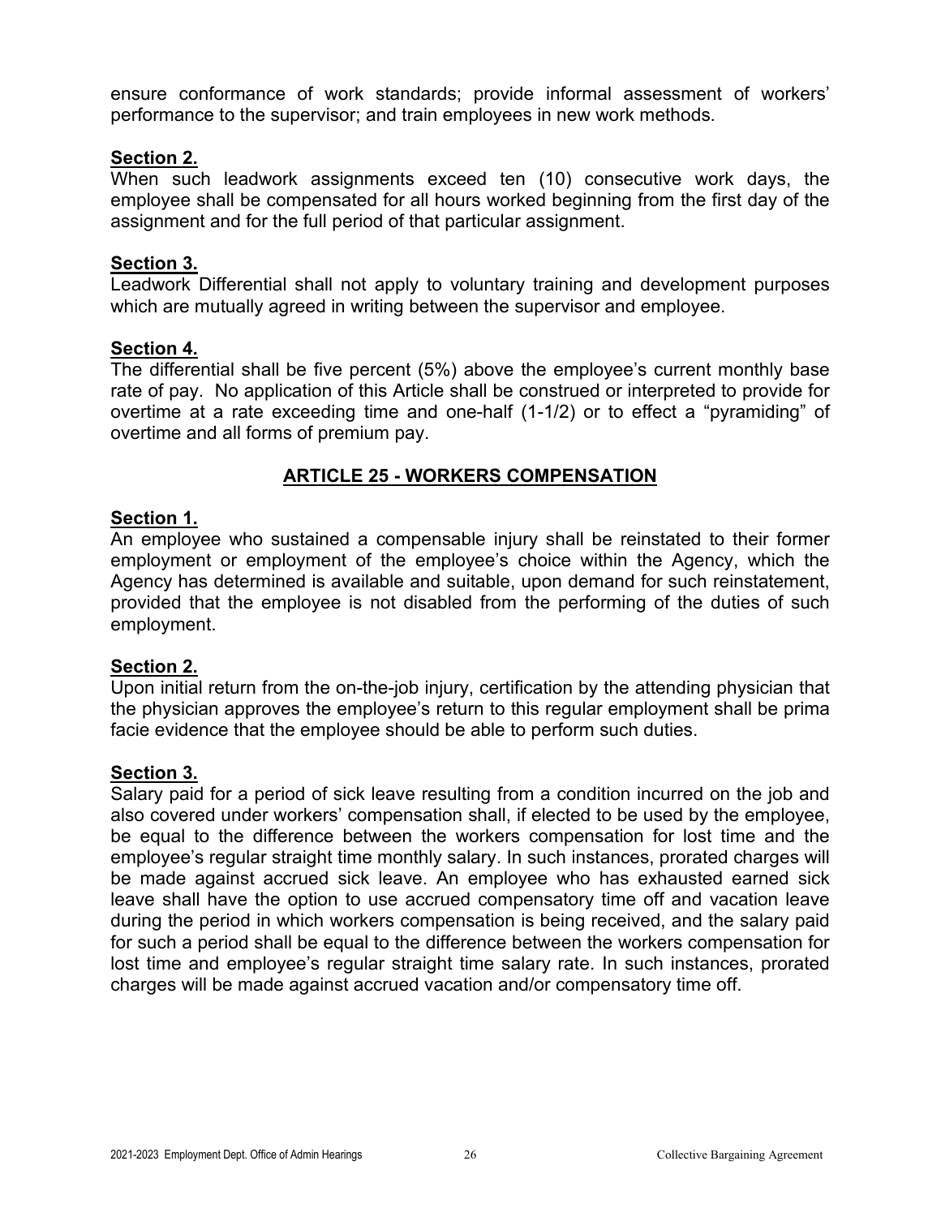ensure conformance of work standards; provide informal assessment of workers' performance to the supervisor; and train employees in new work methods.

**Section 2.**
When such leadwork assignments exceed ten (10) consecutive work days, the employee shall be compensated for all hours worked beginning from the first day of the assignment and for the full period of that particular assignment.

**Section 3.**
Leadwork Differential shall not apply to voluntary training and development purposes which are mutually agreed in writing between the supervisor and employee.

**Section 4.**
The differential shall be five percent (5%) above the employee's current monthly base rate of pay. No application of this Article shall be construed or interpreted to provide for overtime at a rate exceeding time and one-half (1-1/2) or to effect a "pyramiding" of overtime and all forms of premium pay.

## ARTICLE 25 - WORKERS COMPENSATION

**Section 1.**
An employee who sustained a compensable injury shall be reinstated to their former employment or employment of the employee's choice within the Agency, which the Agency has determined is available and suitable, upon demand for such reinstatement, provided that the employee is not disabled from the performing of the duties of such employment.

**Section 2.**
Upon initial return from the on-the-job injury, certification by the attending physician that the physician approves the employee's return to this regular employment shall be prima facie evidence that the employee should be able to perform such duties.

**Section 3.**
Salary paid for a period of sick leave resulting from a condition incurred on the job and also covered under workers' compensation shall, if elected to be used by the employee, be equal to the difference between the workers compensation for lost time and the employee's regular straight time monthly salary. In such instances, prorated charges will be made against accrued sick leave. An employee who has exhausted earned sick leave shall have the option to use accrued compensatory time off and vacation leave during the period in which workers compensation is being received, and the salary paid for such a period shall be equal to the difference between the workers compensation for lost time and employee's regular straight time salary rate. In such instances, prorated charges will be made against accrued vacation and/or compensatory time off.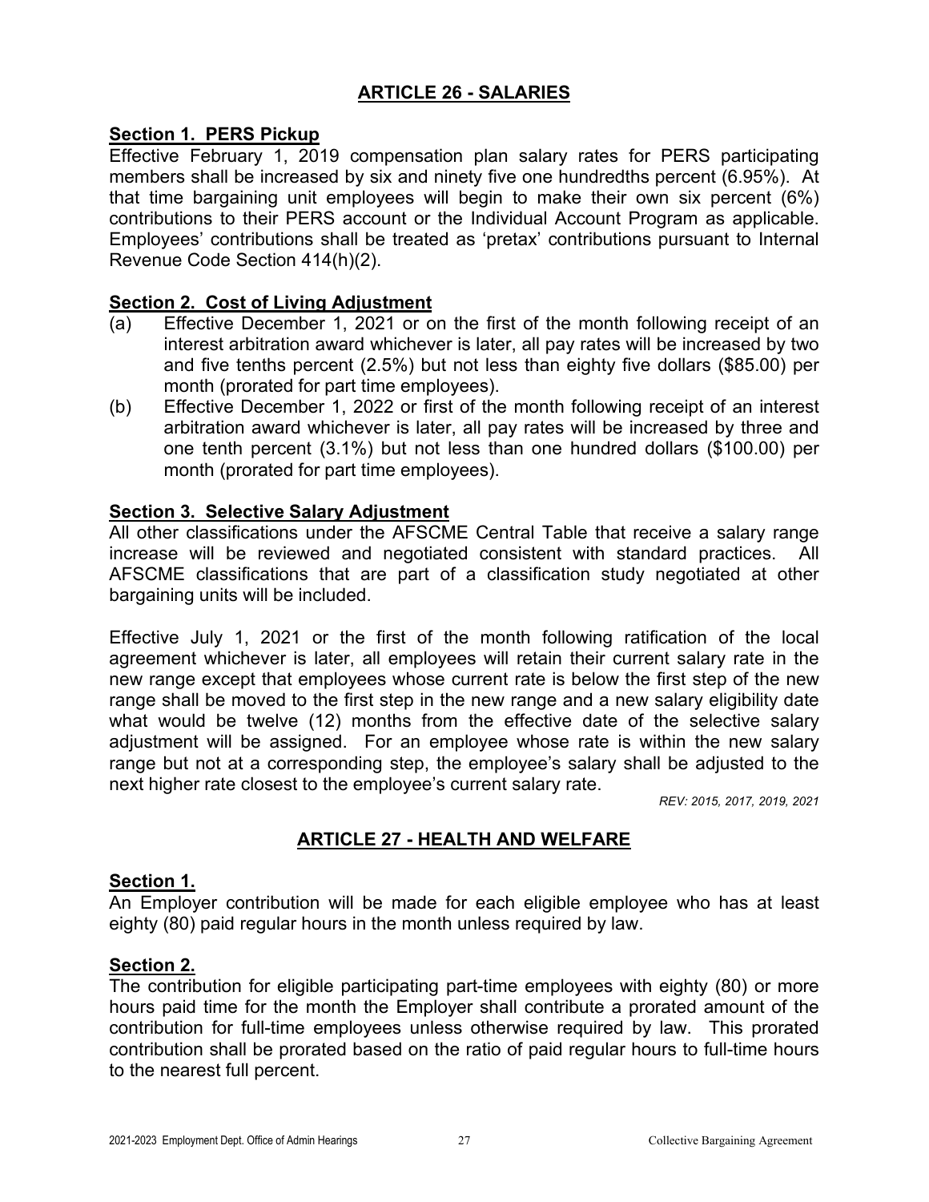## ARTICLE 26 - SALARIES

### Section 1. PERS Pickup

Effective February 1, 2019 compensation plan salary rates for PERS participating members shall be increased by six and ninety five one hundredths percent (6.95%). At that time bargaining unit employees will begin to make their own six percent (6%) contributions to their PERS account or the Individual Account Program as applicable. Employees' contributions shall be treated as 'pretax' contributions pursuant to Internal Revenue Code Section 414(h)(2).

### Section 2. Cost of Living Adjustment

(a) Effective December 1, 2021 or on the first of the month following receipt of an interest arbitration award whichever is later, all pay rates will be increased by two and five tenths percent (2.5%) but not less than eighty five dollars ($85.00) per month (prorated for part time employees).

(b) Effective December 1, 2022 or first of the month following receipt of an interest arbitration award whichever is later, all pay rates will be increased by three and one tenth percent (3.1%) but not less than one hundred dollars ($100.00) per month (prorated for part time employees).

### Section 3. Selective Salary Adjustment

All other classifications under the AFSCME Central Table that receive a salary range increase will be reviewed and negotiated consistent with standard practices. All AFSCME classifications that are part of a classification study negotiated at other bargaining units will be included.

Effective July 1, 2021 or the first of the month following ratification of the local agreement whichever is later, all employees will retain their current salary rate in the new range except that employees whose current rate is below the first step of the new range shall be moved to the first step in the new range and a new salary eligibility date what would be twelve (12) months from the effective date of the selective salary adjustment will be assigned. For an employee whose rate is within the new salary range but not at a corresponding step, the employee's salary shall be adjusted to the next higher rate closest to the employee's current salary rate.

*REV: 2015, 2017, 2019, 2021*

## ARTICLE 27 - HEALTH AND WELFARE

### Section 1.

An Employer contribution will be made for each eligible employee who has at least eighty (80) paid regular hours in the month unless required by law.

### Section 2.

The contribution for eligible participating part-time employees with eighty (80) or more hours paid time for the month the Employer shall contribute a prorated amount of the contribution for full-time employees unless otherwise required by law. This prorated contribution shall be prorated based on the ratio of paid regular hours to full-time hours to the nearest full percent.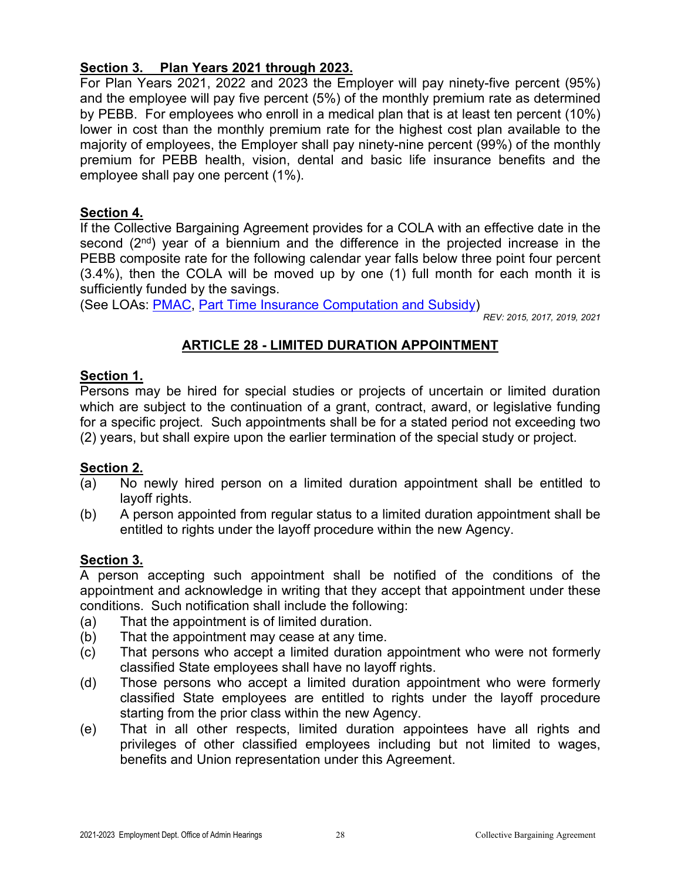**Section 3. Plan Years 2021 through 2023.**
For Plan Years 2021, 2022 and 2023 the Employer will pay ninety-five percent (95%) and the employee will pay five percent (5%) of the monthly premium rate as determined by PEBB. For employees who enroll in a medical plan that is at least ten percent (10%) lower in cost than the monthly premium rate for the highest cost plan available to the majority of employees, the Employer shall pay ninety-nine percent (99%) of the monthly premium for PEBB health, vision, dental and basic life insurance benefits and the employee shall pay one percent (1%).

**Section 4.**
If the Collective Bargaining Agreement provides for a COLA with an effective date in the second (2nd) year of a biennium and the difference in the projected increase in the PEBB composite rate for the following calendar year falls below three point four percent (3.4%), then the COLA will be moved up by one (1) full month for each month it is sufficiently funded by the savings.
(See LOAs: PMAC, Part Time Insurance Computation and Subsidy)

*REV: 2015, 2017, 2019, 2021*

## ARTICLE 28 - LIMITED DURATION APPOINTMENT

**Section 1.**
Persons may be hired for special studies or projects of uncertain or limited duration which are subject to the continuation of a grant, contract, award, or legislative funding for a specific project. Such appointments shall be for a stated period not exceeding two (2) years, but shall expire upon the earlier termination of the special study or project.

**Section 2.**

(a) No newly hired person on a limited duration appointment shall be entitled to layoff rights.

(b) A person appointed from regular status to a limited duration appointment shall be entitled to rights under the layoff procedure within the new Agency.

**Section 3.**
A person accepting such appointment shall be notified of the conditions of the appointment and acknowledge in writing that they accept that appointment under these conditions. Such notification shall include the following:

(a) That the appointment is of limited duration.

(b) That the appointment may cease at any time.

(c) That persons who accept a limited duration appointment who were not formerly classified State employees shall have no layoff rights.

(d) Those persons who accept a limited duration appointment who were formerly classified State employees are entitled to rights under the layoff procedure starting from the prior class within the new Agency.

(e) That in all other respects, limited duration appointees have all rights and privileges of other classified employees including but not limited to wages, benefits and Union representation under this Agreement.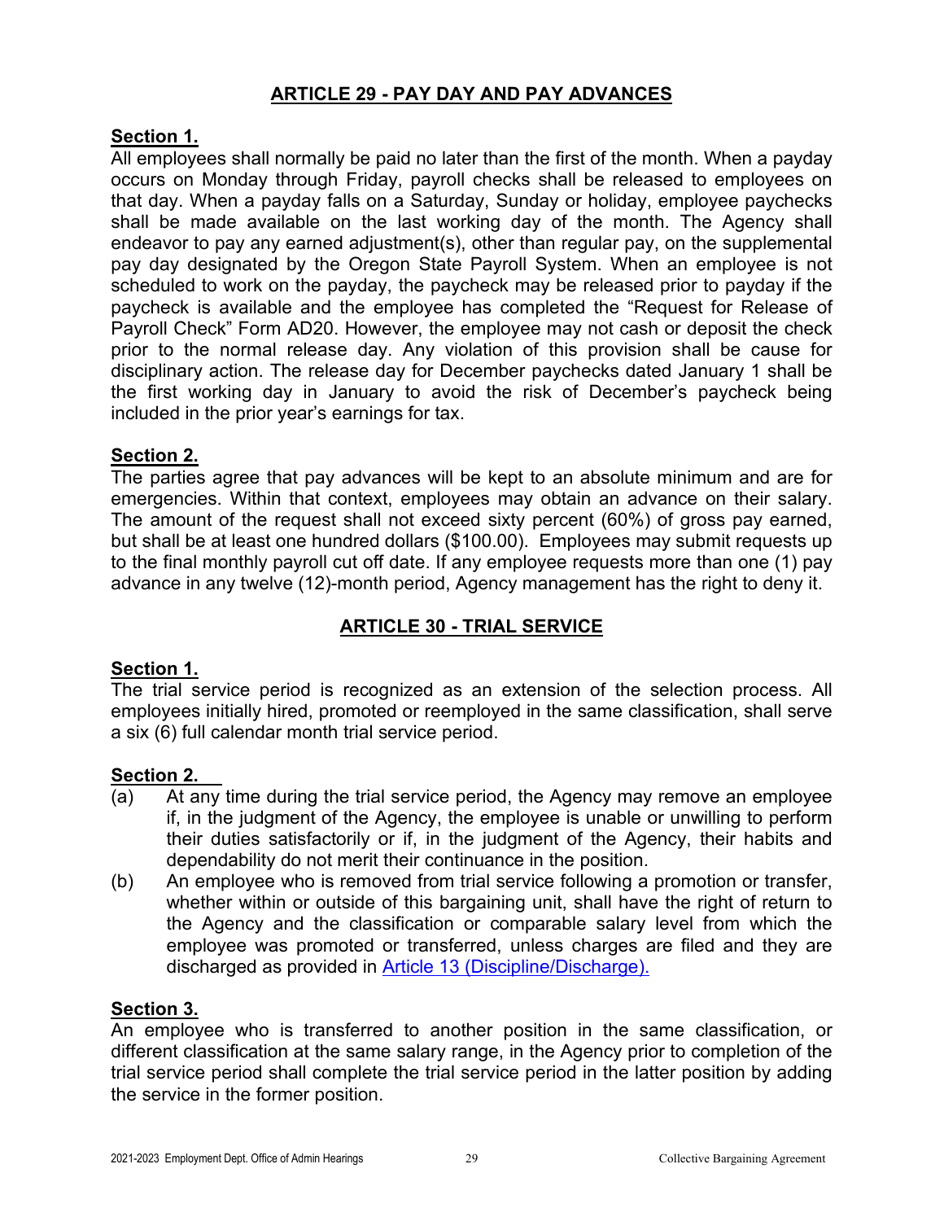## ARTICLE 29 - PAY DAY AND PAY ADVANCES

**Section 1.**
All employees shall normally be paid no later than the first of the month. When a payday occurs on Monday through Friday, payroll checks shall be released to employees on that day. When a payday falls on a Saturday, Sunday or holiday, employee paychecks shall be made available on the last working day of the month. The Agency shall endeavor to pay any earned adjustment(s), other than regular pay, on the supplemental pay day designated by the Oregon State Payroll System. When an employee is not scheduled to work on the payday, the paycheck may be released prior to payday if the paycheck is available and the employee has completed the "Request for Release of Payroll Check" Form AD20. However, the employee may not cash or deposit the check prior to the normal release day. Any violation of this provision shall be cause for disciplinary action. The release day for December paychecks dated January 1 shall be the first working day in January to avoid the risk of December's paycheck being included in the prior year's earnings for tax.

**Section 2.**
The parties agree that pay advances will be kept to an absolute minimum and are for emergencies. Within that context, employees may obtain an advance on their salary. The amount of the request shall not exceed sixty percent (60%) of gross pay earned, but shall be at least one hundred dollars ($100.00). Employees may submit requests up to the final monthly payroll cut off date. If any employee requests more than one (1) pay advance in any twelve (12)-month period, Agency management has the right to deny it.

## ARTICLE 30 - TRIAL SERVICE

**Section 1.**
The trial service period is recognized as an extension of the selection process. All employees initially hired, promoted or reemployed in the same classification, shall serve a six (6) full calendar month trial service period.

**Section 2.**

(a) At any time during the trial service period, the Agency may remove an employee if, in the judgment of the Agency, the employee is unable or unwilling to perform their duties satisfactorily or if, in the judgment of the Agency, their habits and dependability do not merit their continuance in the position.

(b) An employee who is removed from trial service following a promotion or transfer, whether within or outside of this bargaining unit, shall have the right of return to the Agency and the classification or comparable salary level from which the employee was promoted or transferred, unless charges are filed and they are discharged as provided in Article 13 (Discipline/Discharge).

**Section 3.**
An employee who is transferred to another position in the same classification, or different classification at the same salary range, in the Agency prior to completion of the trial service period shall complete the trial service period in the latter position by adding the service in the former position.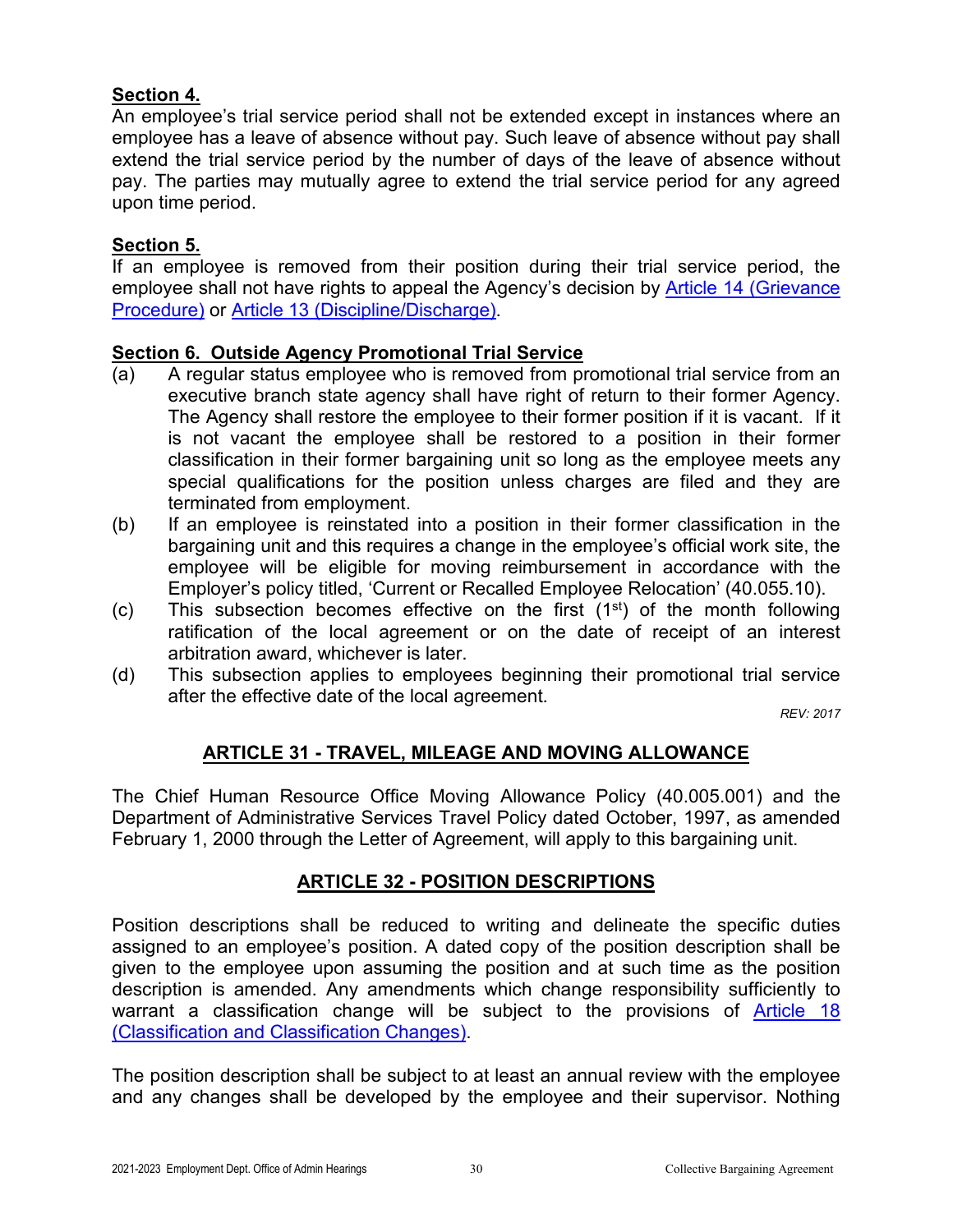**Section 4.**
An employee's trial service period shall not be extended except in instances where an employee has a leave of absence without pay. Such leave of absence without pay shall extend the trial service period by the number of days of the leave of absence without pay. The parties may mutually agree to extend the trial service period for any agreed upon time period.

**Section 5.**
If an employee is removed from their position during their trial service period, the employee shall not have rights to appeal the Agency's decision by Article 14 (Grievance Procedure) or Article 13 (Discipline/Discharge).

**Section 6. Outside Agency Promotional Trial Service**

(a) A regular status employee who is removed from promotional trial service from an executive branch state agency shall have right of return to their former Agency. The Agency shall restore the employee to their former position if it is vacant. If it is not vacant the employee shall be restored to a position in their former classification in their former bargaining unit so long as the employee meets any special qualifications for the position unless charges are filed and they are terminated from employment.

(b) If an employee is reinstated into a position in their former classification in the bargaining unit and this requires a change in the employee's official work site, the employee will be eligible for moving reimbursement in accordance with the Employer's policy titled, 'Current or Recalled Employee Relocation' (40.055.10).

(c) This subsection becomes effective on the first (1st) of the month following ratification of the local agreement or on the date of receipt of an interest arbitration award, whichever is later.

(d) This subsection applies to employees beginning their promotional trial service after the effective date of the local agreement.

*REV: 2017*

## ARTICLE 31 - TRAVEL, MILEAGE AND MOVING ALLOWANCE

The Chief Human Resource Office Moving Allowance Policy (40.005.001) and the Department of Administrative Services Travel Policy dated October, 1997, as amended February 1, 2000 through the Letter of Agreement, will apply to this bargaining unit.

## ARTICLE 32 - POSITION DESCRIPTIONS

Position descriptions shall be reduced to writing and delineate the specific duties assigned to an employee's position. A dated copy of the position description shall be given to the employee upon assuming the position and at such time as the position description is amended. Any amendments which change responsibility sufficiently to warrant a classification change will be subject to the provisions of Article 18 (Classification and Classification Changes).

The position description shall be subject to at least an annual review with the employee and any changes shall be developed by the employee and their supervisor. Nothing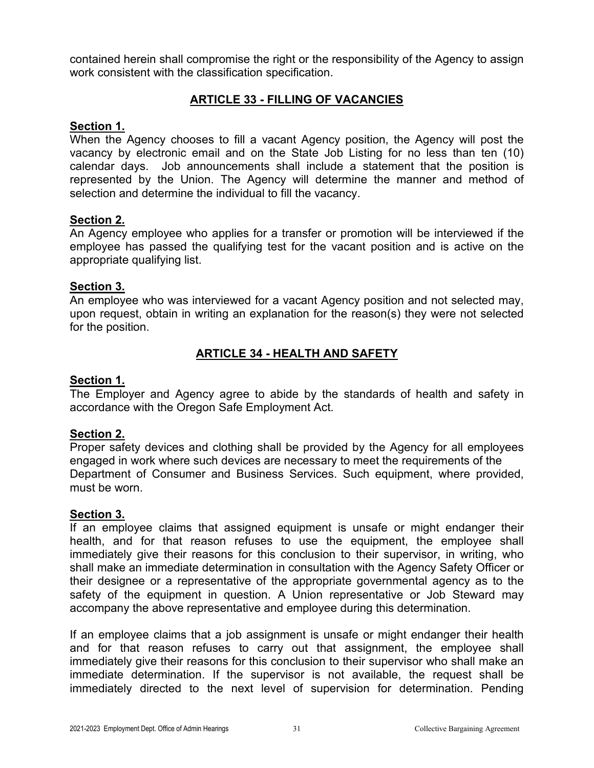contained herein shall compromise the right or the responsibility of the Agency to assign work consistent with the classification specification.

## ARTICLE 33 - FILLING OF VACANCIES

**Section 1.**
When the Agency chooses to fill a vacant Agency position, the Agency will post the vacancy by electronic email and on the State Job Listing for no less than ten (10) calendar days. Job announcements shall include a statement that the position is represented by the Union. The Agency will determine the manner and method of selection and determine the individual to fill the vacancy.

**Section 2.**
An Agency employee who applies for a transfer or promotion will be interviewed if the employee has passed the qualifying test for the vacant position and is active on the appropriate qualifying list.

**Section 3.**
An employee who was interviewed for a vacant Agency position and not selected may, upon request, obtain in writing an explanation for the reason(s) they were not selected for the position.

## ARTICLE 34 - HEALTH AND SAFETY

**Section 1.**
The Employer and Agency agree to abide by the standards of health and safety in accordance with the Oregon Safe Employment Act.

**Section 2.**
Proper safety devices and clothing shall be provided by the Agency for all employees engaged in work where such devices are necessary to meet the requirements of the Department of Consumer and Business Services. Such equipment, where provided, must be worn.

**Section 3.**
If an employee claims that assigned equipment is unsafe or might endanger their health, and for that reason refuses to use the equipment, the employee shall immediately give their reasons for this conclusion to their supervisor, in writing, who shall make an immediate determination in consultation with the Agency Safety Officer or their designee or a representative of the appropriate governmental agency as to the safety of the equipment in question. A Union representative or Job Steward may accompany the above representative and employee during this determination.

If an employee claims that a job assignment is unsafe or might endanger their health and for that reason refuses to carry out that assignment, the employee shall immediately give their reasons for this conclusion to their supervisor who shall make an immediate determination. If the supervisor is not available, the request shall be immediately directed to the next level of supervision for determination. Pending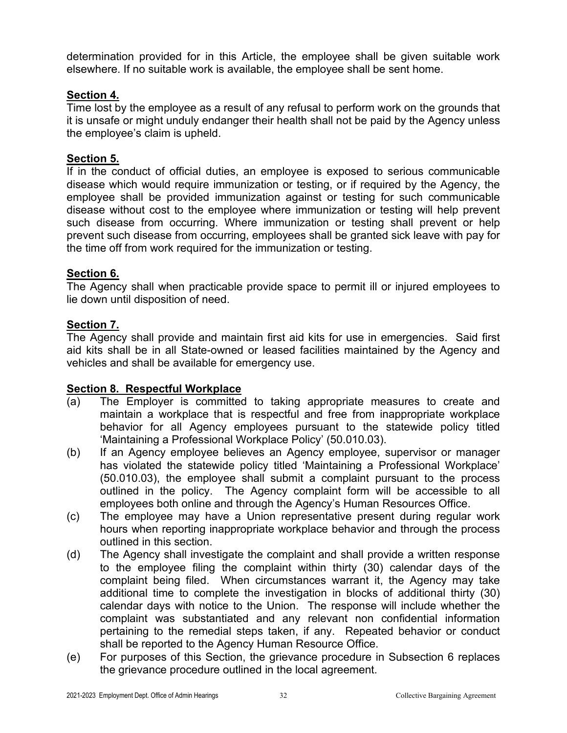determination provided for in this Article, the employee shall be given suitable work elsewhere. If no suitable work is available, the employee shall be sent home.

**Section 4.**

Time lost by the employee as a result of any refusal to perform work on the grounds that it is unsafe or might unduly endanger their health shall not be paid by the Agency unless the employee's claim is upheld.

**Section 5.**

If in the conduct of official duties, an employee is exposed to serious communicable disease which would require immunization or testing, or if required by the Agency, the employee shall be provided immunization against or testing for such communicable disease without cost to the employee where immunization or testing will help prevent such disease from occurring. Where immunization or testing shall prevent or help prevent such disease from occurring, employees shall be granted sick leave with pay for the time off from work required for the immunization or testing.

**Section 6.**

The Agency shall when practicable provide space to permit ill or injured employees to lie down until disposition of need.

**Section 7.**

The Agency shall provide and maintain first aid kits for use in emergencies. Said first aid kits shall be in all State-owned or leased facilities maintained by the Agency and vehicles and shall be available for emergency use.

**Section 8. Respectful Workplace**

(a) The Employer is committed to taking appropriate measures to create and maintain a workplace that is respectful and free from inappropriate workplace behavior for all Agency employees pursuant to the statewide policy titled 'Maintaining a Professional Workplace Policy' (50.010.03).

(b) If an Agency employee believes an Agency employee, supervisor or manager has violated the statewide policy titled 'Maintaining a Professional Workplace' (50.010.03), the employee shall submit a complaint pursuant to the process outlined in the policy. The Agency complaint form will be accessible to all employees both online and through the Agency's Human Resources Office.

(c) The employee may have a Union representative present during regular work hours when reporting inappropriate workplace behavior and through the process outlined in this section.

(d) The Agency shall investigate the complaint and shall provide a written response to the employee filing the complaint within thirty (30) calendar days of the complaint being filed. When circumstances warrant it, the Agency may take additional time to complete the investigation in blocks of additional thirty (30) calendar days with notice to the Union. The response will include whether the complaint was substantiated and any relevant non confidential information pertaining to the remedial steps taken, if any. Repeated behavior or conduct shall be reported to the Agency Human Resource Office.

(e) For purposes of this Section, the grievance procedure in Subsection 6 replaces the grievance procedure outlined in the local agreement.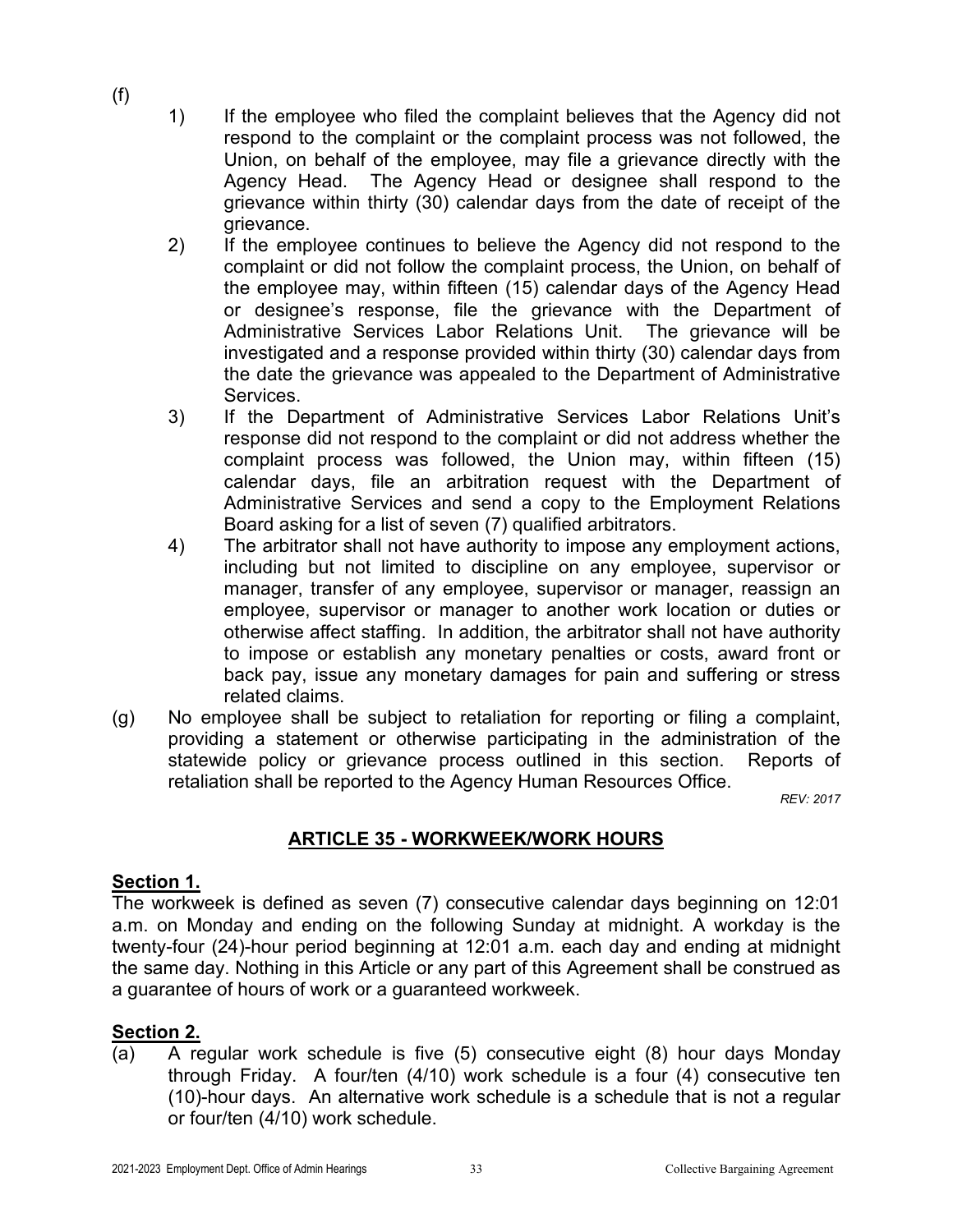(f)

1) If the employee who filed the complaint believes that the Agency did not respond to the complaint or the complaint process was not followed, the Union, on behalf of the employee, may file a grievance directly with the Agency Head. The Agency Head or designee shall respond to the grievance within thirty (30) calendar days from the date of receipt of the grievance.
2) If the employee continues to believe the Agency did not respond to the complaint or did not follow the complaint process, the Union, on behalf of the employee may, within fifteen (15) calendar days of the Agency Head or designee's response, file the grievance with the Department of Administrative Services Labor Relations Unit. The grievance will be investigated and a response provided within thirty (30) calendar days from the date the grievance was appealed to the Department of Administrative Services.
3) If the Department of Administrative Services Labor Relations Unit's response did not respond to the complaint or did not address whether the complaint process was followed, the Union may, within fifteen (15) calendar days, file an arbitration request with the Department of Administrative Services and send a copy to the Employment Relations Board asking for a list of seven (7) qualified arbitrators.
4) The arbitrator shall not have authority to impose any employment actions, including but not limited to discipline on any employee, supervisor or manager, transfer of any employee, supervisor or manager, reassign an employee, supervisor or manager to another work location or duties or otherwise affect staffing. In addition, the arbitrator shall not have authority to impose or establish any monetary penalties or costs, award front or back pay, issue any monetary damages for pain and suffering or stress related claims.

(g) No employee shall be subject to retaliation for reporting or filing a complaint, providing a statement or otherwise participating in the administration of the statewide policy or grievance process outlined in this section. Reports of retaliation shall be reported to the Agency Human Resources Office.

*REV: 2017*

## ARTICLE 35 - WORKWEEK/WORK HOURS

**Section 1.**

The workweek is defined as seven (7) consecutive calendar days beginning on 12:01 a.m. on Monday and ending on the following Sunday at midnight. A workday is the twenty-four (24)-hour period beginning at 12:01 a.m. each day and ending at midnight the same day. Nothing in this Article or any part of this Agreement shall be construed as a guarantee of hours of work or a guaranteed workweek.

**Section 2.**

(a) A regular work schedule is five (5) consecutive eight (8) hour days Monday through Friday. A four/ten (4/10) work schedule is a four (4) consecutive ten (10)-hour days. An alternative work schedule is a schedule that is not a regular or four/ten (4/10) work schedule.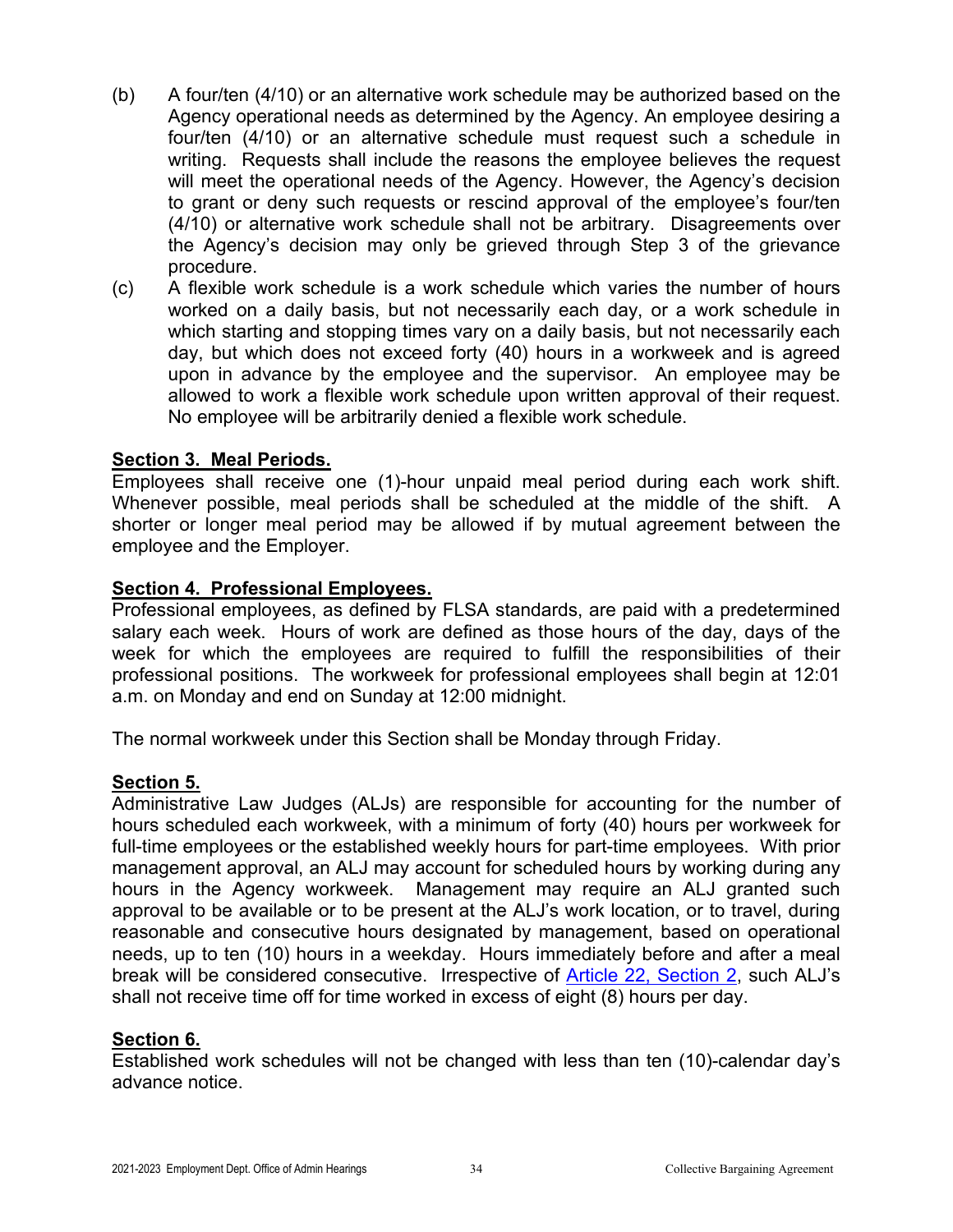(b) A four/ten (4/10) or an alternative work schedule may be authorized based on the Agency operational needs as determined by the Agency. An employee desiring a four/ten (4/10) or an alternative schedule must request such a schedule in writing. Requests shall include the reasons the employee believes the request will meet the operational needs of the Agency. However, the Agency's decision to grant or deny such requests or rescind approval of the employee's four/ten (4/10) or alternative work schedule shall not be arbitrary. Disagreements over the Agency's decision may only be grieved through Step 3 of the grievance procedure.

(c) A flexible work schedule is a work schedule which varies the number of hours worked on a daily basis, but not necessarily each day, or a work schedule in which starting and stopping times vary on a daily basis, but not necessarily each day, but which does not exceed forty (40) hours in a workweek and is agreed upon in advance by the employee and the supervisor. An employee may be allowed to work a flexible work schedule upon written approval of their request. No employee will be arbitrarily denied a flexible work schedule.

**Section 3. Meal Periods.**
Employees shall receive one (1)-hour unpaid meal period during each work shift. Whenever possible, meal periods shall be scheduled at the middle of the shift. A shorter or longer meal period may be allowed if by mutual agreement between the employee and the Employer.

**Section 4. Professional Employees.**
Professional employees, as defined by FLSA standards, are paid with a predetermined salary each week. Hours of work are defined as those hours of the day, days of the week for which the employees are required to fulfill the responsibilities of their professional positions. The workweek for professional employees shall begin at 12:01 a.m. on Monday and end on Sunday at 12:00 midnight.

The normal workweek under this Section shall be Monday through Friday.

**Section 5.**
Administrative Law Judges (ALJs) are responsible for accounting for the number of hours scheduled each workweek, with a minimum of forty (40) hours per workweek for full-time employees or the established weekly hours for part-time employees. With prior management approval, an ALJ may account for scheduled hours by working during any hours in the Agency workweek. Management may require an ALJ granted such approval to be available or to be present at the ALJ's work location, or to travel, during reasonable and consecutive hours designated by management, based on operational needs, up to ten (10) hours in a weekday. Hours immediately before and after a meal break will be considered consecutive. Irrespective of Article 22, Section 2, such ALJ's shall not receive time off for time worked in excess of eight (8) hours per day.

**Section 6.**
Established work schedules will not be changed with less than ten (10)-calendar day's advance notice.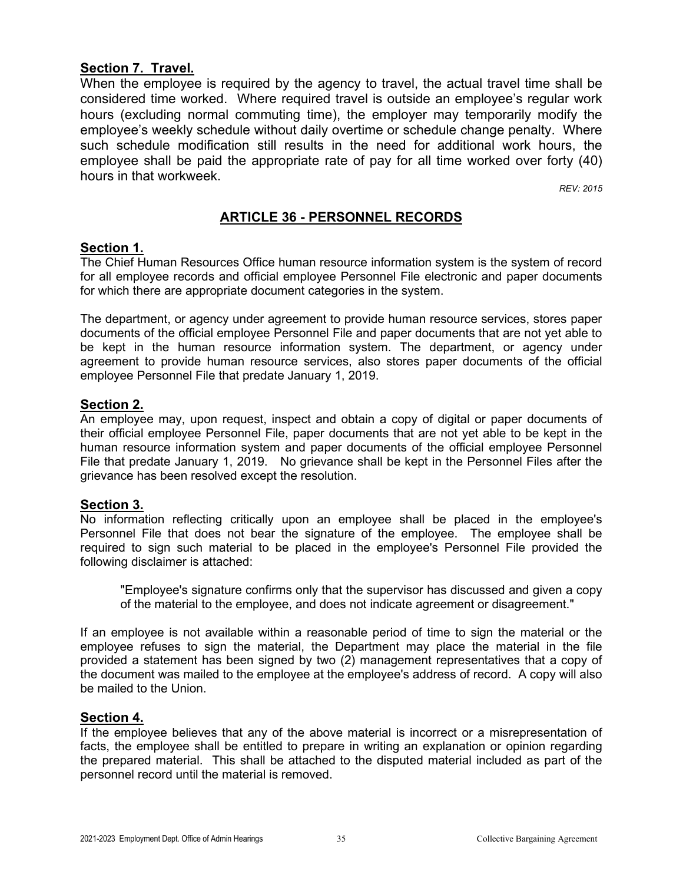**Section 7. Travel.**

When the employee is required by the agency to travel, the actual travel time shall be considered time worked. Where required travel is outside an employee's regular work hours (excluding normal commuting time), the employer may temporarily modify the employee's weekly schedule without daily overtime or schedule change penalty. Where such schedule modification still results in the need for additional work hours, the employee shall be paid the appropriate rate of pay for all time worked over forty (40) hours in that workweek.

*REV: 2015*

## ARTICLE 36 - PERSONNEL RECORDS

**Section 1.**

The Chief Human Resources Office human resource information system is the system of record for all employee records and official employee Personnel File electronic and paper documents for which there are appropriate document categories in the system.

The department, or agency under agreement to provide human resource services, stores paper documents of the official employee Personnel File and paper documents that are not yet able to be kept in the human resource information system. The department, or agency under agreement to provide human resource services, also stores paper documents of the official employee Personnel File that predate January 1, 2019.

**Section 2.**

An employee may, upon request, inspect and obtain a copy of digital or paper documents of their official employee Personnel File, paper documents that are not yet able to be kept in the human resource information system and paper documents of the official employee Personnel File that predate January 1, 2019. No grievance shall be kept in the Personnel Files after the grievance has been resolved except the resolution.

**Section 3.**

No information reflecting critically upon an employee shall be placed in the employee's Personnel File that does not bear the signature of the employee. The employee shall be required to sign such material to be placed in the employee's Personnel File provided the following disclaimer is attached:

> "Employee's signature confirms only that the supervisor has discussed and given a copy of the material to the employee, and does not indicate agreement or disagreement."

If an employee is not available within a reasonable period of time to sign the material or the employee refuses to sign the material, the Department may place the material in the file provided a statement has been signed by two (2) management representatives that a copy of the document was mailed to the employee at the employee's address of record. A copy will also be mailed to the Union.

**Section 4.**

If the employee believes that any of the above material is incorrect or a misrepresentation of facts, the employee shall be entitled to prepare in writing an explanation or opinion regarding the prepared material. This shall be attached to the disputed material included as part of the personnel record until the material is removed.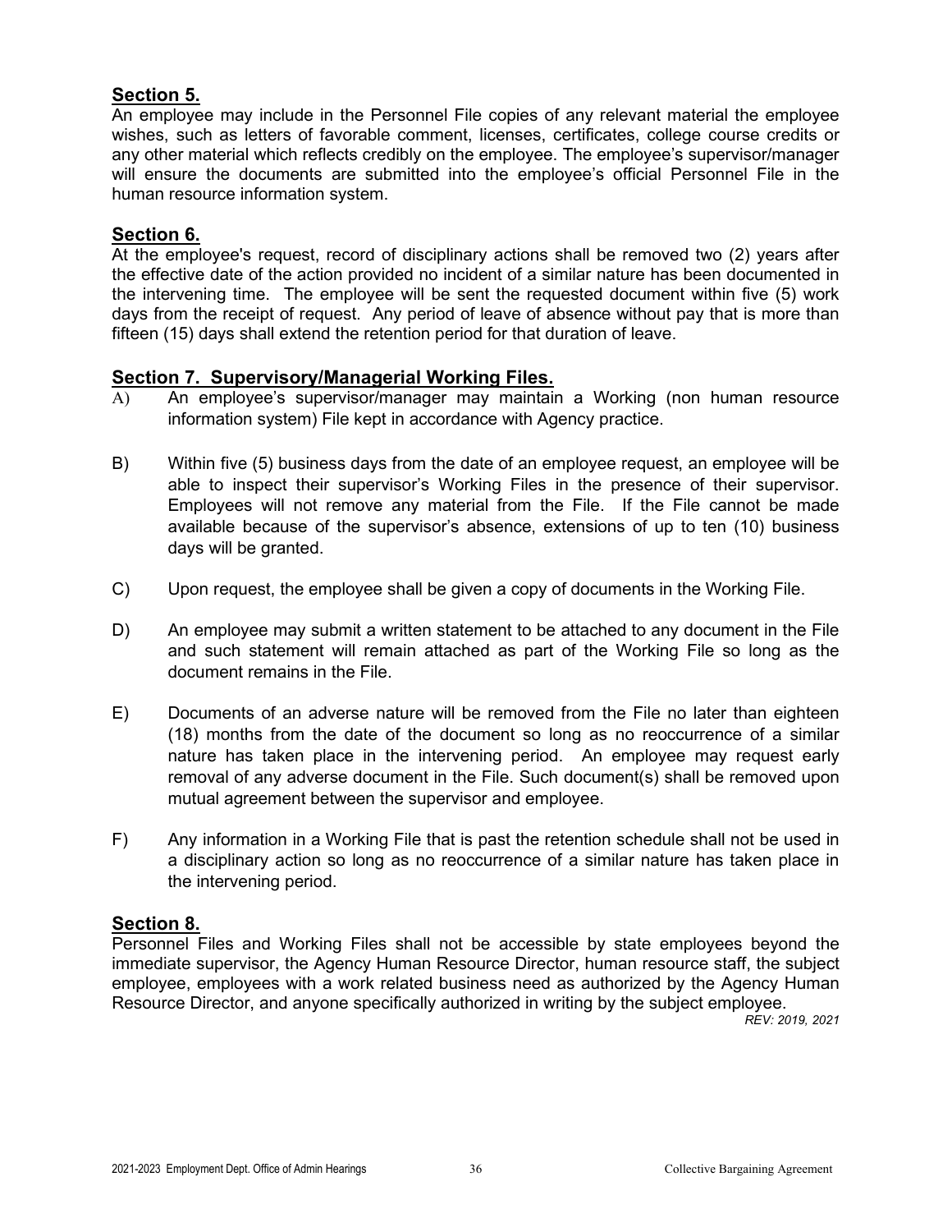## Section 5.

An employee may include in the Personnel File copies of any relevant material the employee wishes, such as letters of favorable comment, licenses, certificates, college course credits or any other material which reflects credibly on the employee. The employee's supervisor/manager will ensure the documents are submitted into the employee's official Personnel File in the human resource information system.

## Section 6.

At the employee's request, record of disciplinary actions shall be removed two (2) years after the effective date of the action provided no incident of a similar nature has been documented in the intervening time. The employee will be sent the requested document within five (5) work days from the receipt of request. Any period of leave of absence without pay that is more than fifteen (15) days shall extend the retention period for that duration of leave.

## Section 7. Supervisory/Managerial Working Files.

A) An employee's supervisor/manager may maintain a Working (non human resource information system) File kept in accordance with Agency practice.

B) Within five (5) business days from the date of an employee request, an employee will be able to inspect their supervisor's Working Files in the presence of their supervisor. Employees will not remove any material from the File. If the File cannot be made available because of the supervisor's absence, extensions of up to ten (10) business days will be granted.

C) Upon request, the employee shall be given a copy of documents in the Working File.

D) An employee may submit a written statement to be attached to any document in the File and such statement will remain attached as part of the Working File so long as the document remains in the File.

E) Documents of an adverse nature will be removed from the File no later than eighteen (18) months from the date of the document so long as no reoccurrence of a similar nature has taken place in the intervening period. An employee may request early removal of any adverse document in the File. Such document(s) shall be removed upon mutual agreement between the supervisor and employee.

F) Any information in a Working File that is past the retention schedule shall not be used in a disciplinary action so long as no reoccurrence of a similar nature has taken place in the intervening period.

## Section 8.

Personnel Files and Working Files shall not be accessible by state employees beyond the immediate supervisor, the Agency Human Resource Director, human resource staff, the subject employee, employees with a work related business need as authorized by the Agency Human Resource Director, and anyone specifically authorized in writing by the subject employee.

*REV: 2019, 2021*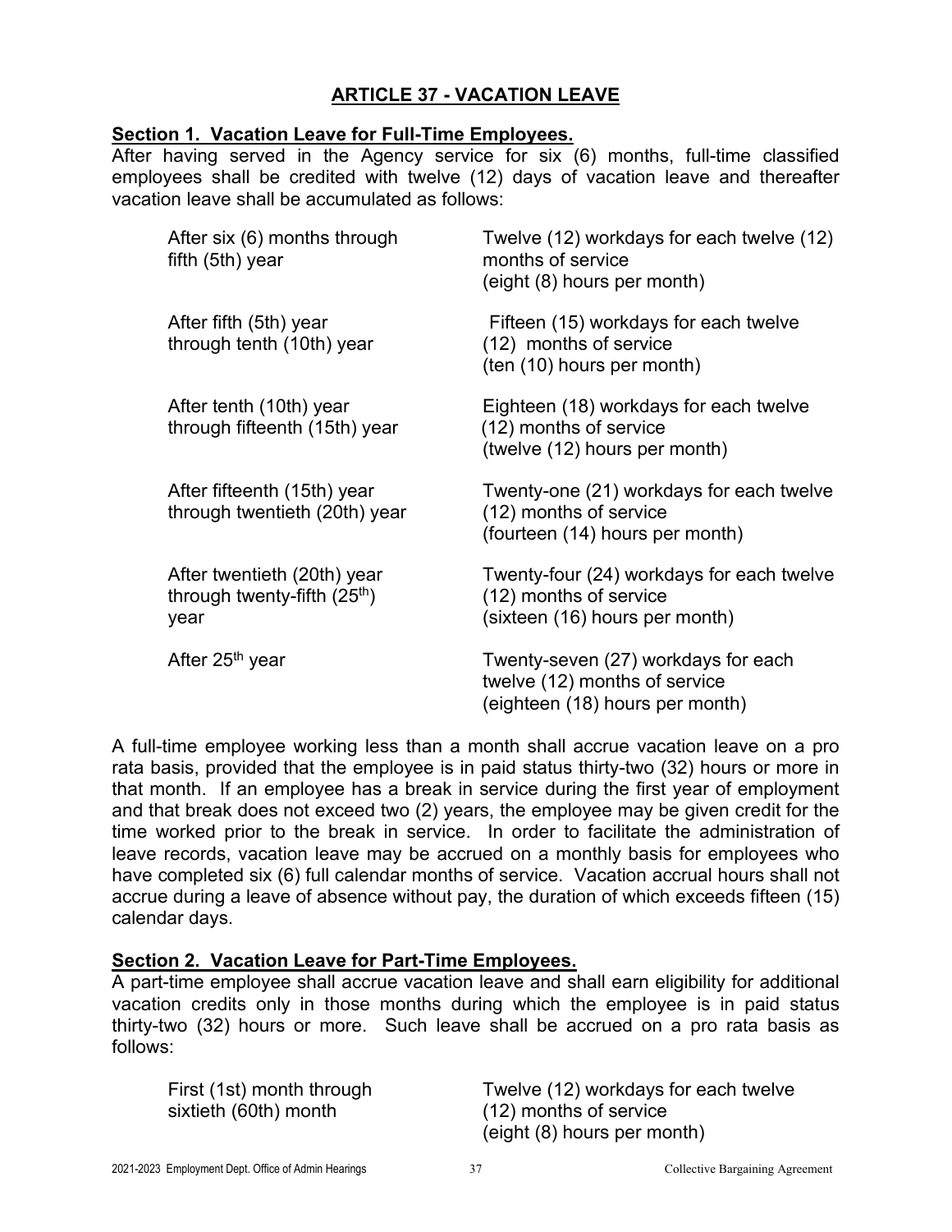## ARTICLE 37 - VACATION LEAVE

**Section 1. Vacation Leave for Full-Time Employees.**
After having served in the Agency service for six (6) months, full-time classified employees shall be credited with twelve (12) days of vacation leave and thereafter vacation leave shall be accumulated as follows:

| | |
|---|---|
| After six (6) months through fifth (5th) year | Twelve (12) workdays for each twelve (12) months of service (eight (8) hours per month) |
| After fifth (5th) year through tenth (10th) year | Fifteen (15) workdays for each twelve (12) months of service (ten (10) hours per month) |
| After tenth (10th) year through fifteenth (15th) year | Eighteen (18) workdays for each twelve (12) months of service (twelve (12) hours per month) |
| After fifteenth (15th) year through twentieth (20th) year | Twenty-one (21) workdays for each twelve (12) months of service (fourteen (14) hours per month) |
| After twentieth (20th) year through twenty-fifth (25th) year | Twenty-four (24) workdays for each twelve (12) months of service (sixteen (16) hours per month) |
| After 25th year | Twenty-seven (27) workdays for each twelve (12) months of service (eighteen (18) hours per month) |

A full-time employee working less than a month shall accrue vacation leave on a pro rata basis, provided that the employee is in paid status thirty-two (32) hours or more in that month. If an employee has a break in service during the first year of employment and that break does not exceed two (2) years, the employee may be given credit for the time worked prior to the break in service. In order to facilitate the administration of leave records, vacation leave may be accrued on a monthly basis for employees who have completed six (6) full calendar months of service. Vacation accrual hours shall not accrue during a leave of absence without pay, the duration of which exceeds fifteen (15) calendar days.

**Section 2. Vacation Leave for Part-Time Employees.**
A part-time employee shall accrue vacation leave and shall earn eligibility for additional vacation credits only in those months during which the employee is in paid status thirty-two (32) hours or more. Such leave shall be accrued on a pro rata basis as follows:

| | |
|---|---|
| First (1st) month through sixtieth (60th) month | Twelve (12) workdays for each twelve (12) months of service (eight (8) hours per month) |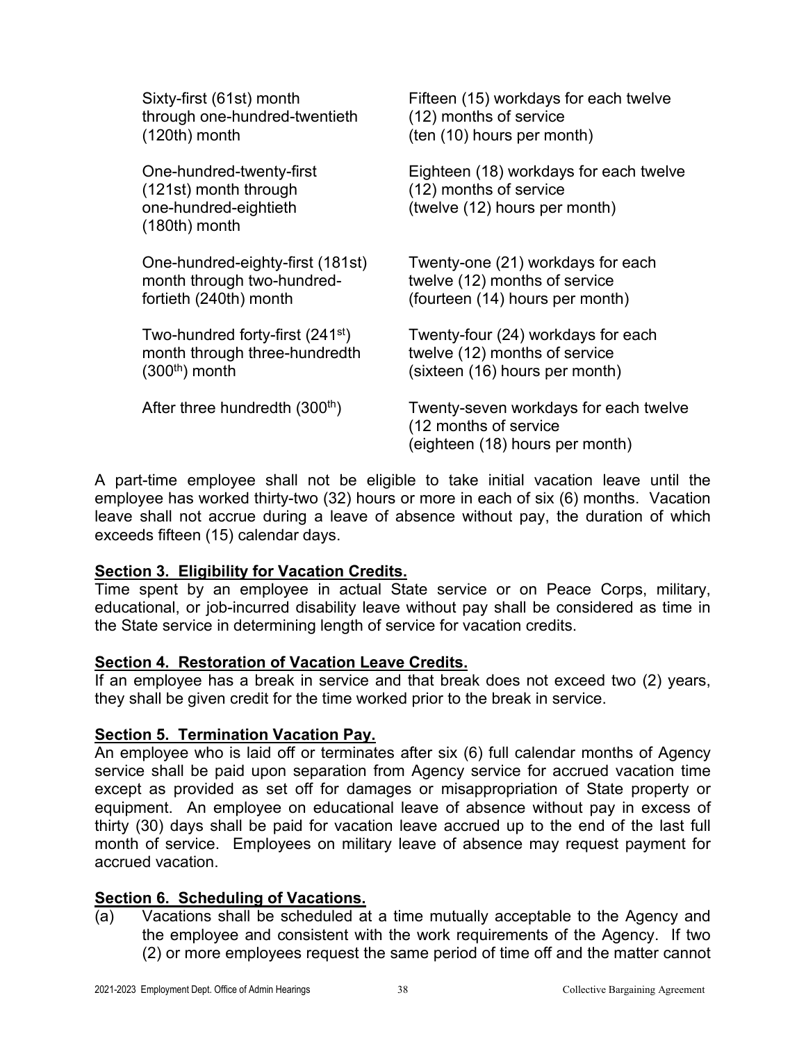| | |
|---|---|
| Sixty-first (61st) month through one-hundred-twentieth (120th) month | Fifteen (15) workdays for each twelve (12) months of service (ten (10) hours per month) |
| One-hundred-twenty-first (121st) month through one-hundred-eightieth (180th) month | Eighteen (18) workdays for each twelve (12) months of service (twelve (12) hours per month) |
| One-hundred-eighty-first (181st) month through two-hundred-fortieth (240th) month | Twenty-one (21) workdays for each twelve (12) months of service (fourteen (14) hours per month) |
| Two-hundred forty-first (241st) month through three-hundredth (300th) month | Twenty-four (24) workdays for each twelve (12) months of service (sixteen (16) hours per month) |
| After three hundredth (300th) | Twenty-seven workdays for each twelve (12 months of service (eighteen (18) hours per month) |

A part-time employee shall not be eligible to take initial vacation leave until the employee has worked thirty-two (32) hours or more in each of six (6) months. Vacation leave shall not accrue during a leave of absence without pay, the duration of which exceeds fifteen (15) calendar days.

**Section 3. Eligibility for Vacation Credits.**
Time spent by an employee in actual State service or on Peace Corps, military, educational, or job-incurred disability leave without pay shall be considered as time in the State service in determining length of service for vacation credits.

**Section 4. Restoration of Vacation Leave Credits.**
If an employee has a break in service and that break does not exceed two (2) years, they shall be given credit for the time worked prior to the break in service.

**Section 5. Termination Vacation Pay.**
An employee who is laid off or terminates after six (6) full calendar months of Agency service shall be paid upon separation from Agency service for accrued vacation time except as provided as set off for damages or misappropriation of State property or equipment. An employee on educational leave of absence without pay in excess of thirty (30) days shall be paid for vacation leave accrued up to the end of the last full month of service. Employees on military leave of absence may request payment for accrued vacation.

**Section 6. Scheduling of Vacations.**

(a) Vacations shall be scheduled at a time mutually acceptable to the Agency and the employee and consistent with the work requirements of the Agency. If two (2) or more employees request the same period of time off and the matter cannot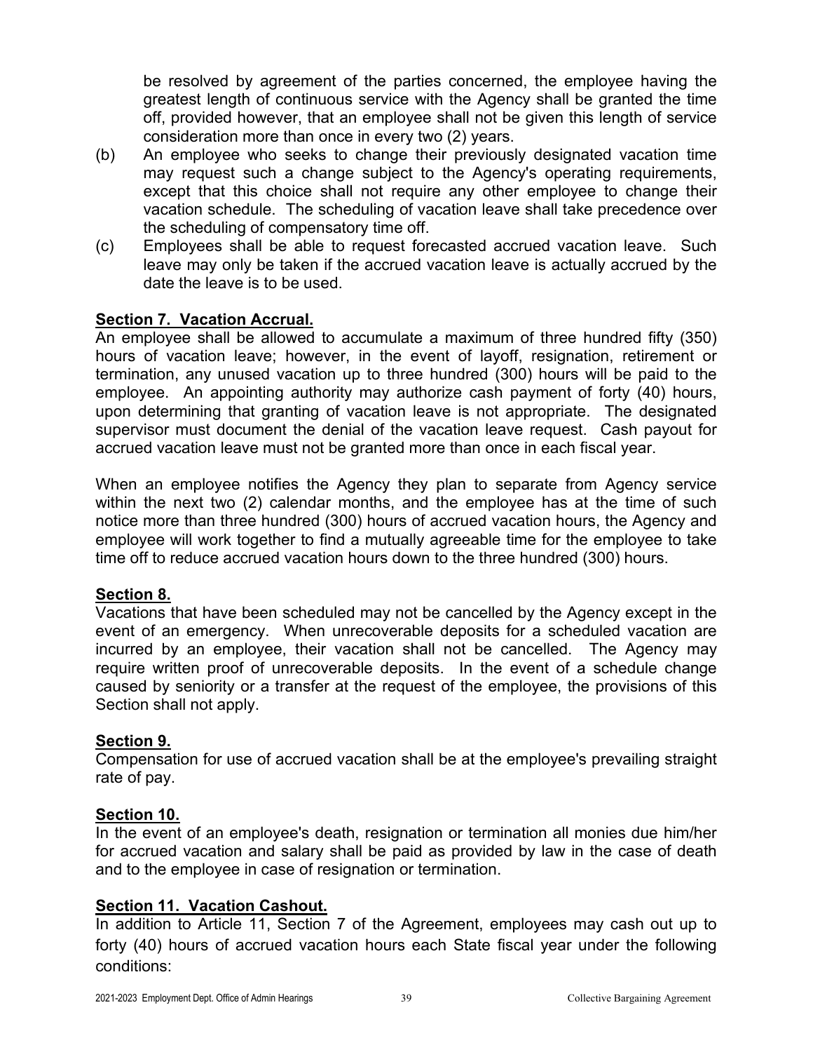be resolved by agreement of the parties concerned, the employee having the greatest length of continuous service with the Agency shall be granted the time off, provided however, that an employee shall not be given this length of service consideration more than once in every two (2) years.

(b) An employee who seeks to change their previously designated vacation time may request such a change subject to the Agency's operating requirements, except that this choice shall not require any other employee to change their vacation schedule. The scheduling of vacation leave shall take precedence over the scheduling of compensatory time off.

(c) Employees shall be able to request forecasted accrued vacation leave. Such leave may only be taken if the accrued vacation leave is actually accrued by the date the leave is to be used.

**Section 7. Vacation Accrual.**

An employee shall be allowed to accumulate a maximum of three hundred fifty (350) hours of vacation leave; however, in the event of layoff, resignation, retirement or termination, any unused vacation up to three hundred (300) hours will be paid to the employee. An appointing authority may authorize cash payment of forty (40) hours, upon determining that granting of vacation leave is not appropriate. The designated supervisor must document the denial of the vacation leave request. Cash payout for accrued vacation leave must not be granted more than once in each fiscal year.

When an employee notifies the Agency they plan to separate from Agency service within the next two (2) calendar months, and the employee has at the time of such notice more than three hundred (300) hours of accrued vacation hours, the Agency and employee will work together to find a mutually agreeable time for the employee to take time off to reduce accrued vacation hours down to the three hundred (300) hours.

**Section 8.**

Vacations that have been scheduled may not be cancelled by the Agency except in the event of an emergency. When unrecoverable deposits for a scheduled vacation are incurred by an employee, their vacation shall not be cancelled. The Agency may require written proof of unrecoverable deposits. In the event of a schedule change caused by seniority or a transfer at the request of the employee, the provisions of this Section shall not apply.

**Section 9.**

Compensation for use of accrued vacation shall be at the employee's prevailing straight rate of pay.

**Section 10.**

In the event of an employee's death, resignation or termination all monies due him/her for accrued vacation and salary shall be paid as provided by law in the case of death and to the employee in case of resignation or termination.

**Section 11. Vacation Cashout.**

In addition to Article 11, Section 7 of the Agreement, employees may cash out up to forty (40) hours of accrued vacation hours each State fiscal year under the following conditions: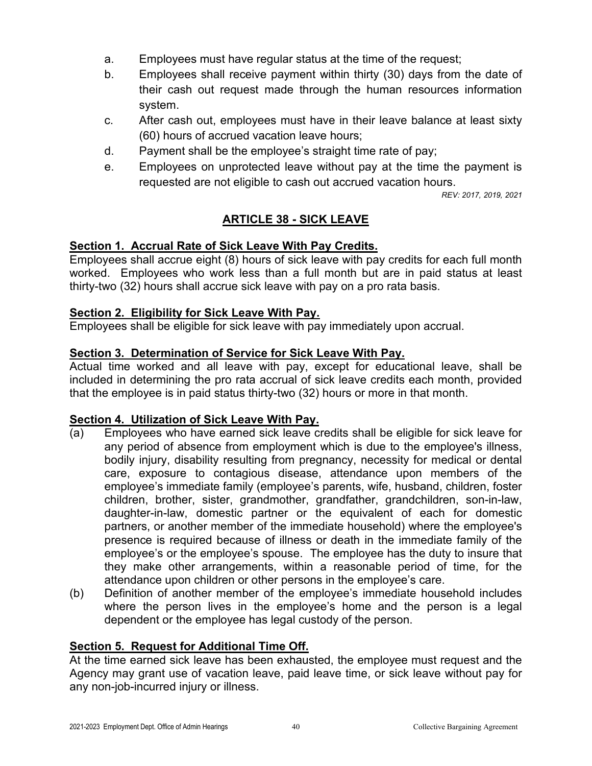a. Employees must have regular status at the time of the request;
b. Employees shall receive payment within thirty (30) days from the date of their cash out request made through the human resources information system.
c. After cash out, employees must have in their leave balance at least sixty (60) hours of accrued vacation leave hours;
d. Payment shall be the employee's straight time rate of pay;
e. Employees on unprotected leave without pay at the time the payment is requested are not eligible to cash out accrued vacation hours.

*REV: 2017, 2019, 2021*

## ARTICLE 38 - SICK LEAVE

**Section 1. Accrual Rate of Sick Leave With Pay Credits.**
Employees shall accrue eight (8) hours of sick leave with pay credits for each full month worked. Employees who work less than a full month but are in paid status at least thirty-two (32) hours shall accrue sick leave with pay on a pro rata basis.

**Section 2. Eligibility for Sick Leave With Pay.**
Employees shall be eligible for sick leave with pay immediately upon accrual.

**Section 3. Determination of Service for Sick Leave With Pay.**
Actual time worked and all leave with pay, except for educational leave, shall be included in determining the pro rata accrual of sick leave credits each month, provided that the employee is in paid status thirty-two (32) hours or more in that month.

**Section 4. Utilization of Sick Leave With Pay.**

(a) Employees who have earned sick leave credits shall be eligible for sick leave for any period of absence from employment which is due to the employee's illness, bodily injury, disability resulting from pregnancy, necessity for medical or dental care, exposure to contagious disease, attendance upon members of the employee's immediate family (employee's parents, wife, husband, children, foster children, brother, sister, grandmother, grandfather, grandchildren, son-in-law, daughter-in-law, domestic partner or the equivalent of each for domestic partners, or another member of the immediate household) where the employee's presence is required because of illness or death in the immediate family of the employee's or the employee's spouse. The employee has the duty to insure that they make other arrangements, within a reasonable period of time, for the attendance upon children or other persons in the employee's care.

(b) Definition of another member of the employee's immediate household includes where the person lives in the employee's home and the person is a legal dependent or the employee has legal custody of the person.

**Section 5. Request for Additional Time Off.**
At the time earned sick leave has been exhausted, the employee must request and the Agency may grant use of vacation leave, paid leave time, or sick leave without pay for any non-job-incurred injury or illness.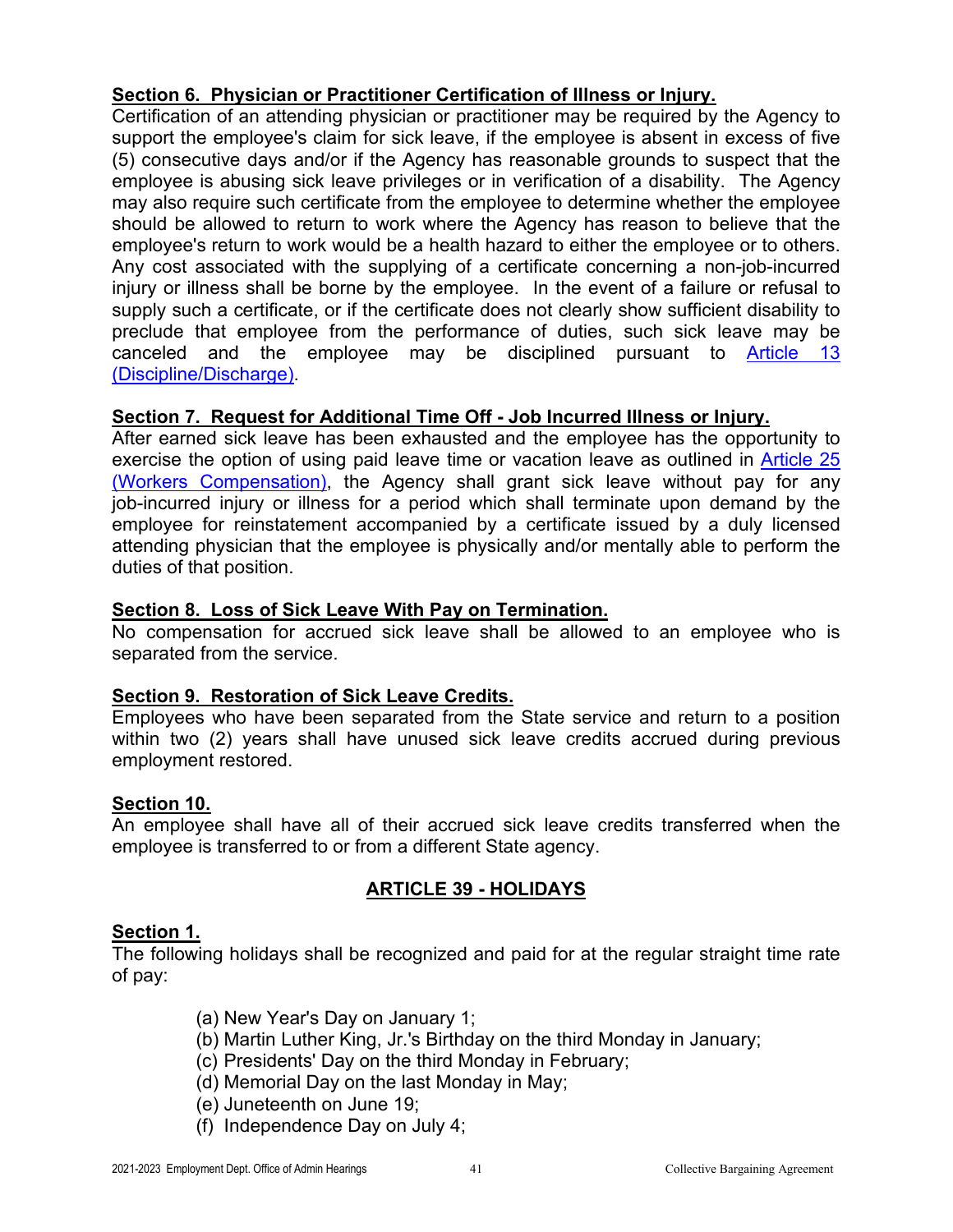**Section 6. Physician or Practitioner Certification of Illness or Injury.**
Certification of an attending physician or practitioner may be required by the Agency to support the employee's claim for sick leave, if the employee is absent in excess of five (5) consecutive days and/or if the Agency has reasonable grounds to suspect that the employee is abusing sick leave privileges or in verification of a disability. The Agency may also require such certificate from the employee to determine whether the employee should be allowed to return to work where the Agency has reason to believe that the employee's return to work would be a health hazard to either the employee or to others. Any cost associated with the supplying of a certificate concerning a non-job-incurred injury or illness shall be borne by the employee. In the event of a failure or refusal to supply such a certificate, or if the certificate does not clearly show sufficient disability to preclude that employee from the performance of duties, such sick leave may be canceled and the employee may be disciplined pursuant to Article 13 (Discipline/Discharge).

**Section 7. Request for Additional Time Off - Job Incurred Illness or Injury.**
After earned sick leave has been exhausted and the employee has the opportunity to exercise the option of using paid leave time or vacation leave as outlined in Article 25 (Workers Compensation), the Agency shall grant sick leave without pay for any job-incurred injury or illness for a period which shall terminate upon demand by the employee for reinstatement accompanied by a certificate issued by a duly licensed attending physician that the employee is physically and/or mentally able to perform the duties of that position.

**Section 8. Loss of Sick Leave With Pay on Termination.**
No compensation for accrued sick leave shall be allowed to an employee who is separated from the service.

**Section 9. Restoration of Sick Leave Credits.**
Employees who have been separated from the State service and return to a position within two (2) years shall have unused sick leave credits accrued during previous employment restored.

**Section 10.**
An employee shall have all of their accrued sick leave credits transferred when the employee is transferred to or from a different State agency.

## ARTICLE 39 - HOLIDAYS

**Section 1.**
The following holidays shall be recognized and paid for at the regular straight time rate of pay:

(a) New Year's Day on January 1;
(b) Martin Luther King, Jr.'s Birthday on the third Monday in January;
(c) Presidents' Day on the third Monday in February;
(d) Memorial Day on the last Monday in May;
(e) Juneteenth on June 19;
(f) Independence Day on July 4;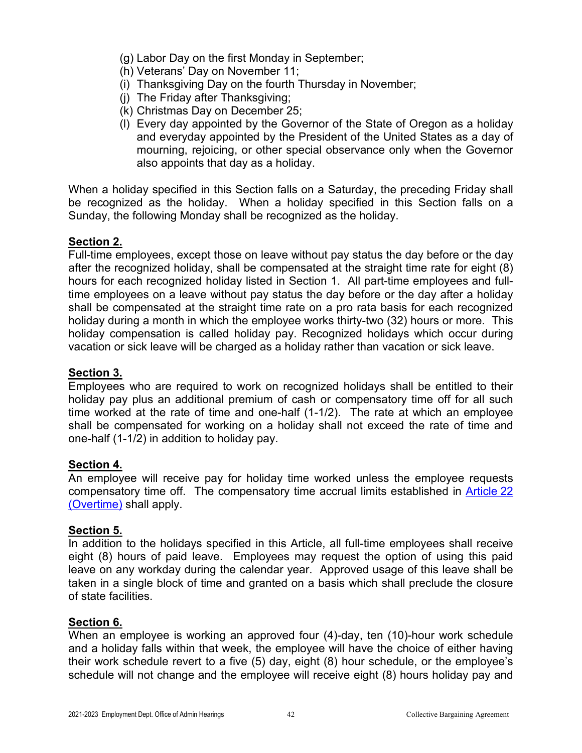(g) Labor Day on the first Monday in September;
(h) Veterans' Day on November 11;
(i) Thanksgiving Day on the fourth Thursday in November;
(j) The Friday after Thanksgiving;
(k) Christmas Day on December 25;
(l) Every day appointed by the Governor of the State of Oregon as a holiday and everyday appointed by the President of the United States as a day of mourning, rejoicing, or other special observance only when the Governor also appoints that day as a holiday.

When a holiday specified in this Section falls on a Saturday, the preceding Friday shall be recognized as the holiday. When a holiday specified in this Section falls on a Sunday, the following Monday shall be recognized as the holiday.

**Section 2.**
Full-time employees, except those on leave without pay status the day before or the day after the recognized holiday, shall be compensated at the straight time rate for eight (8) hours for each recognized holiday listed in Section 1. All part-time employees and full-time employees on a leave without pay status the day before or the day after a holiday shall be compensated at the straight time rate on a pro rata basis for each recognized holiday during a month in which the employee works thirty-two (32) hours or more. This holiday compensation is called holiday pay. Recognized holidays which occur during vacation or sick leave will be charged as a holiday rather than vacation or sick leave.

**Section 3.**
Employees who are required to work on recognized holidays shall be entitled to their holiday pay plus an additional premium of cash or compensatory time off for all such time worked at the rate of time and one-half (1-1/2). The rate at which an employee shall be compensated for working on a holiday shall not exceed the rate of time and one-half (1-1/2) in addition to holiday pay.

**Section 4.**
An employee will receive pay for holiday time worked unless the employee requests compensatory time off. The compensatory time accrual limits established in Article 22 (Overtime) shall apply.

**Section 5.**
In addition to the holidays specified in this Article, all full-time employees shall receive eight (8) hours of paid leave. Employees may request the option of using this paid leave on any workday during the calendar year. Approved usage of this leave shall be taken in a single block of time and granted on a basis which shall preclude the closure of state facilities.

**Section 6.**
When an employee is working an approved four (4)-day, ten (10)-hour work schedule and a holiday falls within that week, the employee will have the choice of either having their work schedule revert to a five (5) day, eight (8) hour schedule, or the employee's schedule will not change and the employee will receive eight (8) hours holiday pay and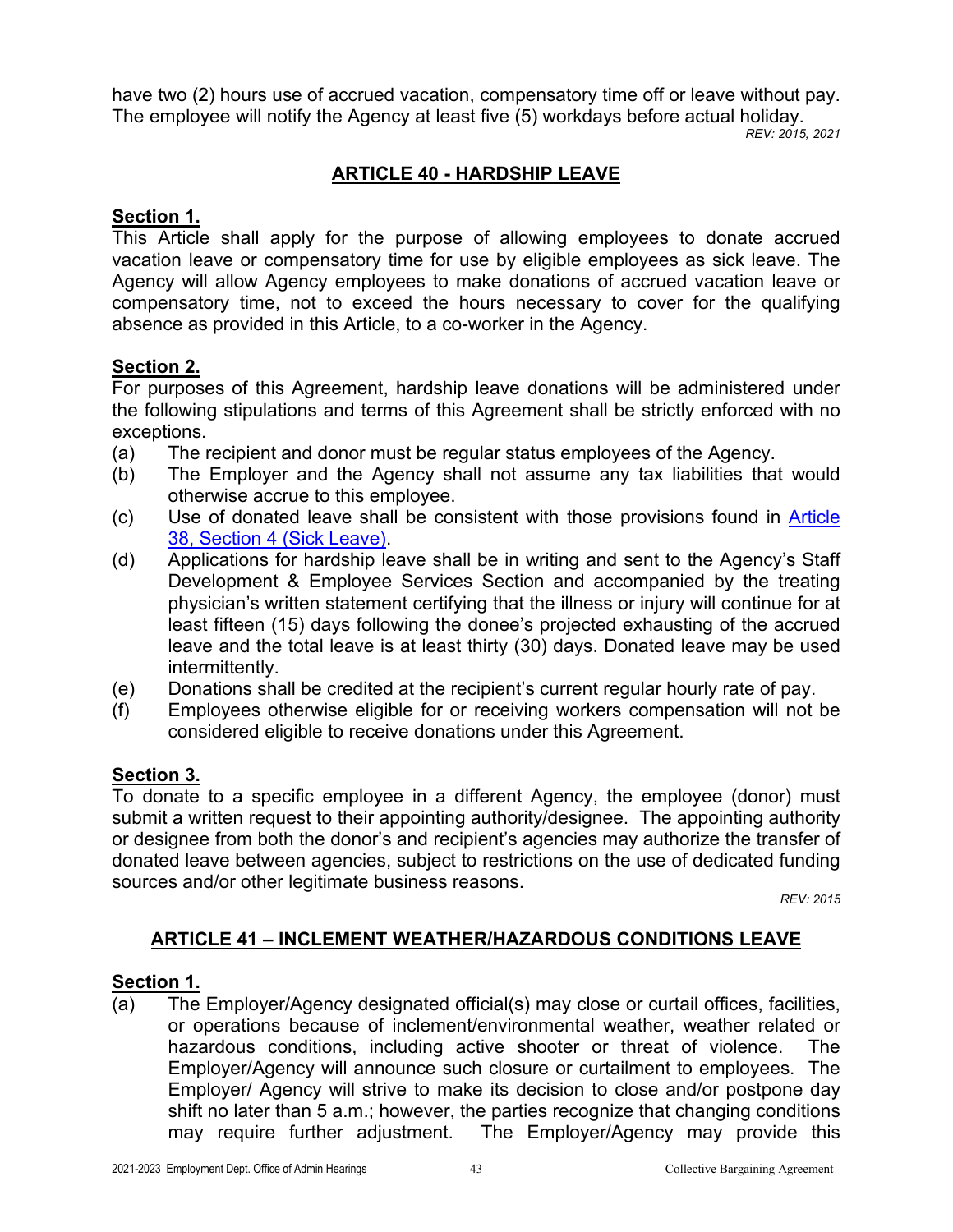have two (2) hours use of accrued vacation, compensatory time off or leave without pay. The employee will notify the Agency at least five (5) workdays before actual holiday.

*REV: 2015, 2021*

## ARTICLE 40 - HARDSHIP LEAVE

**Section 1.**

This Article shall apply for the purpose of allowing employees to donate accrued vacation leave or compensatory time for use by eligible employees as sick leave. The Agency will allow Agency employees to make donations of accrued vacation leave or compensatory time, not to exceed the hours necessary to cover for the qualifying absence as provided in this Article, to a co-worker in the Agency.

**Section 2.**

For purposes of this Agreement, hardship leave donations will be administered under the following stipulations and terms of this Agreement shall be strictly enforced with no exceptions.

(a) The recipient and donor must be regular status employees of the Agency.

(b) The Employer and the Agency shall not assume any tax liabilities that would otherwise accrue to this employee.

(c) Use of donated leave shall be consistent with those provisions found in Article 38, Section 4 (Sick Leave).

(d) Applications for hardship leave shall be in writing and sent to the Agency's Staff Development & Employee Services Section and accompanied by the treating physician's written statement certifying that the illness or injury will continue for at least fifteen (15) days following the donee's projected exhausting of the accrued leave and the total leave is at least thirty (30) days. Donated leave may be used intermittently.

(e) Donations shall be credited at the recipient's current regular hourly rate of pay.

(f) Employees otherwise eligible for or receiving workers compensation will not be considered eligible to receive donations under this Agreement.

**Section 3.**

To donate to a specific employee in a different Agency, the employee (donor) must submit a written request to their appointing authority/designee. The appointing authority or designee from both the donor's and recipient's agencies may authorize the transfer of donated leave between agencies, subject to restrictions on the use of dedicated funding sources and/or other legitimate business reasons.

*REV: 2015*

## ARTICLE 41 – INCLEMENT WEATHER/HAZARDOUS CONDITIONS LEAVE

**Section 1.**

(a) The Employer/Agency designated official(s) may close or curtail offices, facilities, or operations because of inclement/environmental weather, weather related or hazardous conditions, including active shooter or threat of violence. The Employer/Agency will announce such closure or curtailment to employees. The Employer/ Agency will strive to make its decision to close and/or postpone day shift no later than 5 a.m.; however, the parties recognize that changing conditions may require further adjustment. The Employer/Agency may provide this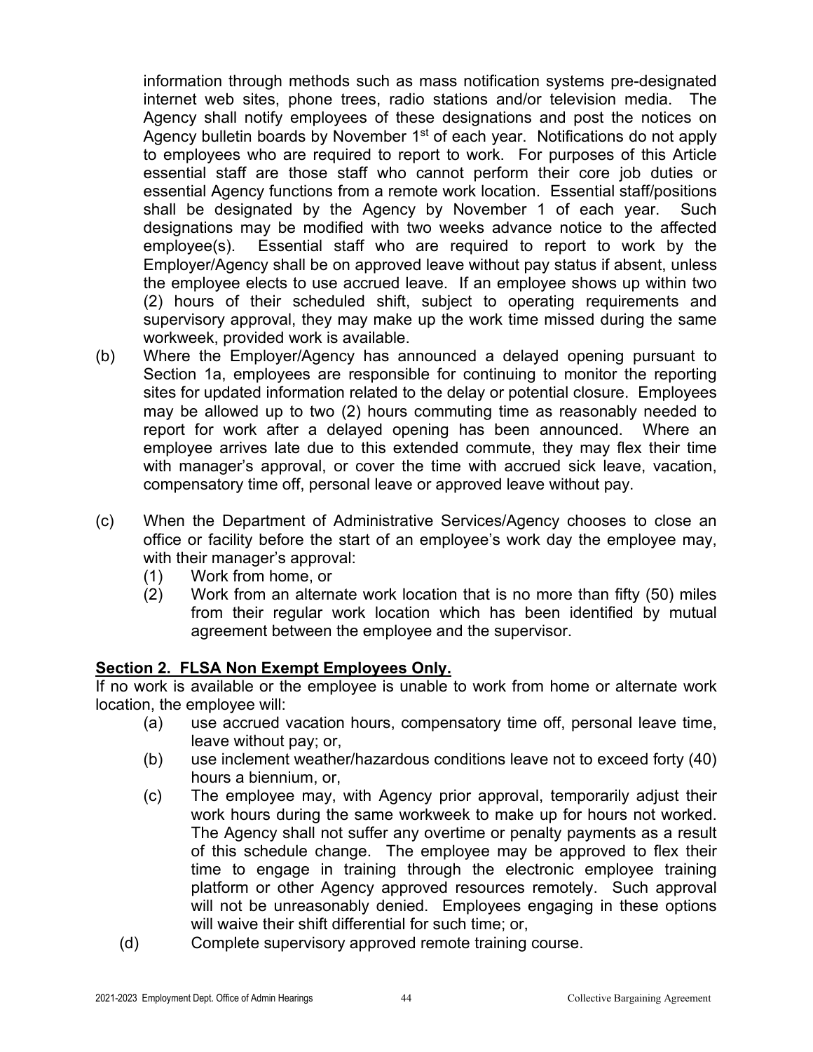information through methods such as mass notification systems pre-designated internet web sites, phone trees, radio stations and/or television media. The Agency shall notify employees of these designations and post the notices on Agency bulletin boards by November 1st of each year. Notifications do not apply to employees who are required to report to work. For purposes of this Article essential staff are those staff who cannot perform their core job duties or essential Agency functions from a remote work location. Essential staff/positions shall be designated by the Agency by November 1 of each year. Such designations may be modified with two weeks advance notice to the affected employee(s). Essential staff who are required to report to work by the Employer/Agency shall be on approved leave without pay status if absent, unless the employee elects to use accrued leave. If an employee shows up within two (2) hours of their scheduled shift, subject to operating requirements and supervisory approval, they may make up the work time missed during the same workweek, provided work is available.

(b) Where the Employer/Agency has announced a delayed opening pursuant to Section 1a, employees are responsible for continuing to monitor the reporting sites for updated information related to the delay or potential closure. Employees may be allowed up to two (2) hours commuting time as reasonably needed to report for work after a delayed opening has been announced. Where an employee arrives late due to this extended commute, they may flex their time with manager's approval, or cover the time with accrued sick leave, vacation, compensatory time off, personal leave or approved leave without pay.

(c) When the Department of Administrative Services/Agency chooses to close an office or facility before the start of an employee's work day the employee may, with their manager's approval:

(1) Work from home, or

(2) Work from an alternate work location that is no more than fifty (50) miles from their regular work location which has been identified by mutual agreement between the employee and the supervisor.

**Section 2. FLSA Non Exempt Employees Only.**

If no work is available or the employee is unable to work from home or alternate work location, the employee will:

(a) use accrued vacation hours, compensatory time off, personal leave time, leave without pay; or,

(b) use inclement weather/hazardous conditions leave not to exceed forty (40) hours a biennium, or,

(c) The employee may, with Agency prior approval, temporarily adjust their work hours during the same workweek to make up for hours not worked. The Agency shall not suffer any overtime or penalty payments as a result of this schedule change. The employee may be approved to flex their time to engage in training through the electronic employee training platform or other Agency approved resources remotely. Such approval will not be unreasonably denied. Employees engaging in these options will waive their shift differential for such time; or,

(d) Complete supervisory approved remote training course.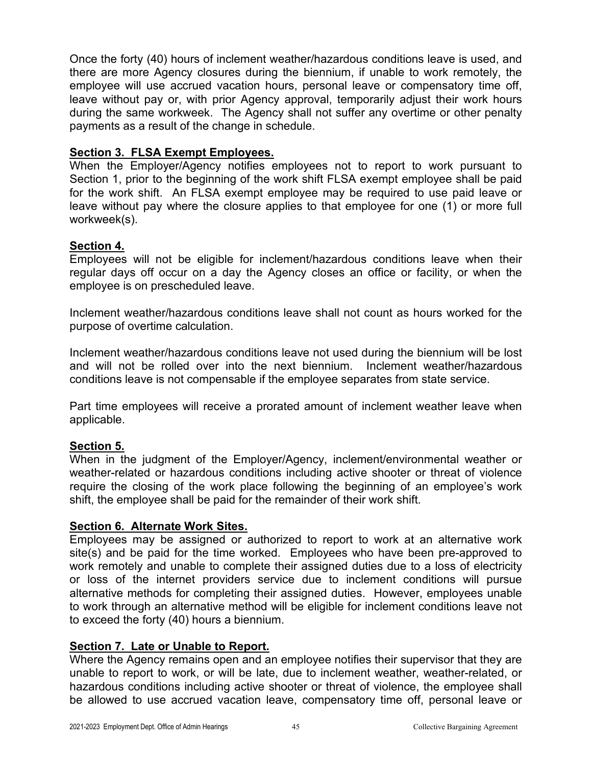Once the forty (40) hours of inclement weather/hazardous conditions leave is used, and there are more Agency closures during the biennium, if unable to work remotely, the employee will use accrued vacation hours, personal leave or compensatory time off, leave without pay or, with prior Agency approval, temporarily adjust their work hours during the same workweek. The Agency shall not suffer any overtime or other penalty payments as a result of the change in schedule.

**Section 3. FLSA Exempt Employees.**

When the Employer/Agency notifies employees not to report to work pursuant to Section 1, prior to the beginning of the work shift FLSA exempt employee shall be paid for the work shift. An FLSA exempt employee may be required to use paid leave or leave without pay where the closure applies to that employee for one (1) or more full workweek(s).

**Section 4.**

Employees will not be eligible for inclement/hazardous conditions leave when their regular days off occur on a day the Agency closes an office or facility, or when the employee is on prescheduled leave.

Inclement weather/hazardous conditions leave shall not count as hours worked for the purpose of overtime calculation.

Inclement weather/hazardous conditions leave not used during the biennium will be lost and will not be rolled over into the next biennium. Inclement weather/hazardous conditions leave is not compensable if the employee separates from state service.

Part time employees will receive a prorated amount of inclement weather leave when applicable.

**Section 5.**

When in the judgment of the Employer/Agency, inclement/environmental weather or weather-related or hazardous conditions including active shooter or threat of violence require the closing of the work place following the beginning of an employee's work shift, the employee shall be paid for the remainder of their work shift.

**Section 6. Alternate Work Sites.**

Employees may be assigned or authorized to report to work at an alternative work site(s) and be paid for the time worked. Employees who have been pre-approved to work remotely and unable to complete their assigned duties due to a loss of electricity or loss of the internet providers service due to inclement conditions will pursue alternative methods for completing their assigned duties. However, employees unable to work through an alternative method will be eligible for inclement conditions leave not to exceed the forty (40) hours a biennium.

**Section 7. Late or Unable to Report.**

Where the Agency remains open and an employee notifies their supervisor that they are unable to report to work, or will be late, due to inclement weather, weather-related, or hazardous conditions including active shooter or threat of violence, the employee shall be allowed to use accrued vacation leave, compensatory time off, personal leave or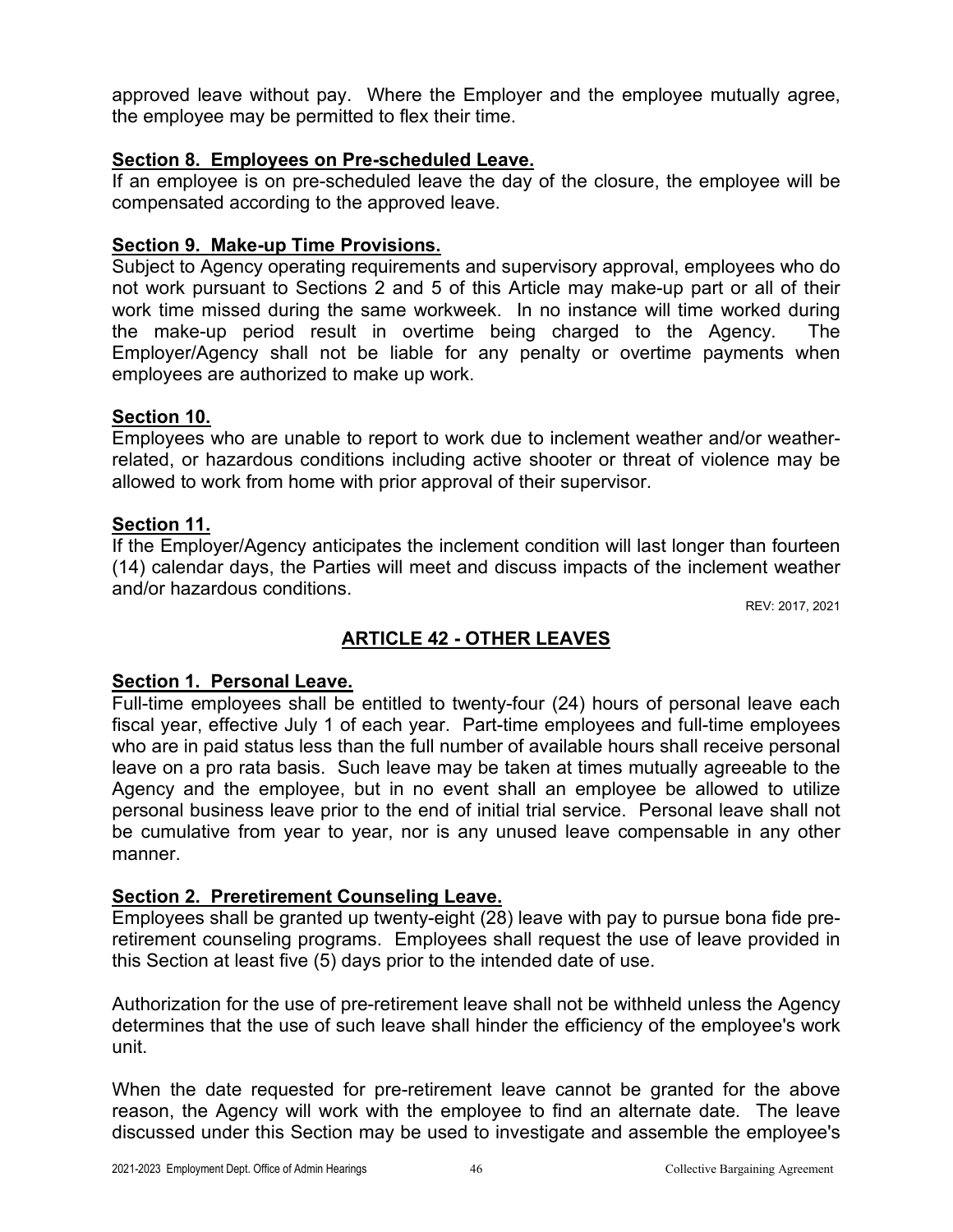approved leave without pay. Where the Employer and the employee mutually agree, the employee may be permitted to flex their time.

**Section 8. Employees on Pre-scheduled Leave.**
If an employee is on pre-scheduled leave the day of the closure, the employee will be compensated according to the approved leave.

**Section 9. Make-up Time Provisions.**
Subject to Agency operating requirements and supervisory approval, employees who do not work pursuant to Sections 2 and 5 of this Article may make-up part or all of their work time missed during the same workweek. In no instance will time worked during the make-up period result in overtime being charged to the Agency. The Employer/Agency shall not be liable for any penalty or overtime payments when employees are authorized to make up work.

**Section 10.**
Employees who are unable to report to work due to inclement weather and/or weather-related, or hazardous conditions including active shooter or threat of violence may be allowed to work from home with prior approval of their supervisor.

**Section 11.**
If the Employer/Agency anticipates the inclement condition will last longer than fourteen (14) calendar days, the Parties will meet and discuss impacts of the inclement weather and/or hazardous conditions.

REV: 2017, 2021

## ARTICLE 42 - OTHER LEAVES

**Section 1. Personal Leave.**
Full-time employees shall be entitled to twenty-four (24) hours of personal leave each fiscal year, effective July 1 of each year. Part-time employees and full-time employees who are in paid status less than the full number of available hours shall receive personal leave on a pro rata basis. Such leave may be taken at times mutually agreeable to the Agency and the employee, but in no event shall an employee be allowed to utilize personal business leave prior to the end of initial trial service. Personal leave shall not be cumulative from year to year, nor is any unused leave compensable in any other manner.

**Section 2. Preretirement Counseling Leave.**
Employees shall be granted up twenty-eight (28) leave with pay to pursue bona fide pre-retirement counseling programs. Employees shall request the use of leave provided in this Section at least five (5) days prior to the intended date of use.

Authorization for the use of pre-retirement leave shall not be withheld unless the Agency determines that the use of such leave shall hinder the efficiency of the employee's work unit.

When the date requested for pre-retirement leave cannot be granted for the above reason, the Agency will work with the employee to find an alternate date. The leave discussed under this Section may be used to investigate and assemble the employee's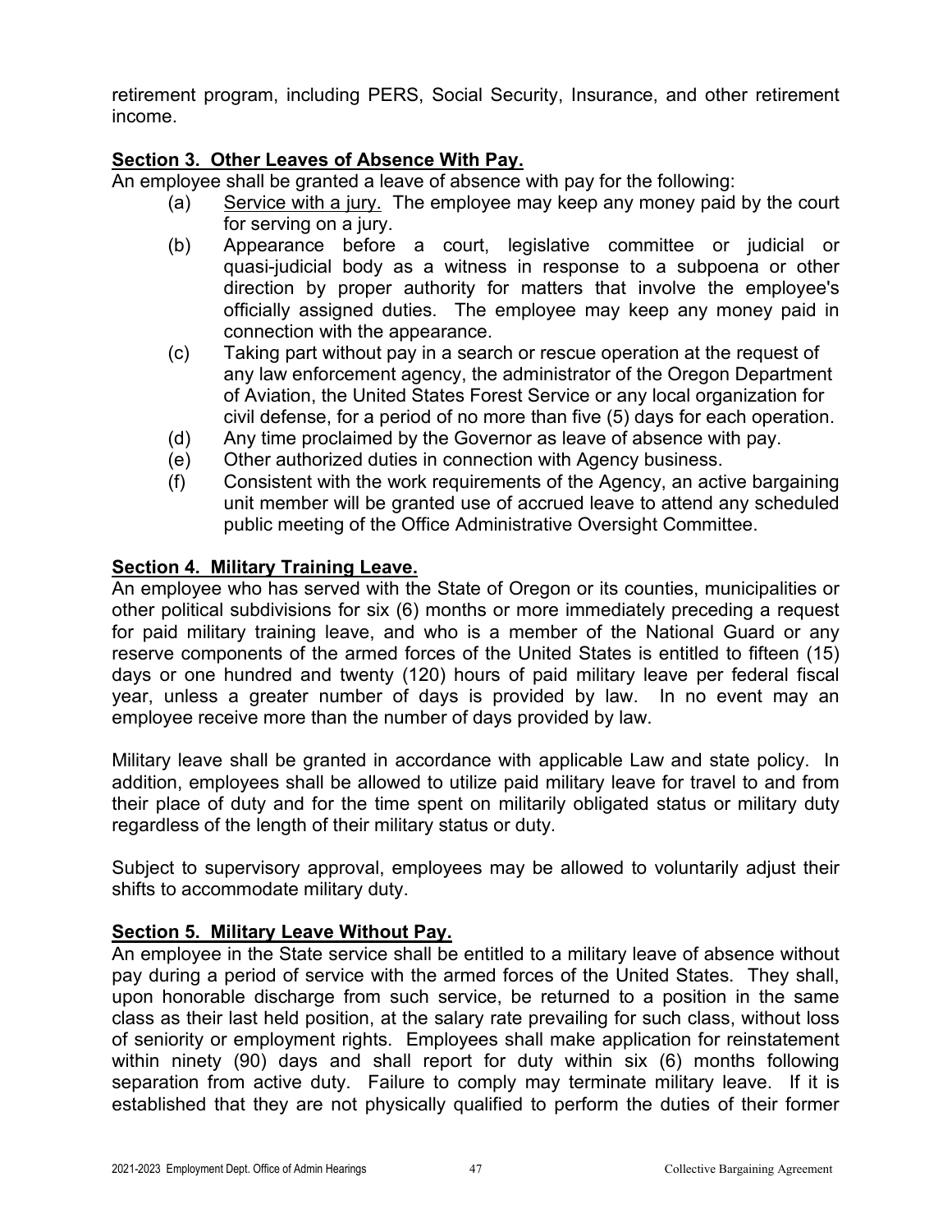retirement program, including PERS, Social Security, Insurance, and other retirement income.

**Section 3. Other Leaves of Absence With Pay.**

An employee shall be granted a leave of absence with pay for the following:

(a) Service with a jury. The employee may keep any money paid by the court for serving on a jury.

(b) Appearance before a court, legislative committee or judicial or quasi-judicial body as a witness in response to a subpoena or other direction by proper authority for matters that involve the employee's officially assigned duties. The employee may keep any money paid in connection with the appearance.

(c) Taking part without pay in a search or rescue operation at the request of any law enforcement agency, the administrator of the Oregon Department of Aviation, the United States Forest Service or any local organization for civil defense, for a period of no more than five (5) days for each operation.

(d) Any time proclaimed by the Governor as leave of absence with pay.

(e) Other authorized duties in connection with Agency business.

(f) Consistent with the work requirements of the Agency, an active bargaining unit member will be granted use of accrued leave to attend any scheduled public meeting of the Office Administrative Oversight Committee.

**Section 4. Military Training Leave.**

An employee who has served with the State of Oregon or its counties, municipalities or other political subdivisions for six (6) months or more immediately preceding a request for paid military training leave, and who is a member of the National Guard or any reserve components of the armed forces of the United States is entitled to fifteen (15) days or one hundred and twenty (120) hours of paid military leave per federal fiscal year, unless a greater number of days is provided by law. In no event may an employee receive more than the number of days provided by law.

Military leave shall be granted in accordance with applicable Law and state policy. In addition, employees shall be allowed to utilize paid military leave for travel to and from their place of duty and for the time spent on militarily obligated status or military duty regardless of the length of their military status or duty.

Subject to supervisory approval, employees may be allowed to voluntarily adjust their shifts to accommodate military duty.

**Section 5. Military Leave Without Pay.**

An employee in the State service shall be entitled to a military leave of absence without pay during a period of service with the armed forces of the United States. They shall, upon honorable discharge from such service, be returned to a position in the same class as their last held position, at the salary rate prevailing for such class, without loss of seniority or employment rights. Employees shall make application for reinstatement within ninety (90) days and shall report for duty within six (6) months following separation from active duty. Failure to comply may terminate military leave. If it is established that they are not physically qualified to perform the duties of their former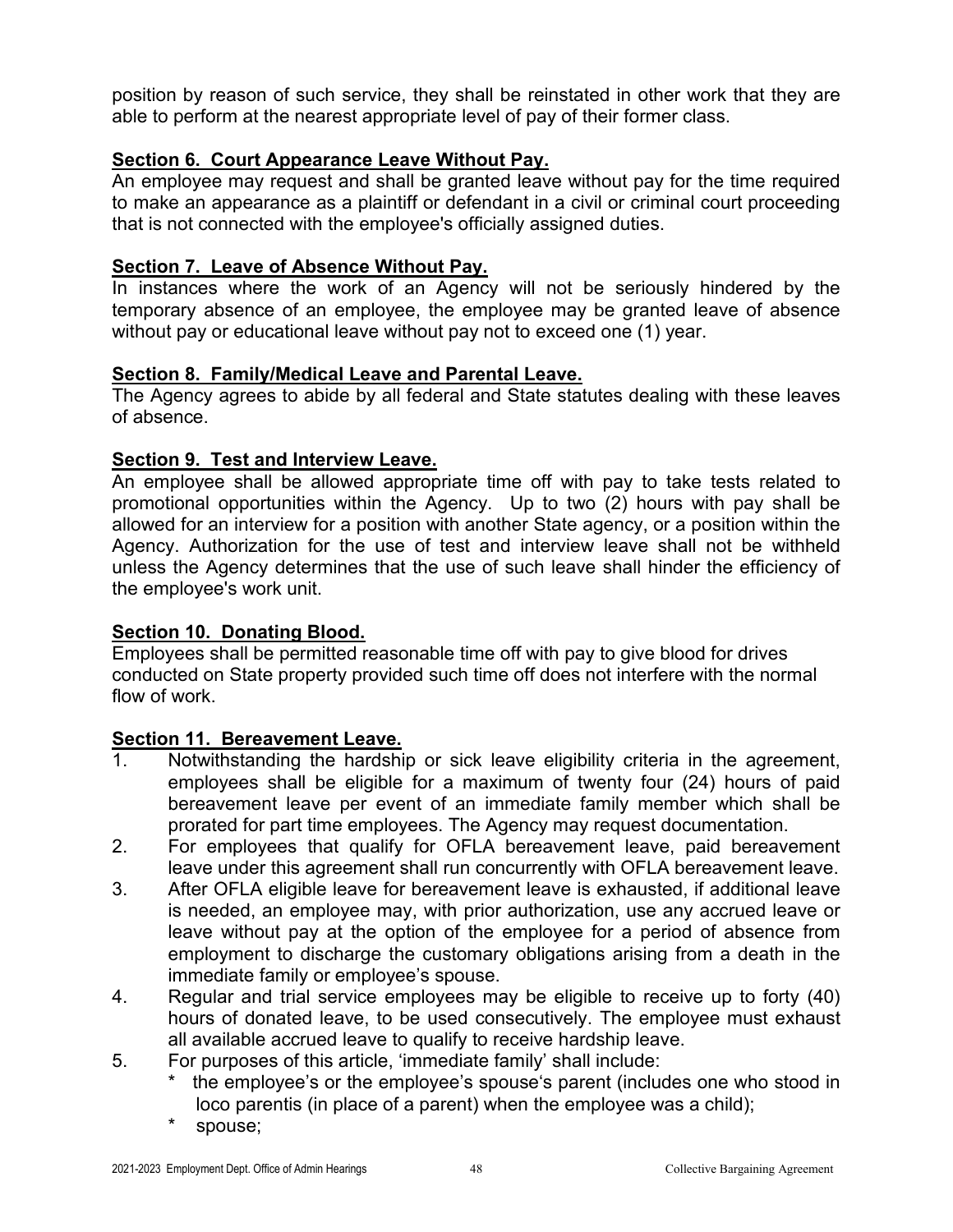position by reason of such service, they shall be reinstated in other work that they are able to perform at the nearest appropriate level of pay of their former class.

**Section 6. Court Appearance Leave Without Pay.**
An employee may request and shall be granted leave without pay for the time required to make an appearance as a plaintiff or defendant in a civil or criminal court proceeding that is not connected with the employee's officially assigned duties.

**Section 7. Leave of Absence Without Pay.**
In instances where the work of an Agency will not be seriously hindered by the temporary absence of an employee, the employee may be granted leave of absence without pay or educational leave without pay not to exceed one (1) year.

**Section 8. Family/Medical Leave and Parental Leave.**
The Agency agrees to abide by all federal and State statutes dealing with these leaves of absence.

**Section 9. Test and Interview Leave.**
An employee shall be allowed appropriate time off with pay to take tests related to promotional opportunities within the Agency. Up to two (2) hours with pay shall be allowed for an interview for a position with another State agency, or a position within the Agency. Authorization for the use of test and interview leave shall not be withheld unless the Agency determines that the use of such leave shall hinder the efficiency of the employee's work unit.

**Section 10. Donating Blood.**
Employees shall be permitted reasonable time off with pay to give blood for drives conducted on State property provided such time off does not interfere with the normal flow of work.

**Section 11. Bereavement Leave.**

1. Notwithstanding the hardship or sick leave eligibility criteria in the agreement, employees shall be eligible for a maximum of twenty four (24) hours of paid bereavement leave per event of an immediate family member which shall be prorated for part time employees. The Agency may request documentation.
2. For employees that qualify for OFLA bereavement leave, paid bereavement leave under this agreement shall run concurrently with OFLA bereavement leave.
3. After OFLA eligible leave for bereavement leave is exhausted, if additional leave is needed, an employee may, with prior authorization, use any accrued leave or leave without pay at the option of the employee for a period of absence from employment to discharge the customary obligations arising from a death in the immediate family or employee's spouse.
4. Regular and trial service employees may be eligible to receive up to forty (40) hours of donated leave, to be used consecutively. The employee must exhaust all available accrued leave to qualify to receive hardship leave.
5. For purposes of this article, 'immediate family' shall include:
   * the employee's or the employee's spouse's parent (includes one who stood in loco parentis (in place of a parent) when the employee was a child);
   * spouse;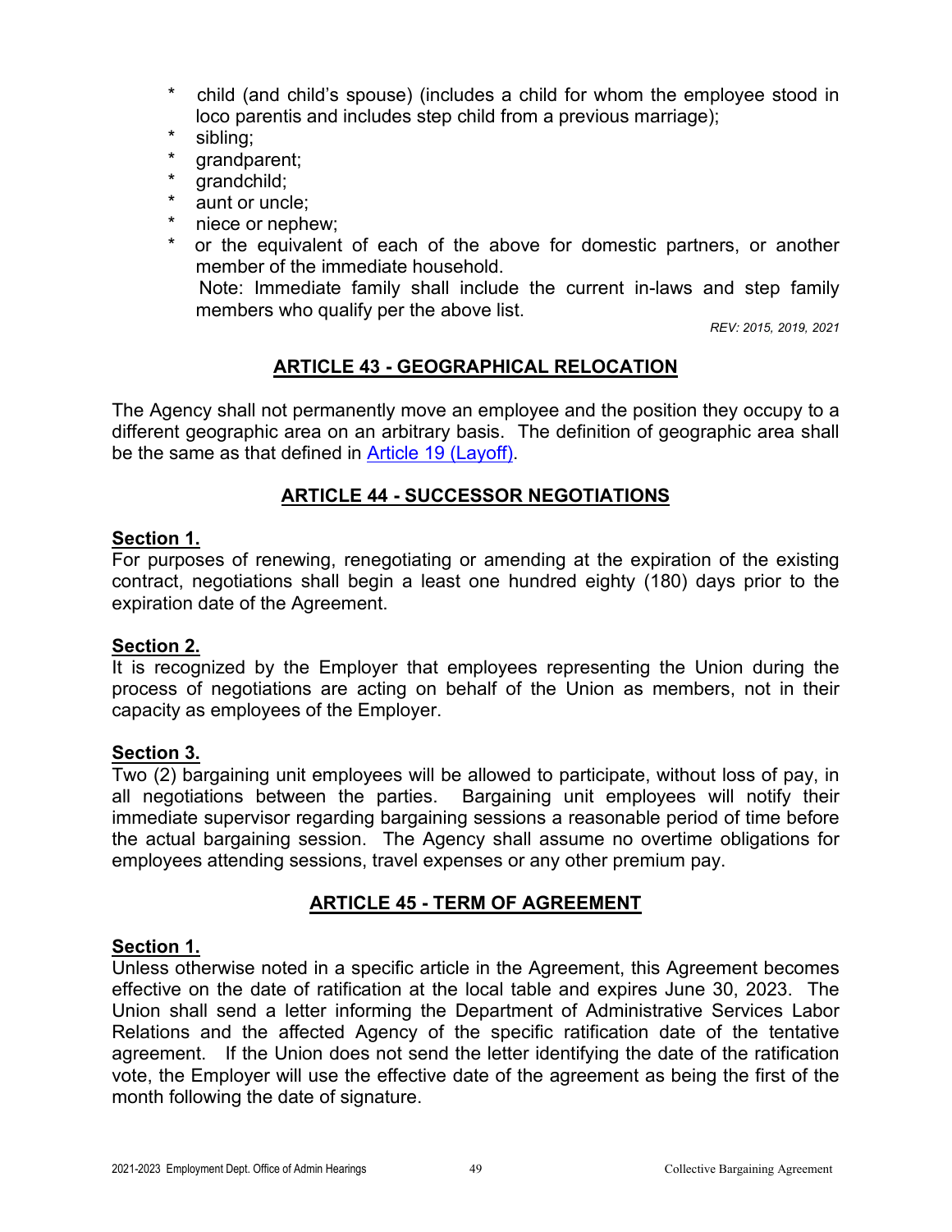* child (and child's spouse) (includes a child for whom the employee stood in loco parentis and includes step child from a previous marriage);
* sibling;
* grandparent;
* grandchild;
* aunt or uncle;
* niece or nephew;
* or the equivalent of each of the above for domestic partners, or another member of the immediate household.

  Note: Immediate family shall include the current in-laws and step family members who qualify per the above list.

*REV: 2015, 2019, 2021*

## ARTICLE 43 - GEOGRAPHICAL RELOCATION

The Agency shall not permanently move an employee and the position they occupy to a different geographic area on an arbitrary basis. The definition of geographic area shall be the same as that defined in Article 19 (Layoff).

## ARTICLE 44 - SUCCESSOR NEGOTIATIONS

### Section 1.

For purposes of renewing, renegotiating or amending at the expiration of the existing contract, negotiations shall begin a least one hundred eighty (180) days prior to the expiration date of the Agreement.

### Section 2.

It is recognized by the Employer that employees representing the Union during the process of negotiations are acting on behalf of the Union as members, not in their capacity as employees of the Employer.

### Section 3.

Two (2) bargaining unit employees will be allowed to participate, without loss of pay, in all negotiations between the parties. Bargaining unit employees will notify their immediate supervisor regarding bargaining sessions a reasonable period of time before the actual bargaining session. The Agency shall assume no overtime obligations for employees attending sessions, travel expenses or any other premium pay.

## ARTICLE 45 - TERM OF AGREEMENT

### Section 1.

Unless otherwise noted in a specific article in the Agreement, this Agreement becomes effective on the date of ratification at the local table and expires June 30, 2023. The Union shall send a letter informing the Department of Administrative Services Labor Relations and the affected Agency of the specific ratification date of the tentative agreement. If the Union does not send the letter identifying the date of the ratification vote, the Employer will use the effective date of the agreement as being the first of the month following the date of signature.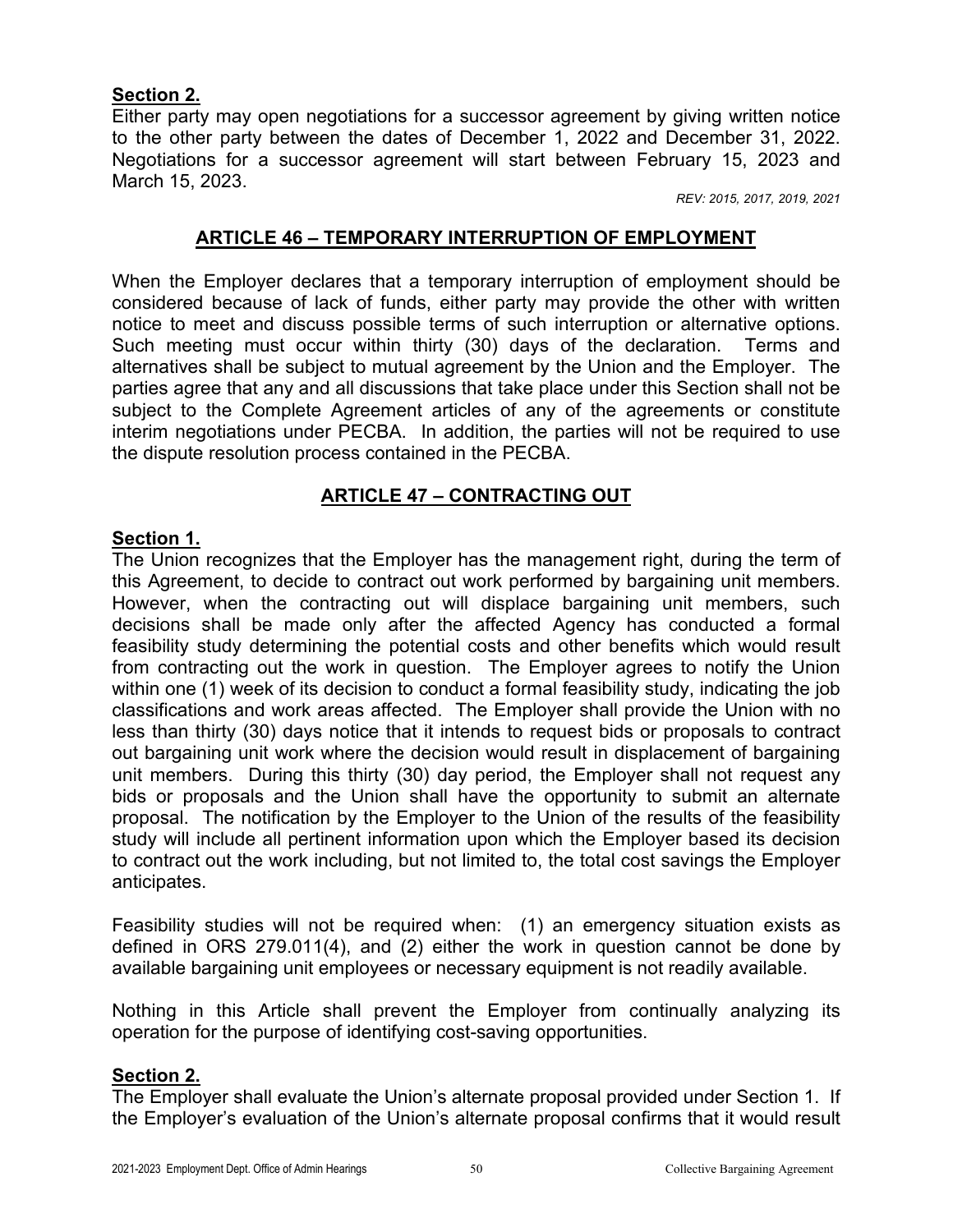**Section 2.**

Either party may open negotiations for a successor agreement by giving written notice to the other party between the dates of December 1, 2022 and December 31, 2022. Negotiations for a successor agreement will start between February 15, 2023 and March 15, 2023.

*REV: 2015, 2017, 2019, 2021*

## ARTICLE 46 – TEMPORARY INTERRUPTION OF EMPLOYMENT

When the Employer declares that a temporary interruption of employment should be considered because of lack of funds, either party may provide the other with written notice to meet and discuss possible terms of such interruption or alternative options. Such meeting must occur within thirty (30) days of the declaration. Terms and alternatives shall be subject to mutual agreement by the Union and the Employer. The parties agree that any and all discussions that take place under this Section shall not be subject to the Complete Agreement articles of any of the agreements or constitute interim negotiations under PECBA. In addition, the parties will not be required to use the dispute resolution process contained in the PECBA.

## ARTICLE 47 – CONTRACTING OUT

**Section 1.**

The Union recognizes that the Employer has the management right, during the term of this Agreement, to decide to contract out work performed by bargaining unit members. However, when the contracting out will displace bargaining unit members, such decisions shall be made only after the affected Agency has conducted a formal feasibility study determining the potential costs and other benefits which would result from contracting out the work in question. The Employer agrees to notify the Union within one (1) week of its decision to conduct a formal feasibility study, indicating the job classifications and work areas affected. The Employer shall provide the Union with no less than thirty (30) days notice that it intends to request bids or proposals to contract out bargaining unit work where the decision would result in displacement of bargaining unit members. During this thirty (30) day period, the Employer shall not request any bids or proposals and the Union shall have the opportunity to submit an alternate proposal. The notification by the Employer to the Union of the results of the feasibility study will include all pertinent information upon which the Employer based its decision to contract out the work including, but not limited to, the total cost savings the Employer anticipates.

Feasibility studies will not be required when: (1) an emergency situation exists as defined in ORS 279.011(4), and (2) either the work in question cannot be done by available bargaining unit employees or necessary equipment is not readily available.

Nothing in this Article shall prevent the Employer from continually analyzing its operation for the purpose of identifying cost-saving opportunities.

**Section 2.**

The Employer shall evaluate the Union's alternate proposal provided under Section 1. If the Employer's evaluation of the Union's alternate proposal confirms that it would result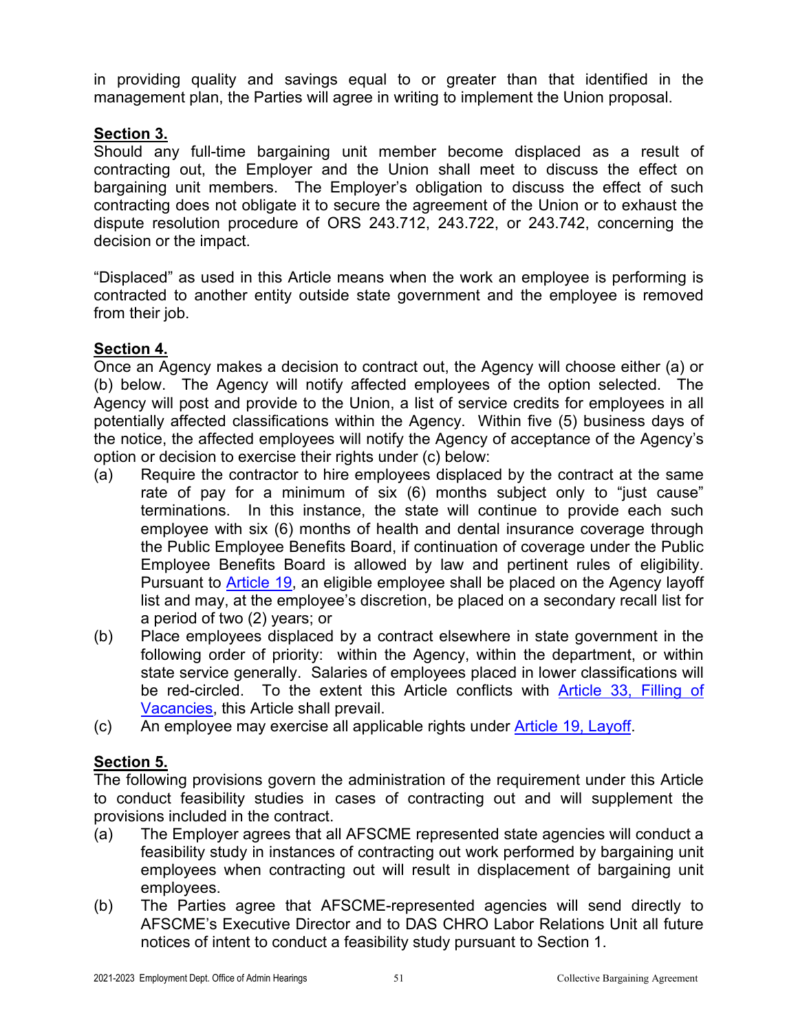in providing quality and savings equal to or greater than that identified in the management plan, the Parties will agree in writing to implement the Union proposal.

**Section 3.**
Should any full-time bargaining unit member become displaced as a result of contracting out, the Employer and the Union shall meet to discuss the effect on bargaining unit members. The Employer's obligation to discuss the effect of such contracting does not obligate it to secure the agreement of the Union or to exhaust the dispute resolution procedure of ORS 243.712, 243.722, or 243.742, concerning the decision or the impact.

"Displaced" as used in this Article means when the work an employee is performing is contracted to another entity outside state government and the employee is removed from their job.

**Section 4.**
Once an Agency makes a decision to contract out, the Agency will choose either (a) or (b) below. The Agency will notify affected employees of the option selected. The Agency will post and provide to the Union, a list of service credits for employees in all potentially affected classifications within the Agency. Within five (5) business days of the notice, the affected employees will notify the Agency of acceptance of the Agency's option or decision to exercise their rights under (c) below:

(a) Require the contractor to hire employees displaced by the contract at the same rate of pay for a minimum of six (6) months subject only to "just cause" terminations. In this instance, the state will continue to provide each such employee with six (6) months of health and dental insurance coverage through the Public Employee Benefits Board, if continuation of coverage under the Public Employee Benefits Board is allowed by law and pertinent rules of eligibility. Pursuant to Article 19, an eligible employee shall be placed on the Agency layoff list and may, at the employee's discretion, be placed on a secondary recall list for a period of two (2) years; or

(b) Place employees displaced by a contract elsewhere in state government in the following order of priority: within the Agency, within the department, or within state service generally. Salaries of employees placed in lower classifications will be red-circled. To the extent this Article conflicts with Article 33, Filling of Vacancies, this Article shall prevail.

(c) An employee may exercise all applicable rights under Article 19, Layoff.

**Section 5.**
The following provisions govern the administration of the requirement under this Article to conduct feasibility studies in cases of contracting out and will supplement the provisions included in the contract.

(a) The Employer agrees that all AFSCME represented state agencies will conduct a feasibility study in instances of contracting out work performed by bargaining unit employees when contracting out will result in displacement of bargaining unit employees.

(b) The Parties agree that AFSCME-represented agencies will send directly to AFSCME's Executive Director and to DAS CHRO Labor Relations Unit all future notices of intent to conduct a feasibility study pursuant to Section 1.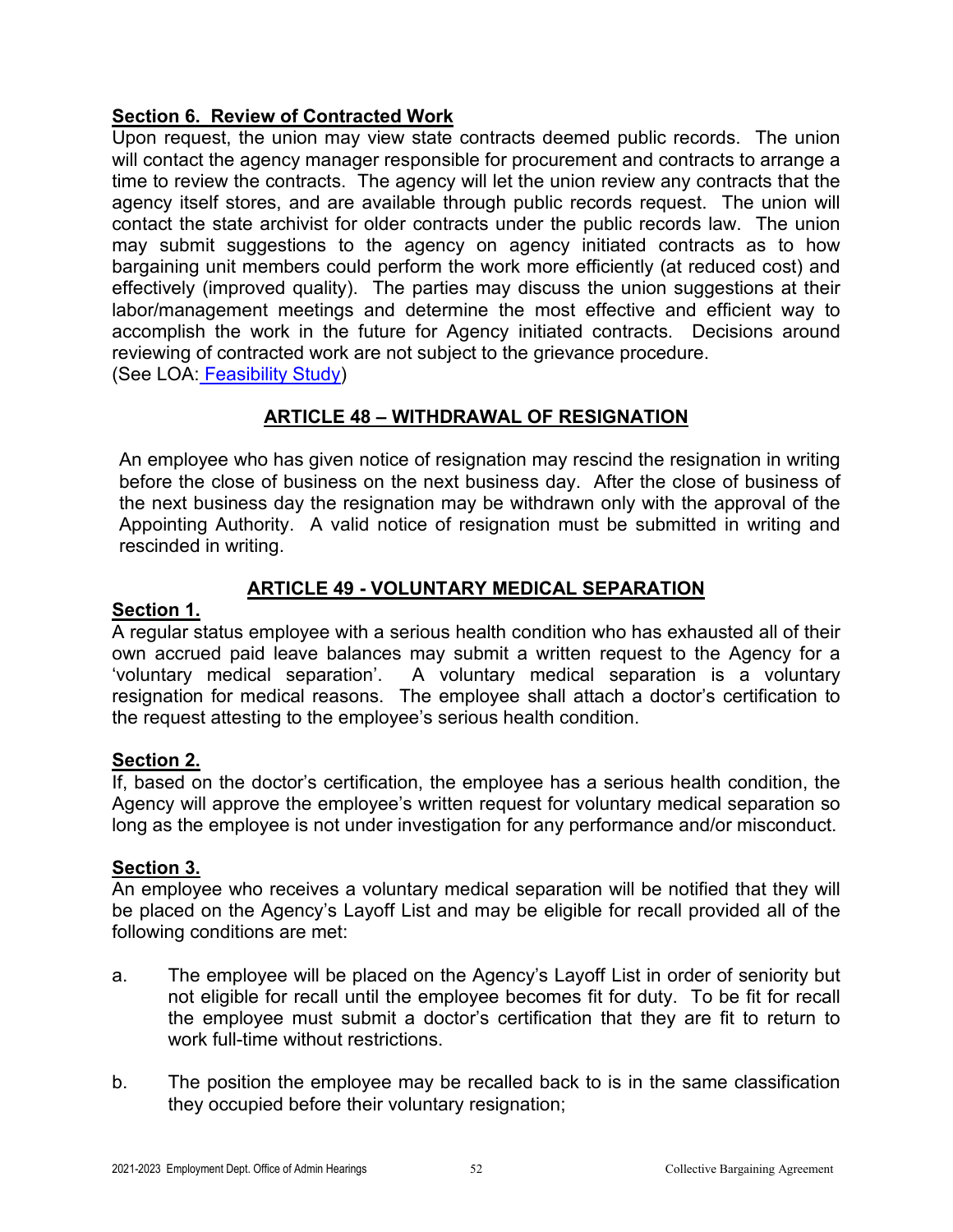**Section 6. Review of Contracted Work**

Upon request, the union may view state contracts deemed public records. The union will contact the agency manager responsible for procurement and contracts to arrange a time to review the contracts. The agency will let the union review any contracts that the agency itself stores, and are available through public records request. The union will contact the state archivist for older contracts under the public records law. The union may submit suggestions to the agency on agency initiated contracts as to how bargaining unit members could perform the work more efficiently (at reduced cost) and effectively (improved quality). The parties may discuss the union suggestions at their labor/management meetings and determine the most effective and efficient way to accomplish the work in the future for Agency initiated contracts. Decisions around reviewing of contracted work are not subject to the grievance procedure.
(See LOA: Feasibility Study)

## ARTICLE 48 – WITHDRAWAL OF RESIGNATION

An employee who has given notice of resignation may rescind the resignation in writing before the close of business on the next business day. After the close of business of the next business day the resignation may be withdrawn only with the approval of the Appointing Authority. A valid notice of resignation must be submitted in writing and rescinded in writing.

## ARTICLE 49 - VOLUNTARY MEDICAL SEPARATION

**Section 1.**

A regular status employee with a serious health condition who has exhausted all of their own accrued paid leave balances may submit a written request to the Agency for a 'voluntary medical separation'. A voluntary medical separation is a voluntary resignation for medical reasons. The employee shall attach a doctor's certification to the request attesting to the employee's serious health condition.

**Section 2.**

If, based on the doctor's certification, the employee has a serious health condition, the Agency will approve the employee's written request for voluntary medical separation so long as the employee is not under investigation for any performance and/or misconduct.

**Section 3.**

An employee who receives a voluntary medical separation will be notified that they will be placed on the Agency's Layoff List and may be eligible for recall provided all of the following conditions are met:

a. The employee will be placed on the Agency's Layoff List in order of seniority but not eligible for recall until the employee becomes fit for duty. To be fit for recall the employee must submit a doctor's certification that they are fit to return to work full-time without restrictions.

b. The position the employee may be recalled back to is in the same classification they occupied before their voluntary resignation;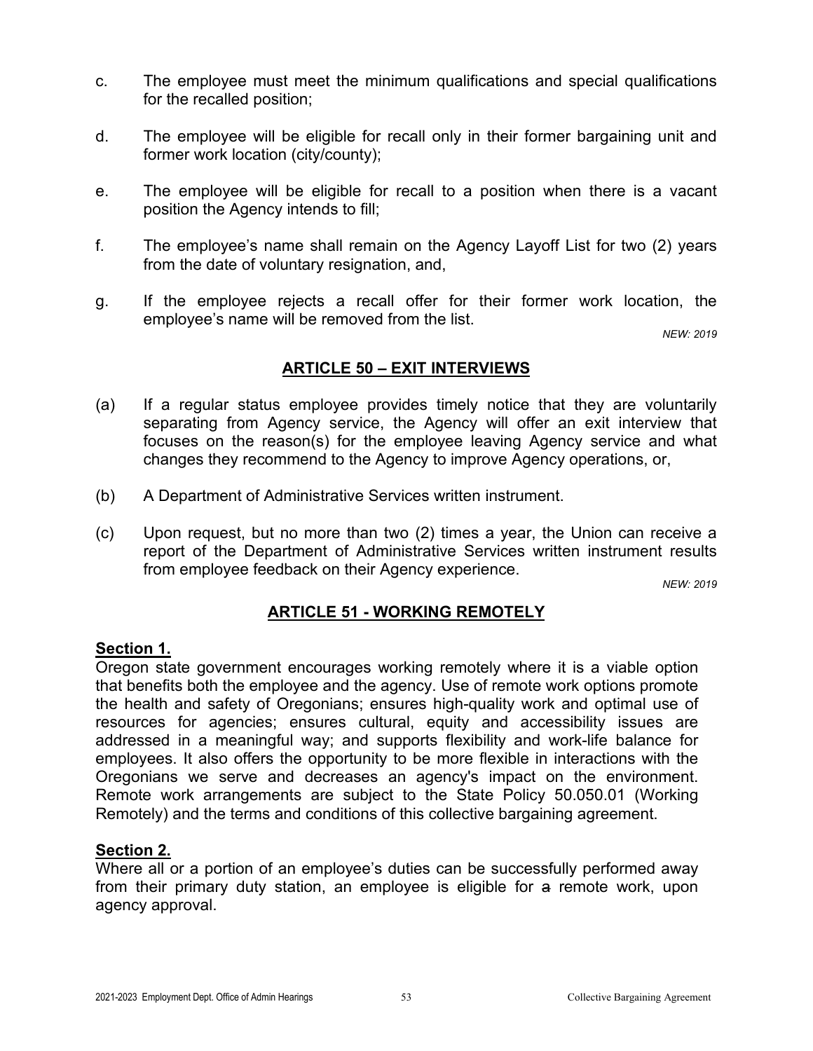c. The employee must meet the minimum qualifications and special qualifications for the recalled position;

d. The employee will be eligible for recall only in their former bargaining unit and former work location (city/county);

e. The employee will be eligible for recall to a position when there is a vacant position the Agency intends to fill;

f. The employee's name shall remain on the Agency Layoff List for two (2) years from the date of voluntary resignation, and,

g. If the employee rejects a recall offer for their former work location, the employee's name will be removed from the list.

*NEW: 2019*

## ARTICLE 50 – EXIT INTERVIEWS

(a) If a regular status employee provides timely notice that they are voluntarily separating from Agency service, the Agency will offer an exit interview that focuses on the reason(s) for the employee leaving Agency service and what changes they recommend to the Agency to improve Agency operations, or,

(b) A Department of Administrative Services written instrument.

(c) Upon request, but no more than two (2) times a year, the Union can receive a report of the Department of Administrative Services written instrument results from employee feedback on their Agency experience.

*NEW: 2019*

## ARTICLE 51 - WORKING REMOTELY

**Section 1.**
Oregon state government encourages working remotely where it is a viable option that benefits both the employee and the agency. Use of remote work options promote the health and safety of Oregonians; ensures high-quality work and optimal use of resources for agencies; ensures cultural, equity and accessibility issues are addressed in a meaningful way; and supports flexibility and work-life balance for employees. It also offers the opportunity to be more flexible in interactions with the Oregonians we serve and decreases an agency's impact on the environment. Remote work arrangements are subject to the State Policy 50.050.01 (Working Remotely) and the terms and conditions of this collective bargaining agreement.

**Section 2.**
Where all or a portion of an employee's duties can be successfully performed away from their primary duty station, an employee is eligible for ~~a~~ remote work, upon agency approval.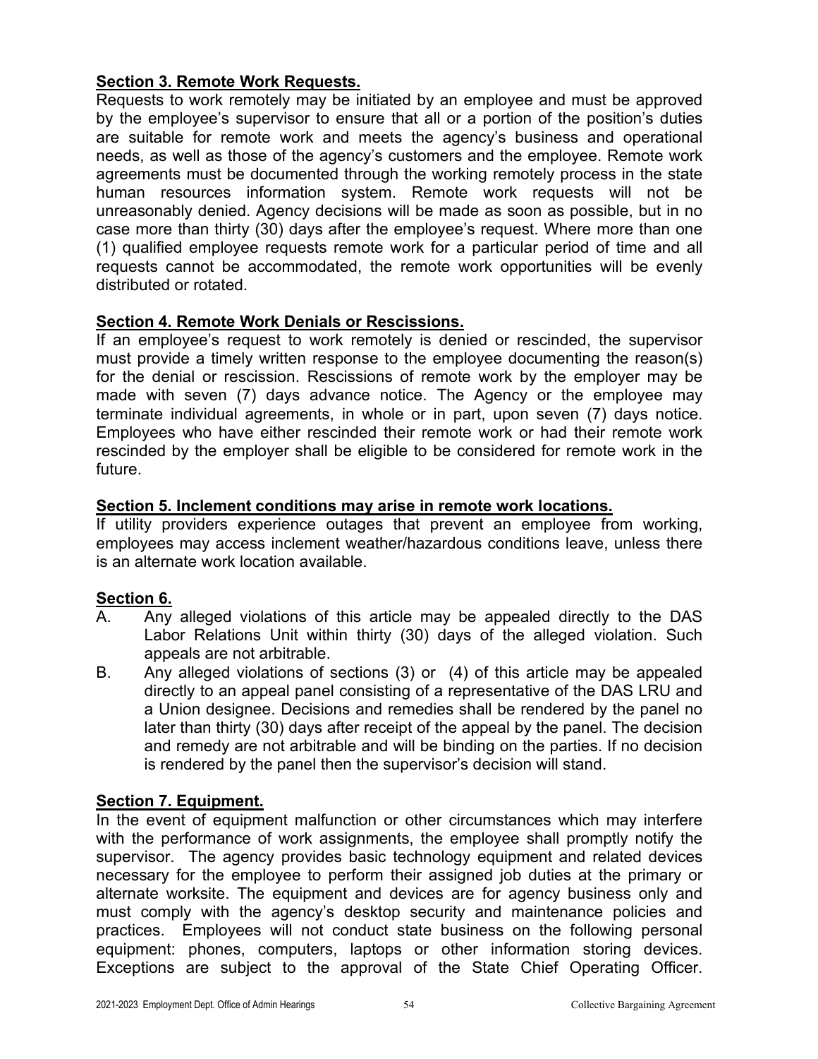**Section 3. Remote Work Requests.**
Requests to work remotely may be initiated by an employee and must be approved by the employee's supervisor to ensure that all or a portion of the position's duties are suitable for remote work and meets the agency's business and operational needs, as well as those of the agency's customers and the employee. Remote work agreements must be documented through the working remotely process in the state human resources information system. Remote work requests will not be unreasonably denied. Agency decisions will be made as soon as possible, but in no case more than thirty (30) days after the employee's request. Where more than one (1) qualified employee requests remote work for a particular period of time and all requests cannot be accommodated, the remote work opportunities will be evenly distributed or rotated.

**Section 4. Remote Work Denials or Rescissions.**
If an employee's request to work remotely is denied or rescinded, the supervisor must provide a timely written response to the employee documenting the reason(s) for the denial or rescission. Rescissions of remote work by the employer may be made with seven (7) days advance notice. The Agency or the employee may terminate individual agreements, in whole or in part, upon seven (7) days notice. Employees who have either rescinded their remote work or had their remote work rescinded by the employer shall be eligible to be considered for remote work in the future.

**Section 5. Inclement conditions may arise in remote work locations.**
If utility providers experience outages that prevent an employee from working, employees may access inclement weather/hazardous conditions leave, unless there is an alternate work location available.

**Section 6.**

A. Any alleged violations of this article may be appealed directly to the DAS Labor Relations Unit within thirty (30) days of the alleged violation. Such appeals are not arbitrable.

B. Any alleged violations of sections (3) or (4) of this article may be appealed directly to an appeal panel consisting of a representative of the DAS LRU and a Union designee. Decisions and remedies shall be rendered by the panel no later than thirty (30) days after receipt of the appeal by the panel. The decision and remedy are not arbitrable and will be binding on the parties. If no decision is rendered by the panel then the supervisor's decision will stand.

**Section 7. Equipment.**
In the event of equipment malfunction or other circumstances which may interfere with the performance of work assignments, the employee shall promptly notify the supervisor. The agency provides basic technology equipment and related devices necessary for the employee to perform their assigned job duties at the primary or alternate worksite. The equipment and devices are for agency business only and must comply with the agency's desktop security and maintenance policies and practices. Employees will not conduct state business on the following personal equipment: phones, computers, laptops or other information storing devices. Exceptions are subject to the approval of the State Chief Operating Officer.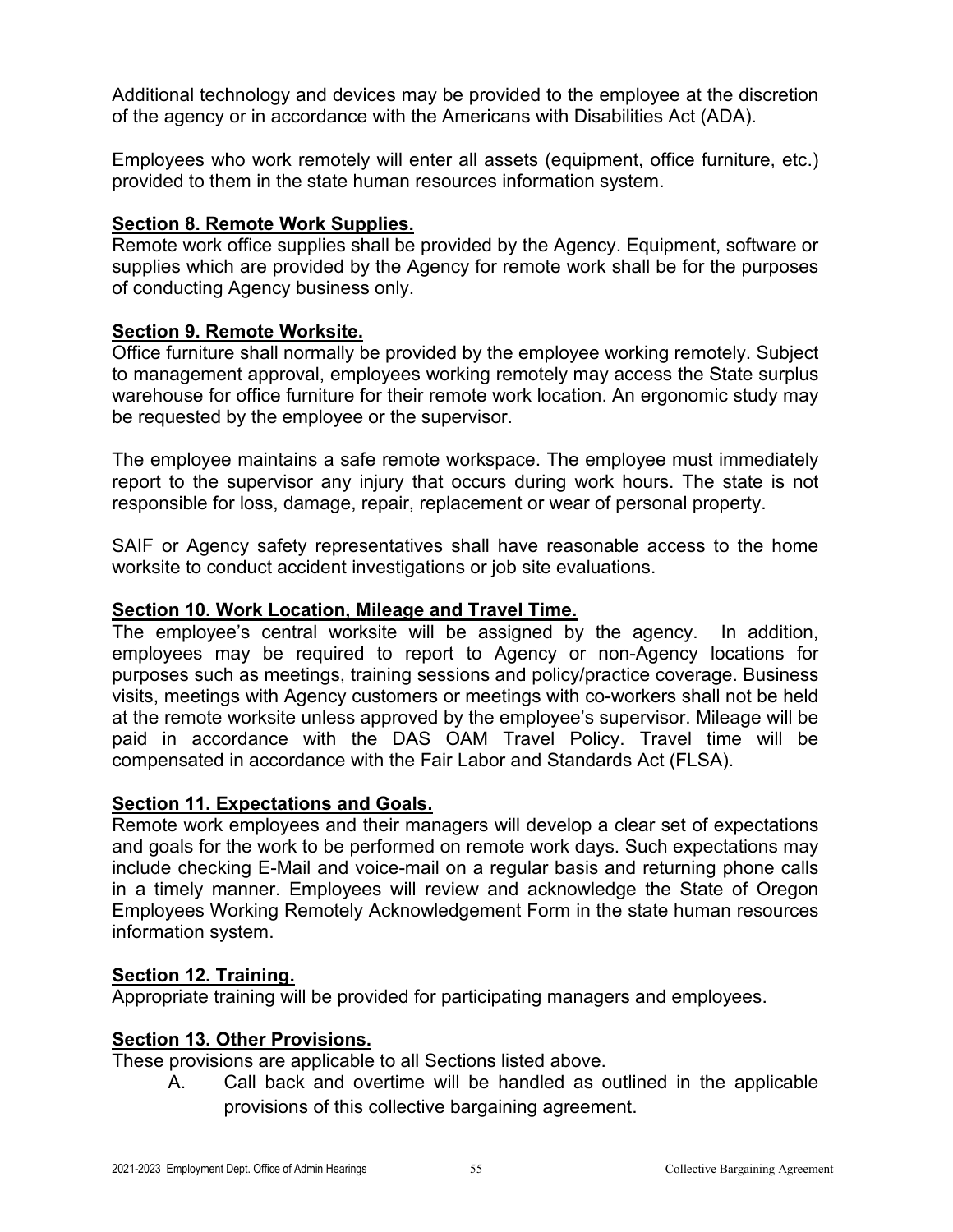Additional technology and devices may be provided to the employee at the discretion of the agency or in accordance with the Americans with Disabilities Act (ADA).

Employees who work remotely will enter all assets (equipment, office furniture, etc.) provided to them in the state human resources information system.

**Section 8. Remote Work Supplies.**

Remote work office supplies shall be provided by the Agency. Equipment, software or supplies which are provided by the Agency for remote work shall be for the purposes of conducting Agency business only.

**Section 9. Remote Worksite.**

Office furniture shall normally be provided by the employee working remotely. Subject to management approval, employees working remotely may access the State surplus warehouse for office furniture for their remote work location. An ergonomic study may be requested by the employee or the supervisor.

The employee maintains a safe remote workspace. The employee must immediately report to the supervisor any injury that occurs during work hours. The state is not responsible for loss, damage, repair, replacement or wear of personal property.

SAIF or Agency safety representatives shall have reasonable access to the home worksite to conduct accident investigations or job site evaluations.

**Section 10. Work Location, Mileage and Travel Time.**

The employee's central worksite will be assigned by the agency. In addition, employees may be required to report to Agency or non-Agency locations for purposes such as meetings, training sessions and policy/practice coverage. Business visits, meetings with Agency customers or meetings with co-workers shall not be held at the remote worksite unless approved by the employee's supervisor. Mileage will be paid in accordance with the DAS OAM Travel Policy. Travel time will be compensated in accordance with the Fair Labor and Standards Act (FLSA).

**Section 11. Expectations and Goals.**

Remote work employees and their managers will develop a clear set of expectations and goals for the work to be performed on remote work days. Such expectations may include checking E-Mail and voice-mail on a regular basis and returning phone calls in a timely manner. Employees will review and acknowledge the State of Oregon Employees Working Remotely Acknowledgement Form in the state human resources information system.

**Section 12. Training.**

Appropriate training will be provided for participating managers and employees.

**Section 13. Other Provisions.**

These provisions are applicable to all Sections listed above.

A. Call back and overtime will be handled as outlined in the applicable provisions of this collective bargaining agreement.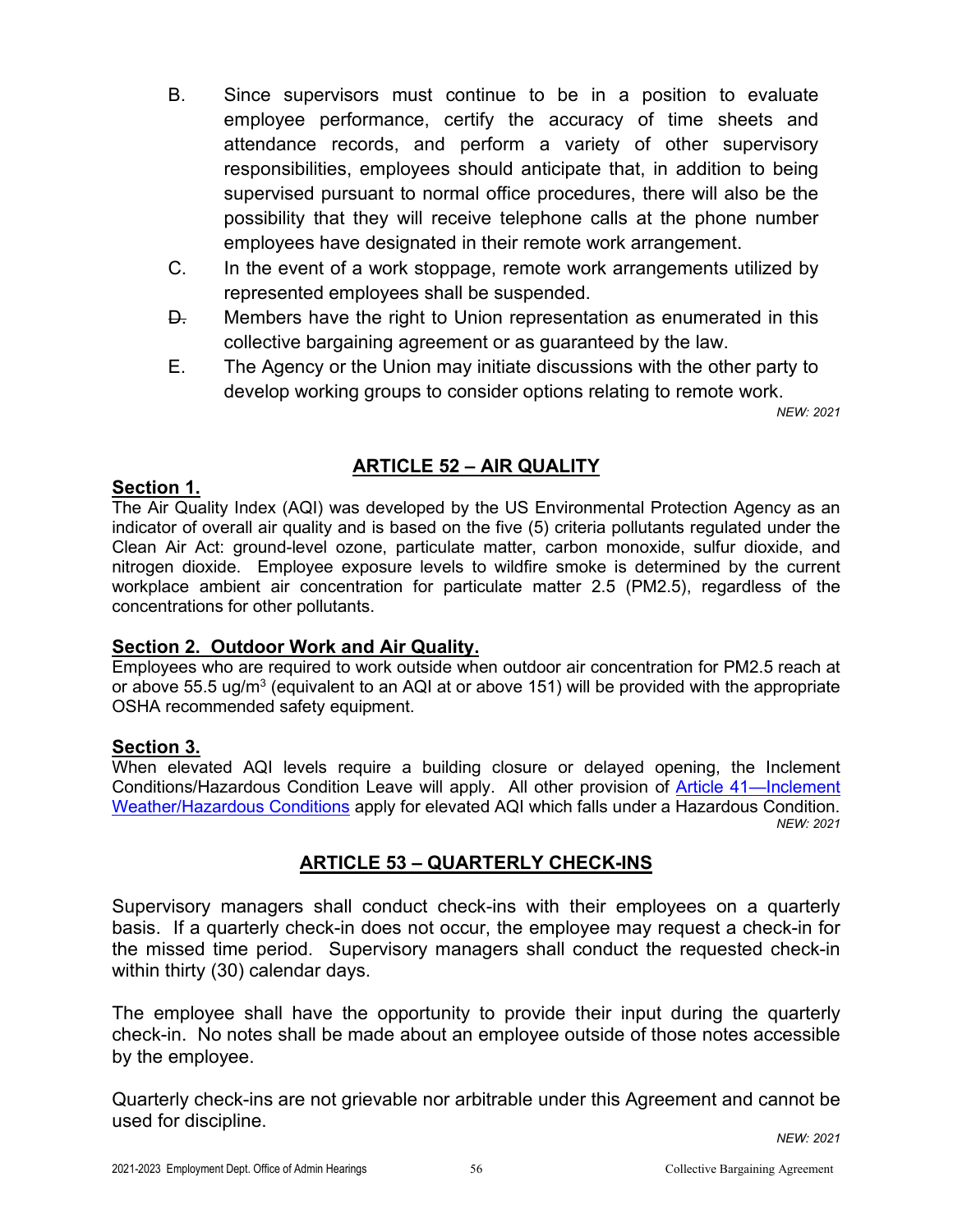B. Since supervisors must continue to be in a position to evaluate employee performance, certify the accuracy of time sheets and attendance records, and perform a variety of other supervisory responsibilities, employees should anticipate that, in addition to being supervised pursuant to normal office procedures, there will also be the possibility that they will receive telephone calls at the phone number employees have designated in their remote work arrangement.

C. In the event of a work stoppage, remote work arrangements utilized by represented employees shall be suspended.

~~D.~~ Members have the right to Union representation as enumerated in this collective bargaining agreement or as guaranteed by the law.

E. The Agency or the Union may initiate discussions with the other party to develop working groups to consider options relating to remote work.

*NEW: 2021*

## ARTICLE 52 – AIR QUALITY

**Section 1.**

The Air Quality Index (AQI) was developed by the US Environmental Protection Agency as an indicator of overall air quality and is based on the five (5) criteria pollutants regulated under the Clean Air Act: ground-level ozone, particulate matter, carbon monoxide, sulfur dioxide, and nitrogen dioxide. Employee exposure levels to wildfire smoke is determined by the current workplace ambient air concentration for particulate matter 2.5 (PM2.5), regardless of the concentrations for other pollutants.

**Section 2. Outdoor Work and Air Quality.**

Employees who are required to work outside when outdoor air concentration for PM2.5 reach at or above 55.5 ug/m$^3$ (equivalent to an AQI at or above 151) will be provided with the appropriate OSHA recommended safety equipment.

**Section 3.**

When elevated AQI levels require a building closure or delayed opening, the Inclement Conditions/Hazardous Condition Leave will apply. All other provision of [Article 41—Inclement Weather/Hazardous Conditions] apply for elevated AQI which falls under a Hazardous Condition.

*NEW: 2021*

## ARTICLE 53 – QUARTERLY CHECK-INS

Supervisory managers shall conduct check-ins with their employees on a quarterly basis. If a quarterly check-in does not occur, the employee may request a check-in for the missed time period. Supervisory managers shall conduct the requested check-in within thirty (30) calendar days.

The employee shall have the opportunity to provide their input during the quarterly check-in. No notes shall be made about an employee outside of those notes accessible by the employee.

Quarterly check-ins are not grievable nor arbitrable under this Agreement and cannot be used for discipline.

*NEW: 2021*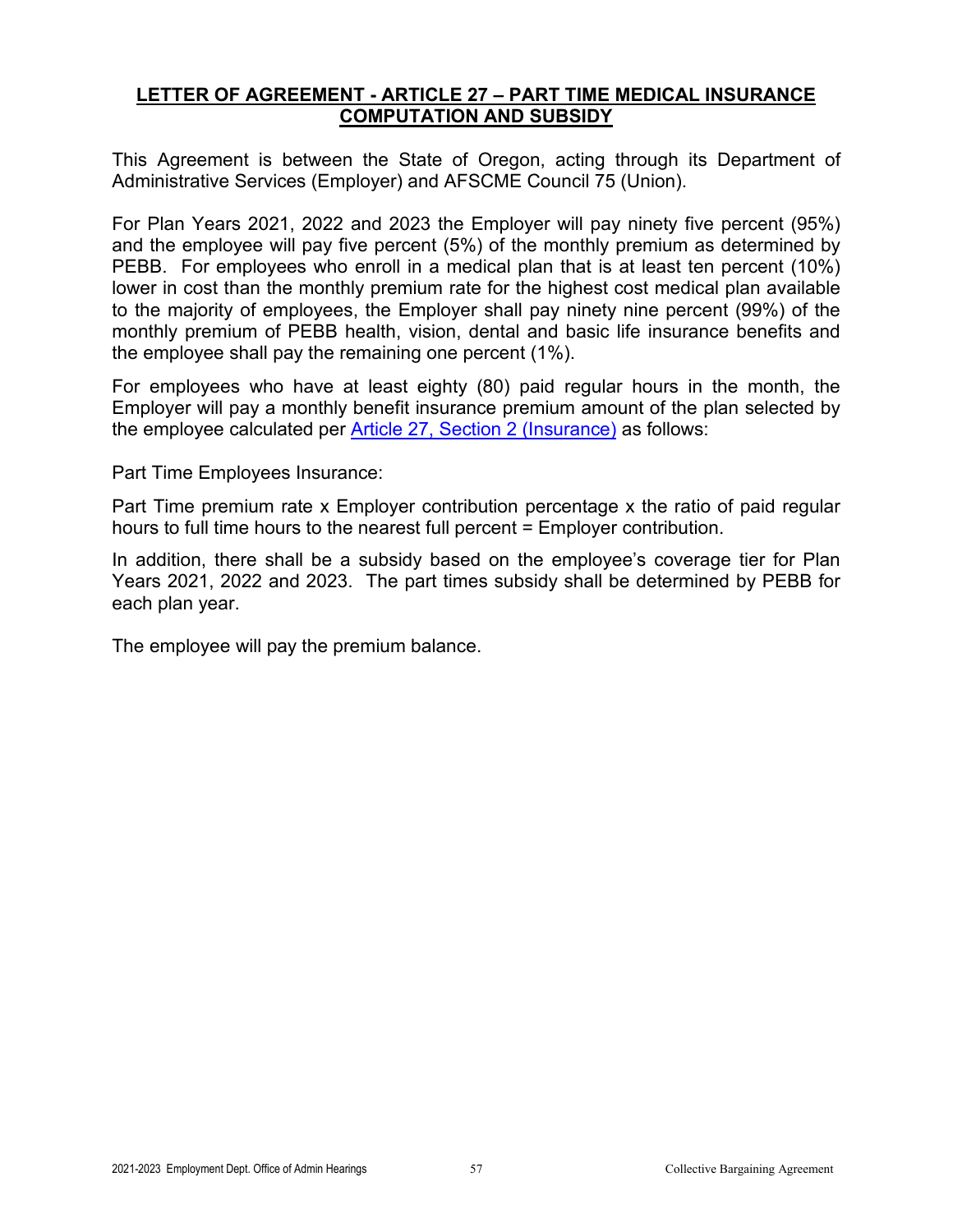## LETTER OF AGREEMENT - ARTICLE 27 – PART TIME MEDICAL INSURANCE COMPUTATION AND SUBSIDY

This Agreement is between the State of Oregon, acting through its Department of Administrative Services (Employer) and AFSCME Council 75 (Union).

For Plan Years 2021, 2022 and 2023 the Employer will pay ninety five percent (95%) and the employee will pay five percent (5%) of the monthly premium as determined by PEBB. For employees who enroll in a medical plan that is at least ten percent (10%) lower in cost than the monthly premium rate for the highest cost medical plan available to the majority of employees, the Employer shall pay ninety nine percent (99%) of the monthly premium of PEBB health, vision, dental and basic life insurance benefits and the employee shall pay the remaining one percent (1%).

For employees who have at least eighty (80) paid regular hours in the month, the Employer will pay a monthly benefit insurance premium amount of the plan selected by the employee calculated per Article 27, Section 2 (Insurance) as follows:

Part Time Employees Insurance:

Part Time premium rate x Employer contribution percentage x the ratio of paid regular hours to full time hours to the nearest full percent = Employer contribution.

In addition, there shall be a subsidy based on the employee's coverage tier for Plan Years 2021, 2022 and 2023. The part times subsidy shall be determined by PEBB for each plan year.

The employee will pay the premium balance.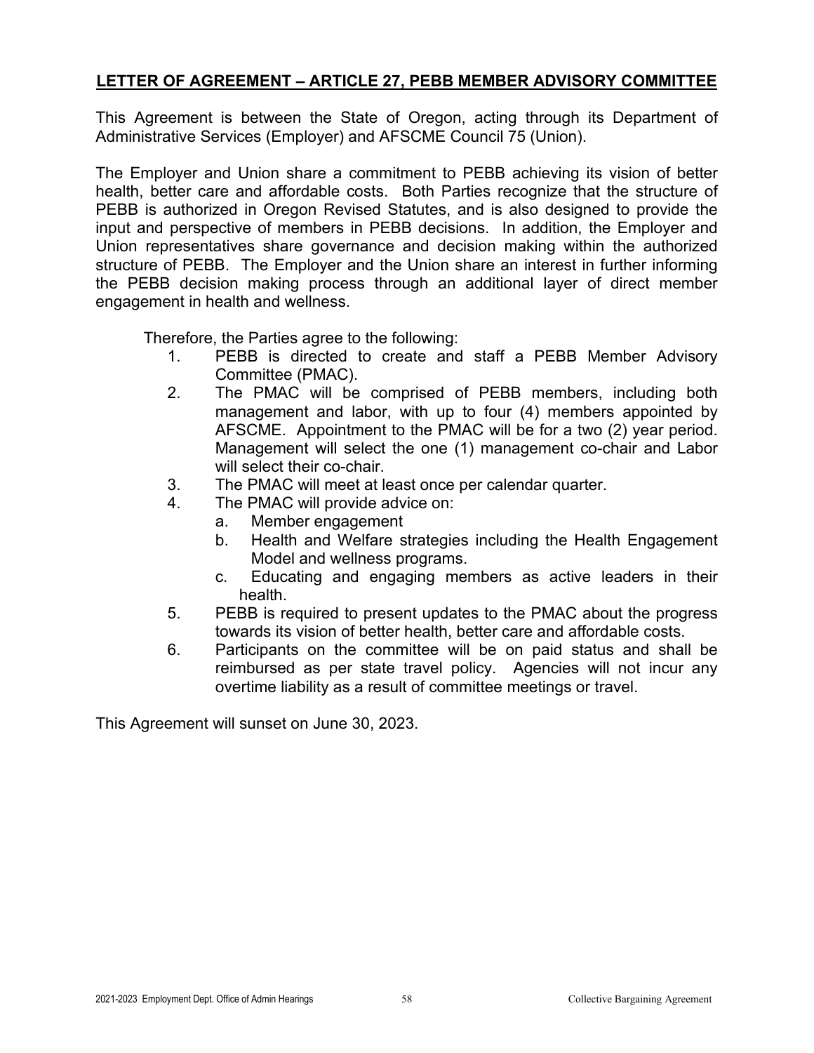## LETTER OF AGREEMENT – ARTICLE 27, PEBB MEMBER ADVISORY COMMITTEE

This Agreement is between the State of Oregon, acting through its Department of Administrative Services (Employer) and AFSCME Council 75 (Union).

The Employer and Union share a commitment to PEBB achieving its vision of better health, better care and affordable costs. Both Parties recognize that the structure of PEBB is authorized in Oregon Revised Statutes, and is also designed to provide the input and perspective of members in PEBB decisions. In addition, the Employer and Union representatives share governance and decision making within the authorized structure of PEBB. The Employer and the Union share an interest in further informing the PEBB decision making process through an additional layer of direct member engagement in health and wellness.

Therefore, the Parties agree to the following:

1. PEBB is directed to create and staff a PEBB Member Advisory Committee (PMAC).
2. The PMAC will be comprised of PEBB members, including both management and labor, with up to four (4) members appointed by AFSCME. Appointment to the PMAC will be for a two (2) year period. Management will select the one (1) management co-chair and Labor will select their co-chair.
3. The PMAC will meet at least once per calendar quarter.
4. The PMAC will provide advice on:
   a. Member engagement
   b. Health and Welfare strategies including the Health Engagement Model and wellness programs.
   c. Educating and engaging members as active leaders in their health.
5. PEBB is required to present updates to the PMAC about the progress towards its vision of better health, better care and affordable costs.
6. Participants on the committee will be on paid status and shall be reimbursed as per state travel policy. Agencies will not incur any overtime liability as a result of committee meetings or travel.

This Agreement will sunset on June 30, 2023.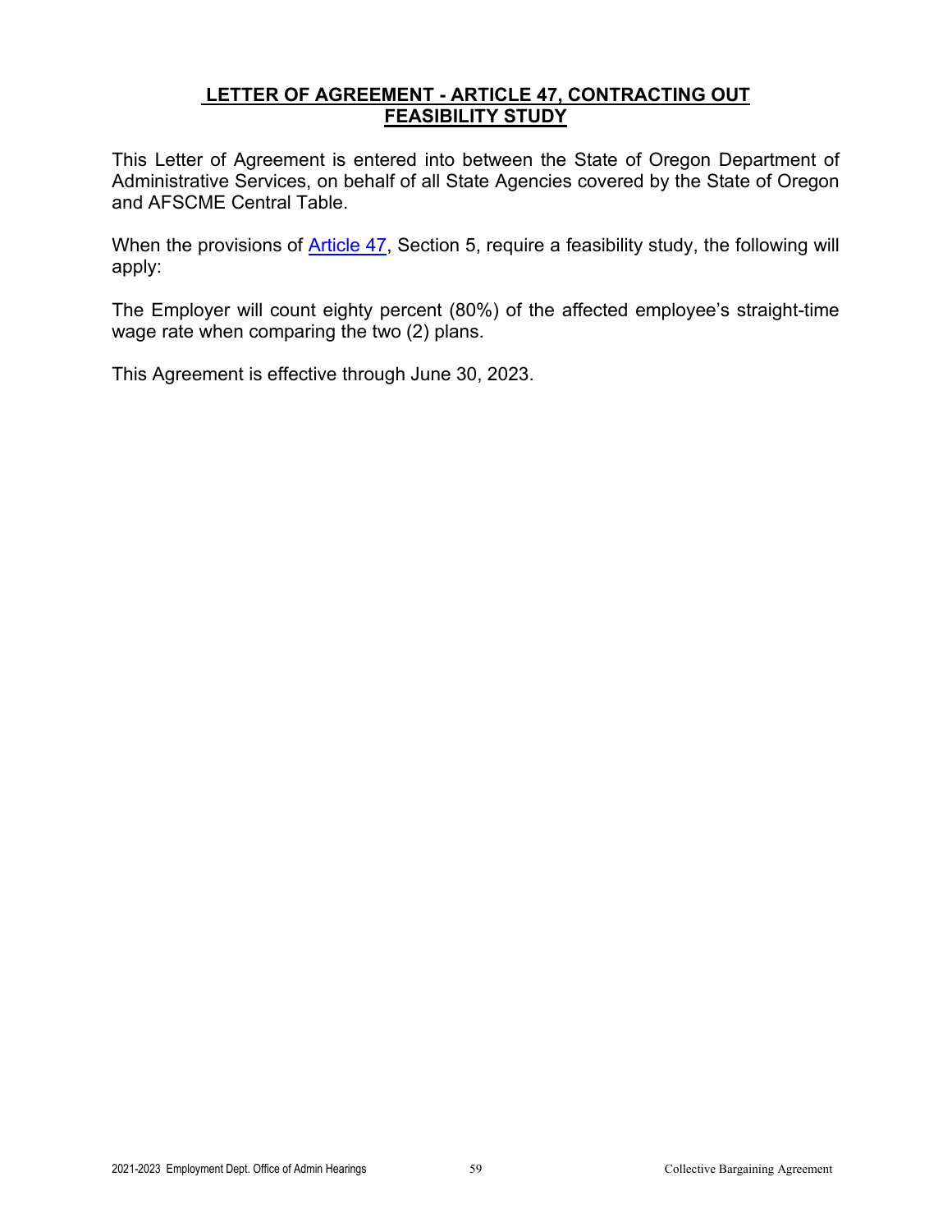# LETTER OF AGREEMENT - ARTICLE 47, CONTRACTING OUT FEASIBILITY STUDY

This Letter of Agreement is entered into between the State of Oregon Department of Administrative Services, on behalf of all State Agencies covered by the State of Oregon and AFSCME Central Table.

When the provisions of Article 47, Section 5, require a feasibility study, the following will apply:

The Employer will count eighty percent (80%) of the affected employee's straight-time wage rate when comparing the two (2) plans.

This Agreement is effective through June 30, 2023.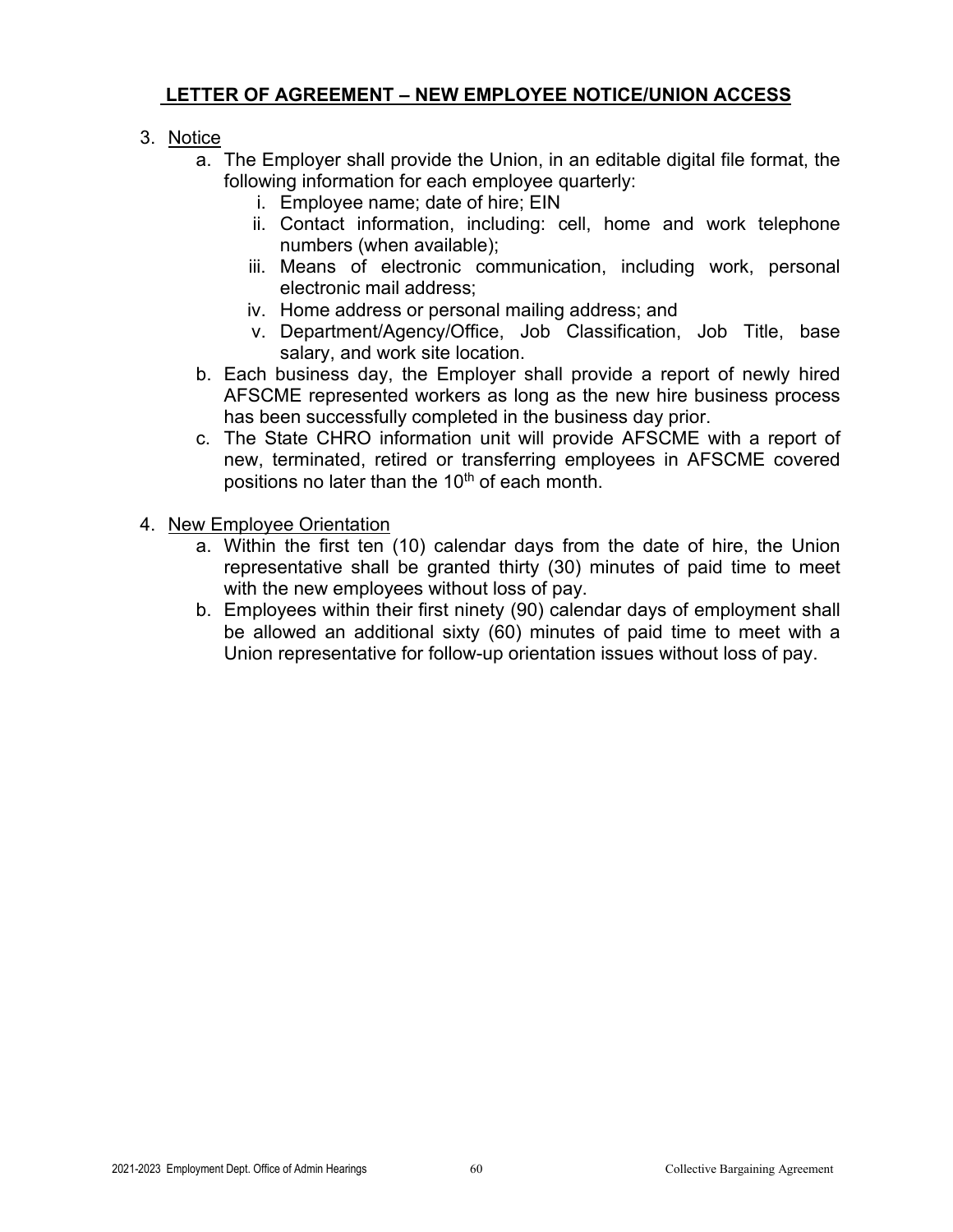## LETTER OF AGREEMENT – NEW EMPLOYEE NOTICE/UNION ACCESS

3. Notice
   a. The Employer shall provide the Union, in an editable digital file format, the following information for each employee quarterly:
      i. Employee name; date of hire; EIN
      ii. Contact information, including: cell, home and work telephone numbers (when available);
      iii. Means of electronic communication, including work, personal electronic mail address;
      iv. Home address or personal mailing address; and
      v. Department/Agency/Office, Job Classification, Job Title, base salary, and work site location.
   b. Each business day, the Employer shall provide a report of newly hired AFSCME represented workers as long as the new hire business process has been successfully completed in the business day prior.
   c. The State CHRO information unit will provide AFSCME with a report of new, terminated, retired or transferring employees in AFSCME covered positions no later than the 10th of each month.

4. New Employee Orientation
   a. Within the first ten (10) calendar days from the date of hire, the Union representative shall be granted thirty (30) minutes of paid time to meet with the new employees without loss of pay.
   b. Employees within their first ninety (90) calendar days of employment shall be allowed an additional sixty (60) minutes of paid time to meet with a Union representative for follow-up orientation issues without loss of pay.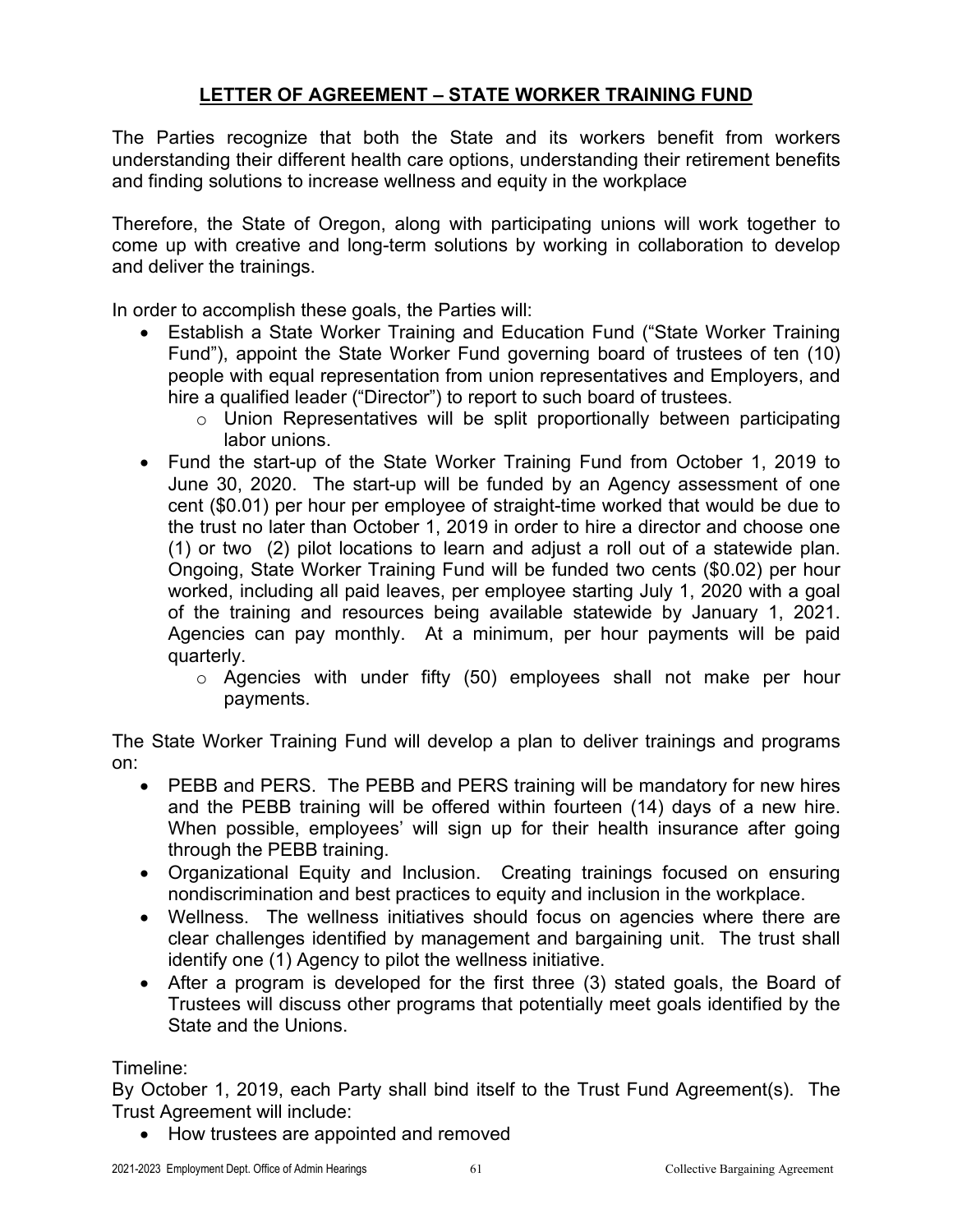## LETTER OF AGREEMENT – STATE WORKER TRAINING FUND

The Parties recognize that both the State and its workers benefit from workers understanding their different health care options, understanding their retirement benefits and finding solutions to increase wellness and equity in the workplace

Therefore, the State of Oregon, along with participating unions will work together to come up with creative and long-term solutions by working in collaboration to develop and deliver the trainings.

In order to accomplish these goals, the Parties will:

- Establish a State Worker Training and Education Fund ("State Worker Training Fund"), appoint the State Worker Fund governing board of trustees of ten (10) people with equal representation from union representatives and Employers, and hire a qualified leader ("Director") to report to such board of trustees.
  - Union Representatives will be split proportionally between participating labor unions.
- Fund the start-up of the State Worker Training Fund from October 1, 2019 to June 30, 2020. The start-up will be funded by an Agency assessment of one cent ($0.01) per hour per employee of straight-time worked that would be due to the trust no later than October 1, 2019 in order to hire a director and choose one (1) or two (2) pilot locations to learn and adjust a roll out of a statewide plan. Ongoing, State Worker Training Fund will be funded two cents ($0.02) per hour worked, including all paid leaves, per employee starting July 1, 2020 with a goal of the training and resources being available statewide by January 1, 2021. Agencies can pay monthly. At a minimum, per hour payments will be paid quarterly.
  - Agencies with under fifty (50) employees shall not make per hour payments.

The State Worker Training Fund will develop a plan to deliver trainings and programs on:

- PEBB and PERS. The PEBB and PERS training will be mandatory for new hires and the PEBB training will be offered within fourteen (14) days of a new hire. When possible, employees' will sign up for their health insurance after going through the PEBB training.
- Organizational Equity and Inclusion. Creating trainings focused on ensuring nondiscrimination and best practices to equity and inclusion in the workplace.
- Wellness. The wellness initiatives should focus on agencies where there are clear challenges identified by management and bargaining unit. The trust shall identify one (1) Agency to pilot the wellness initiative.
- After a program is developed for the first three (3) stated goals, the Board of Trustees will discuss other programs that potentially meet goals identified by the State and the Unions.

Timeline:
By October 1, 2019, each Party shall bind itself to the Trust Fund Agreement(s). The Trust Agreement will include:

- How trustees are appointed and removed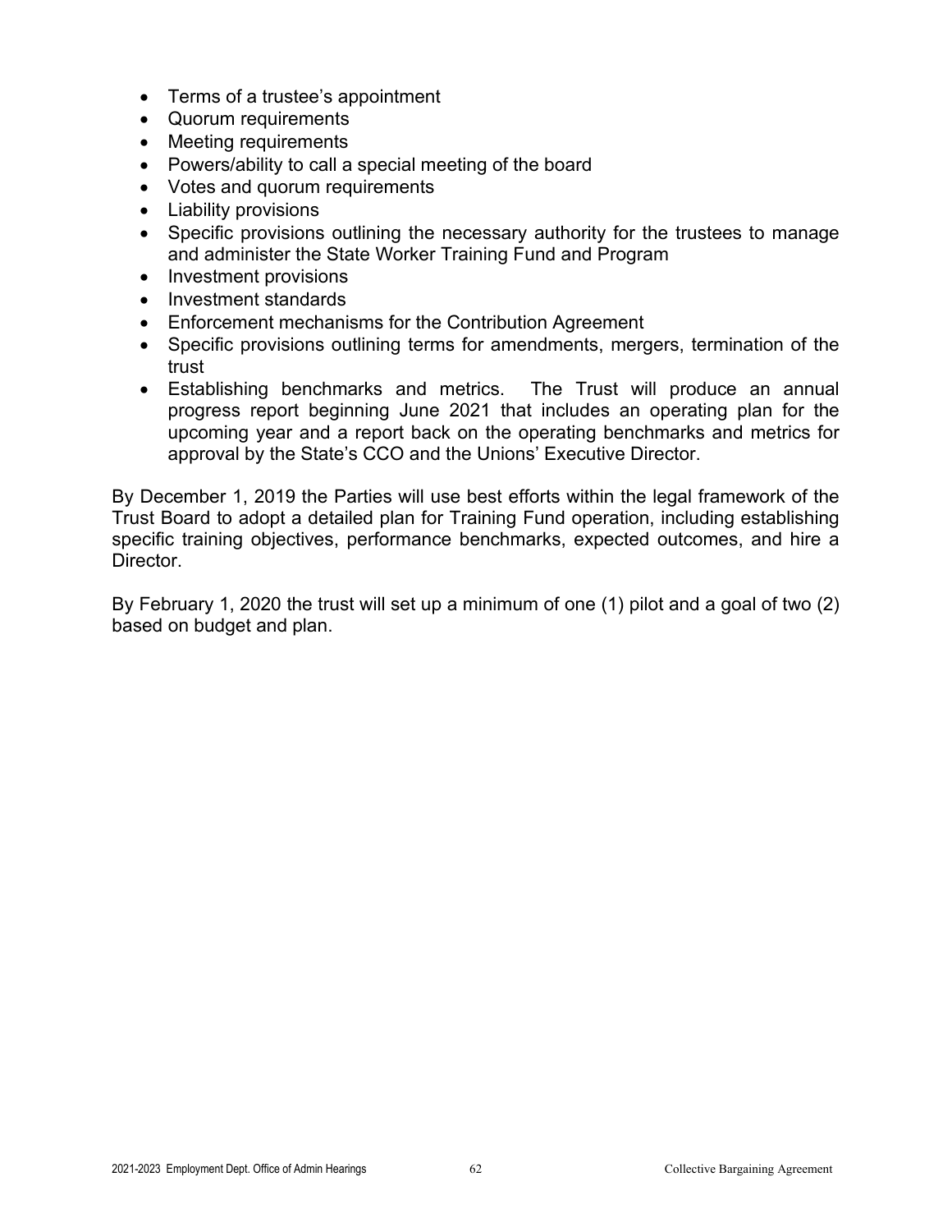- Terms of a trustee's appointment
- Quorum requirements
- Meeting requirements
- Powers/ability to call a special meeting of the board
- Votes and quorum requirements
- Liability provisions
- Specific provisions outlining the necessary authority for the trustees to manage and administer the State Worker Training Fund and Program
- Investment provisions
- Investment standards
- Enforcement mechanisms for the Contribution Agreement
- Specific provisions outlining terms for amendments, mergers, termination of the trust
- Establishing benchmarks and metrics. The Trust will produce an annual progress report beginning June 2021 that includes an operating plan for the upcoming year and a report back on the operating benchmarks and metrics for approval by the State's CCO and the Unions' Executive Director.

By December 1, 2019 the Parties will use best efforts within the legal framework of the Trust Board to adopt a detailed plan for Training Fund operation, including establishing specific training objectives, performance benchmarks, expected outcomes, and hire a Director.

By February 1, 2020 the trust will set up a minimum of one (1) pilot and a goal of two (2) based on budget and plan.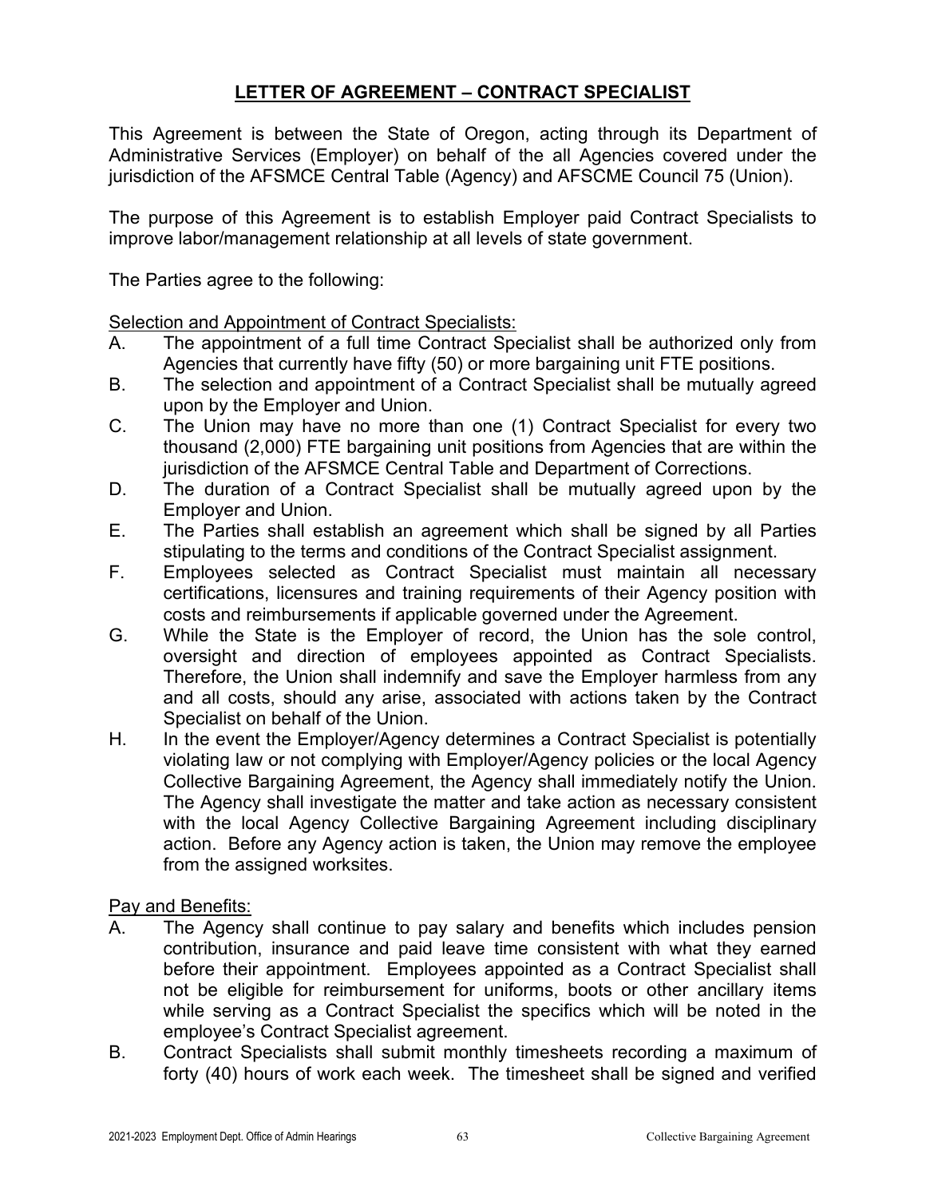# LETTER OF AGREEMENT – CONTRACT SPECIALIST

This Agreement is between the State of Oregon, acting through its Department of Administrative Services (Employer) on behalf of the all Agencies covered under the jurisdiction of the AFSMCE Central Table (Agency) and AFSCME Council 75 (Union).

The purpose of this Agreement is to establish Employer paid Contract Specialists to improve labor/management relationship at all levels of state government.

The Parties agree to the following:

Selection and Appointment of Contract Specialists:

A. The appointment of a full time Contract Specialist shall be authorized only from Agencies that currently have fifty (50) or more bargaining unit FTE positions.

B. The selection and appointment of a Contract Specialist shall be mutually agreed upon by the Employer and Union.

C. The Union may have no more than one (1) Contract Specialist for every two thousand (2,000) FTE bargaining unit positions from Agencies that are within the jurisdiction of the AFSMCE Central Table and Department of Corrections.

D. The duration of a Contract Specialist shall be mutually agreed upon by the Employer and Union.

E. The Parties shall establish an agreement which shall be signed by all Parties stipulating to the terms and conditions of the Contract Specialist assignment.

F. Employees selected as Contract Specialist must maintain all necessary certifications, licensures and training requirements of their Agency position with costs and reimbursements if applicable governed under the Agreement.

G. While the State is the Employer of record, the Union has the sole control, oversight and direction of employees appointed as Contract Specialists. Therefore, the Union shall indemnify and save the Employer harmless from any and all costs, should any arise, associated with actions taken by the Contract Specialist on behalf of the Union.

H. In the event the Employer/Agency determines a Contract Specialist is potentially violating law or not complying with Employer/Agency policies or the local Agency Collective Bargaining Agreement, the Agency shall immediately notify the Union. The Agency shall investigate the matter and take action as necessary consistent with the local Agency Collective Bargaining Agreement including disciplinary action. Before any Agency action is taken, the Union may remove the employee from the assigned worksites.

Pay and Benefits:

A. The Agency shall continue to pay salary and benefits which includes pension contribution, insurance and paid leave time consistent with what they earned before their appointment. Employees appointed as a Contract Specialist shall not be eligible for reimbursement for uniforms, boots or other ancillary items while serving as a Contract Specialist the specifics which will be noted in the employee's Contract Specialist agreement.

B. Contract Specialists shall submit monthly timesheets recording a maximum of forty (40) hours of work each week. The timesheet shall be signed and verified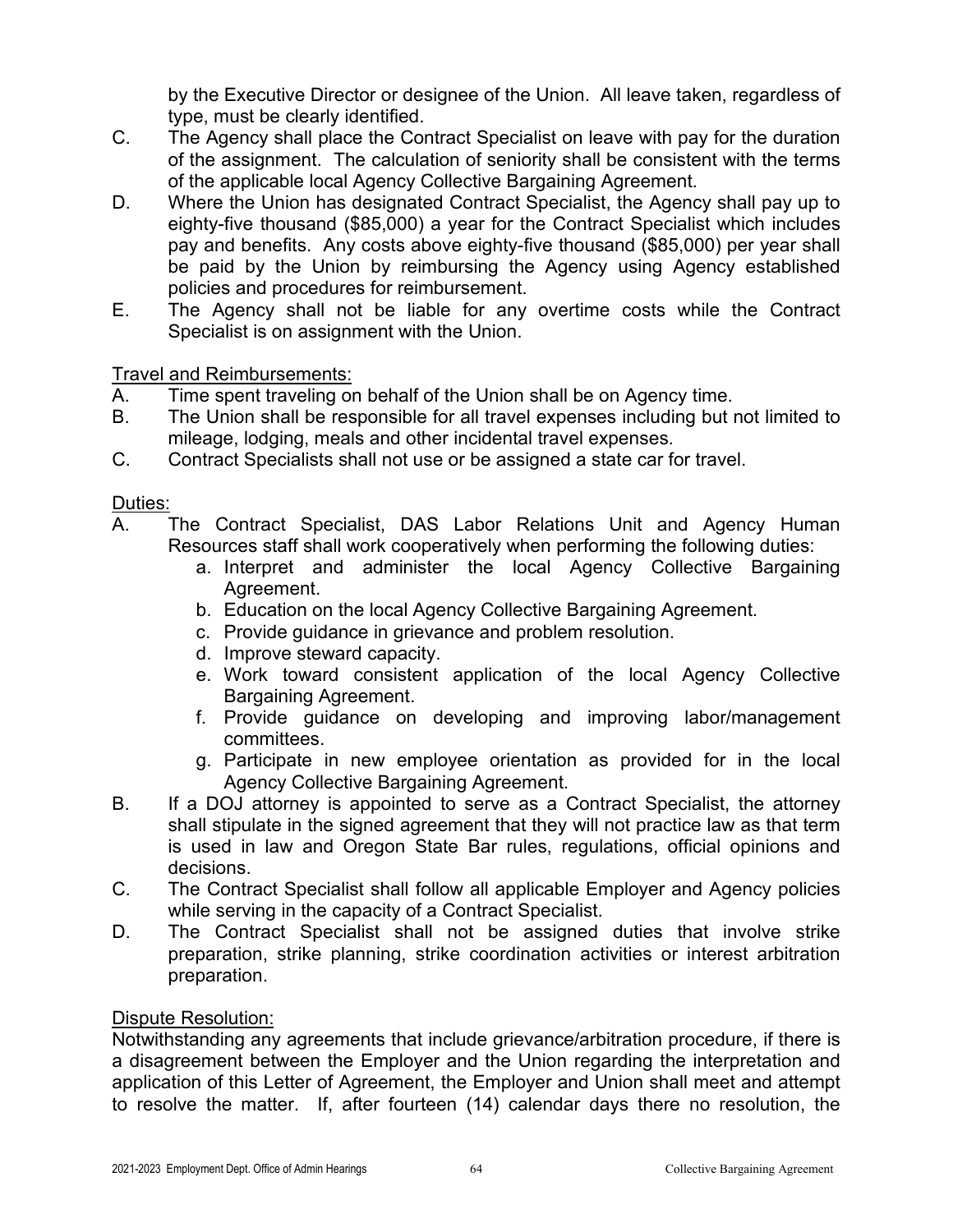by the Executive Director or designee of the Union. All leave taken, regardless of type, must be clearly identified.

C. The Agency shall place the Contract Specialist on leave with pay for the duration of the assignment. The calculation of seniority shall be consistent with the terms of the applicable local Agency Collective Bargaining Agreement.

D. Where the Union has designated Contract Specialist, the Agency shall pay up to eighty-five thousand ($85,000) a year for the Contract Specialist which includes pay and benefits. Any costs above eighty-five thousand ($85,000) per year shall be paid by the Union by reimbursing the Agency using Agency established policies and procedures for reimbursement.

E. The Agency shall not be liable for any overtime costs while the Contract Specialist is on assignment with the Union.

<u>Travel and Reimbursements:</u>

A. Time spent traveling on behalf of the Union shall be on Agency time.

B. The Union shall be responsible for all travel expenses including but not limited to mileage, lodging, meals and other incidental travel expenses.

C. Contract Specialists shall not use or be assigned a state car for travel.

<u>Duties:</u>

A. The Contract Specialist, DAS Labor Relations Unit and Agency Human Resources staff shall work cooperatively when performing the following duties:
   a. Interpret and administer the local Agency Collective Bargaining Agreement.
   b. Education on the local Agency Collective Bargaining Agreement.
   c. Provide guidance in grievance and problem resolution.
   d. Improve steward capacity.
   e. Work toward consistent application of the local Agency Collective Bargaining Agreement.
   f. Provide guidance on developing and improving labor/management committees.
   g. Participate in new employee orientation as provided for in the local Agency Collective Bargaining Agreement.

B. If a DOJ attorney is appointed to serve as a Contract Specialist, the attorney shall stipulate in the signed agreement that they will not practice law as that term is used in law and Oregon State Bar rules, regulations, official opinions and decisions.

C. The Contract Specialist shall follow all applicable Employer and Agency policies while serving in the capacity of a Contract Specialist.

D. The Contract Specialist shall not be assigned duties that involve strike preparation, strike planning, strike coordination activities or interest arbitration preparation.

<u>Dispute Resolution:</u>

Notwithstanding any agreements that include grievance/arbitration procedure, if there is a disagreement between the Employer and the Union regarding the interpretation and application of this Letter of Agreement, the Employer and Union shall meet and attempt to resolve the matter. If, after fourteen (14) calendar days there no resolution, the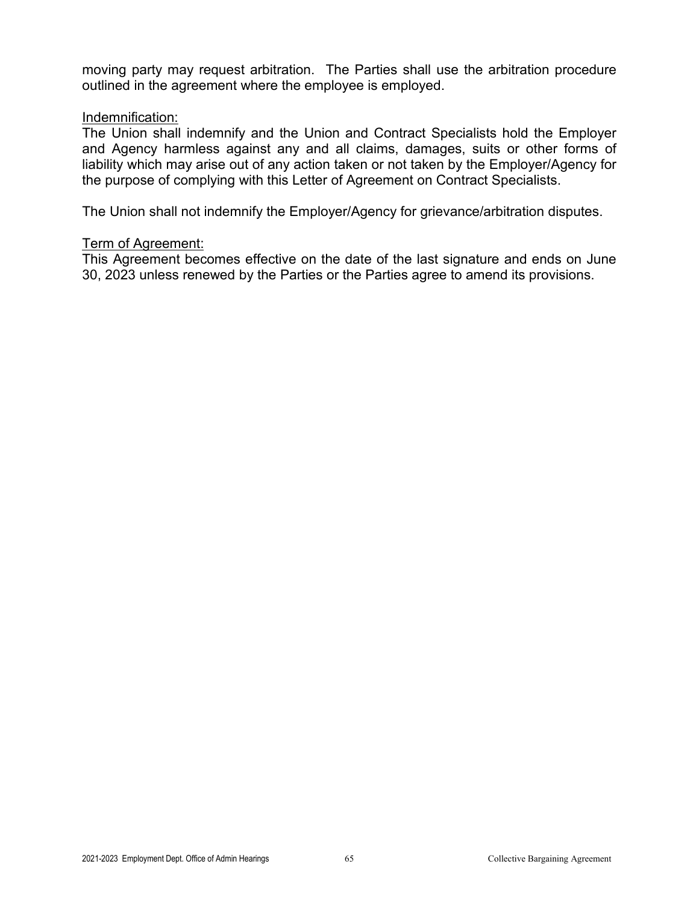moving party may request arbitration. The Parties shall use the arbitration procedure outlined in the agreement where the employee is employed.

<u>Indemnification:</u>
The Union shall indemnify and the Union and Contract Specialists hold the Employer and Agency harmless against any and all claims, damages, suits or other forms of liability which may arise out of any action taken or not taken by the Employer/Agency for the purpose of complying with this Letter of Agreement on Contract Specialists.

The Union shall not indemnify the Employer/Agency for grievance/arbitration disputes.

<u>Term of Agreement:</u>
This Agreement becomes effective on the date of the last signature and ends on June 30, 2023 unless renewed by the Parties or the Parties agree to amend its provisions.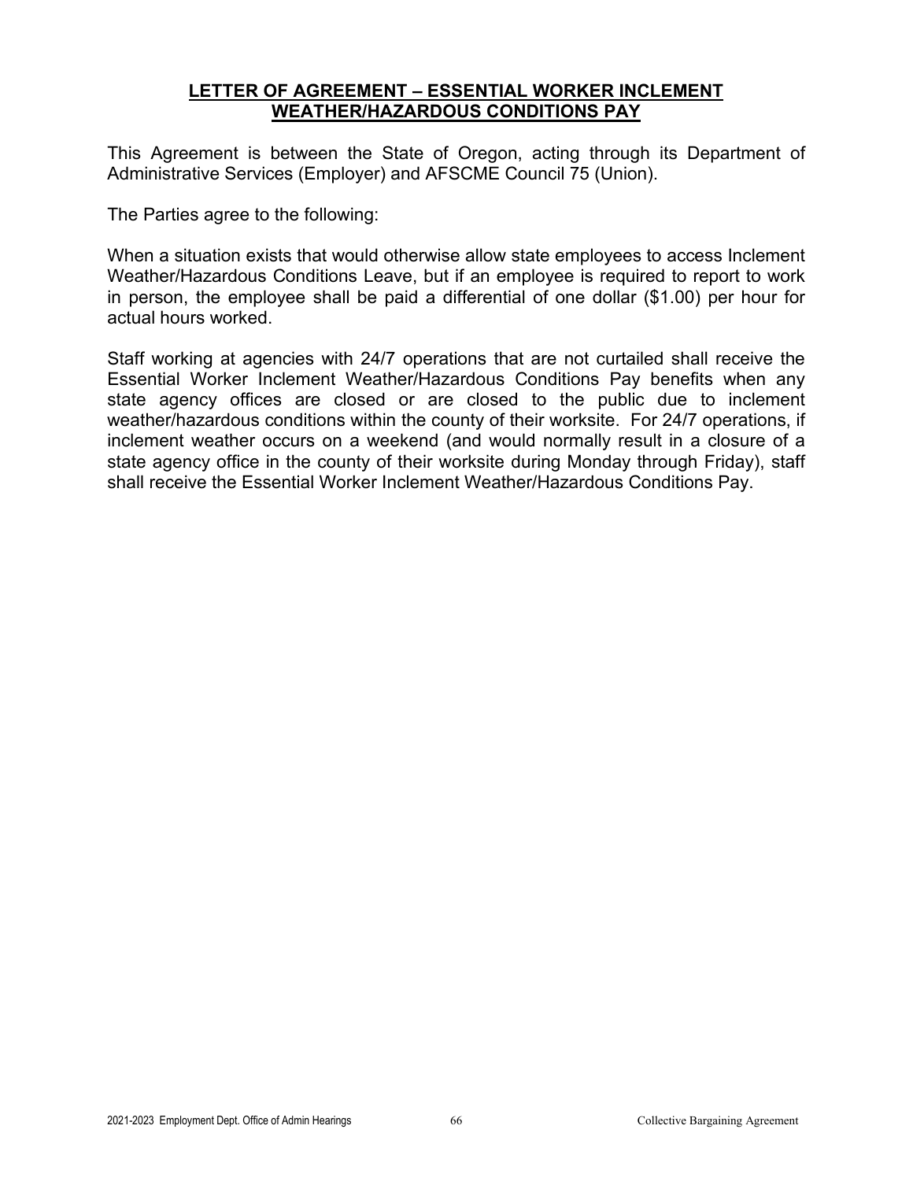## LETTER OF AGREEMENT – ESSENTIAL WORKER INCLEMENT WEATHER/HAZARDOUS CONDITIONS PAY

This Agreement is between the State of Oregon, acting through its Department of Administrative Services (Employer) and AFSCME Council 75 (Union).

The Parties agree to the following:

When a situation exists that would otherwise allow state employees to access Inclement Weather/Hazardous Conditions Leave, but if an employee is required to report to work in person, the employee shall be paid a differential of one dollar ($1.00) per hour for actual hours worked.

Staff working at agencies with 24/7 operations that are not curtailed shall receive the Essential Worker Inclement Weather/Hazardous Conditions Pay benefits when any state agency offices are closed or are closed to the public due to inclement weather/hazardous conditions within the county of their worksite. For 24/7 operations, if inclement weather occurs on a weekend (and would normally result in a closure of a state agency office in the county of their worksite during Monday through Friday), staff shall receive the Essential Worker Inclement Weather/Hazardous Conditions Pay.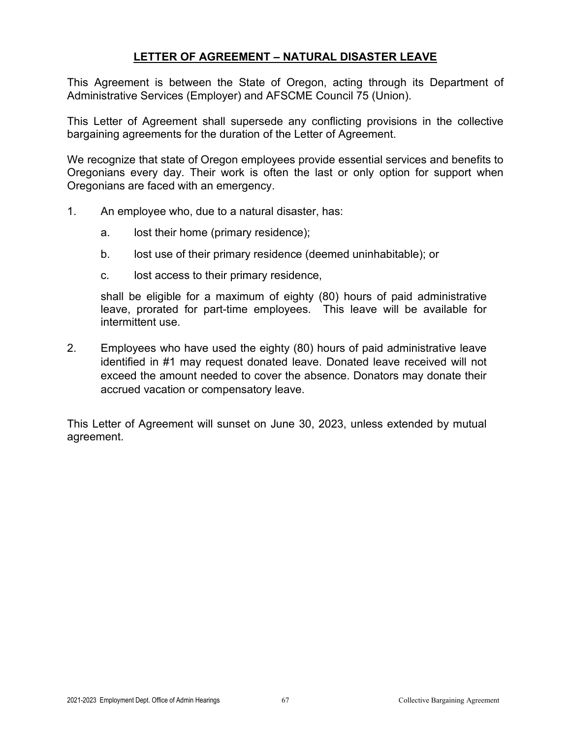## LETTER OF AGREEMENT – NATURAL DISASTER LEAVE

This Agreement is between the State of Oregon, acting through its Department of Administrative Services (Employer) and AFSCME Council 75 (Union).

This Letter of Agreement shall supersede any conflicting provisions in the collective bargaining agreements for the duration of the Letter of Agreement.

We recognize that state of Oregon employees provide essential services and benefits to Oregonians every day. Their work is often the last or only option for support when Oregonians are faced with an emergency.

1. An employee who, due to a natural disaster, has:

   a. lost their home (primary residence);

   b. lost use of their primary residence (deemed uninhabitable); or

   c. lost access to their primary residence,

   shall be eligible for a maximum of eighty (80) hours of paid administrative leave, prorated for part-time employees. This leave will be available for intermittent use.

2. Employees who have used the eighty (80) hours of paid administrative leave identified in #1 may request donated leave. Donated leave received will not exceed the amount needed to cover the absence. Donators may donate their accrued vacation or compensatory leave.

This Letter of Agreement will sunset on June 30, 2023, unless extended by mutual agreement.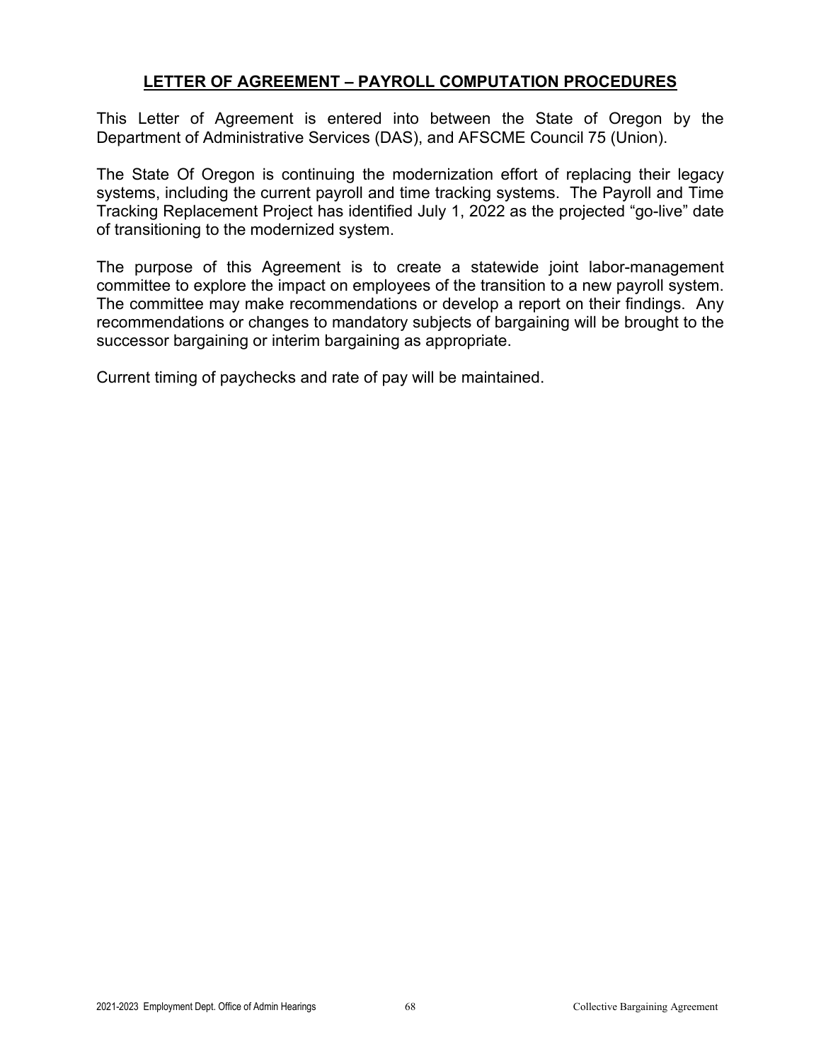## LETTER OF AGREEMENT – PAYROLL COMPUTATION PROCEDURES

This Letter of Agreement is entered into between the State of Oregon by the Department of Administrative Services (DAS), and AFSCME Council 75 (Union).

The State Of Oregon is continuing the modernization effort of replacing their legacy systems, including the current payroll and time tracking systems. The Payroll and Time Tracking Replacement Project has identified July 1, 2022 as the projected “go-live” date of transitioning to the modernized system.

The purpose of this Agreement is to create a statewide joint labor-management committee to explore the impact on employees of the transition to a new payroll system. The committee may make recommendations or develop a report on their findings. Any recommendations or changes to mandatory subjects of bargaining will be brought to the successor bargaining or interim bargaining as appropriate.

Current timing of paychecks and rate of pay will be maintained.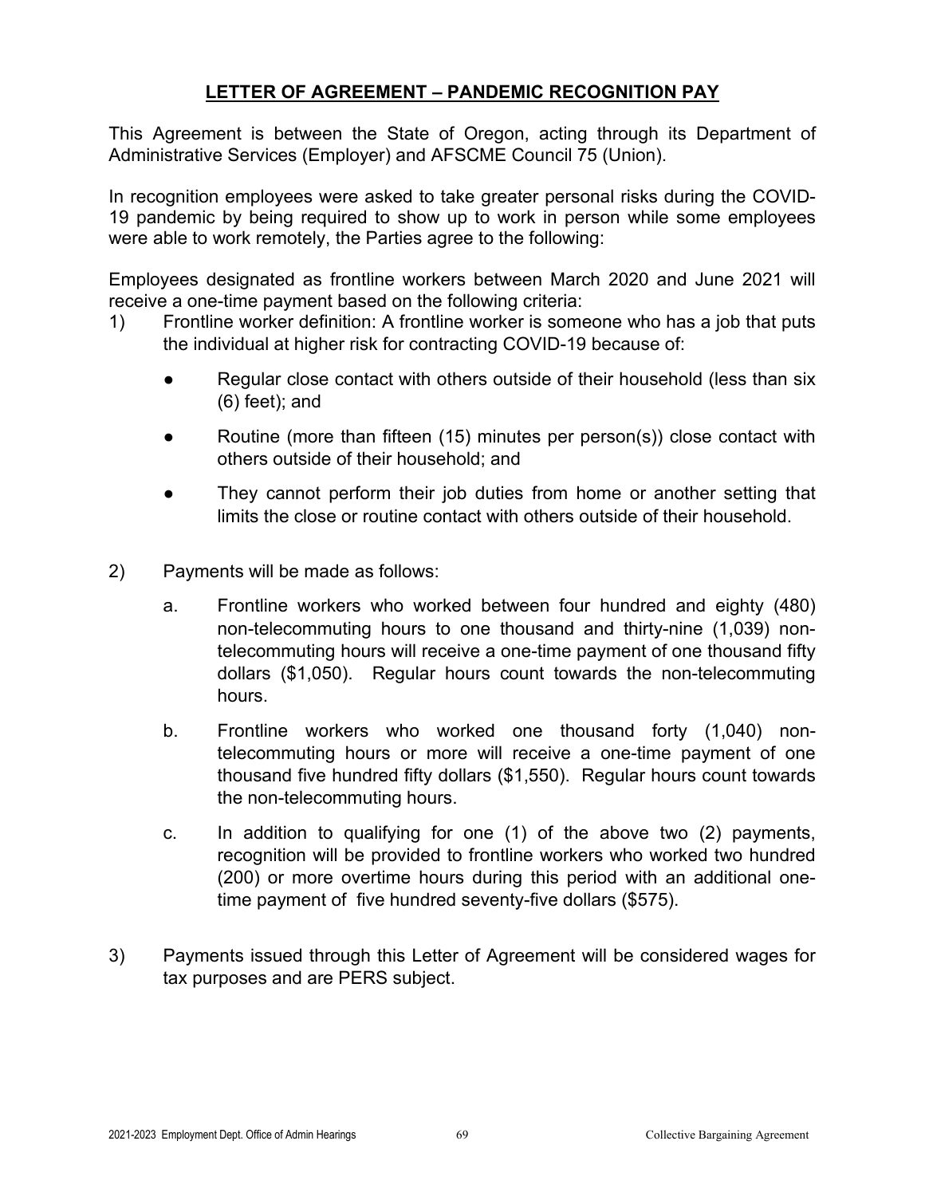## LETTER OF AGREEMENT – PANDEMIC RECOGNITION PAY

This Agreement is between the State of Oregon, acting through its Department of Administrative Services (Employer) and AFSCME Council 75 (Union).

In recognition employees were asked to take greater personal risks during the COVID-19 pandemic by being required to show up to work in person while some employees were able to work remotely, the Parties agree to the following:

Employees designated as frontline workers between March 2020 and June 2021 will receive a one-time payment based on the following criteria:

1) Frontline worker definition: A frontline worker is someone who has a job that puts the individual at higher risk for contracting COVID-19 because of:

   - Regular close contact with others outside of their household (less than six (6) feet); and
   - Routine (more than fifteen (15) minutes per person(s)) close contact with others outside of their household; and
   - They cannot perform their job duties from home or another setting that limits the close or routine contact with others outside of their household.

2) Payments will be made as follows:

   a. Frontline workers who worked between four hundred and eighty (480) non-telecommuting hours to one thousand and thirty-nine (1,039) non-telecommuting hours will receive a one-time payment of one thousand fifty dollars ($1,050). Regular hours count towards the non-telecommuting hours.

   b. Frontline workers who worked one thousand forty (1,040) non-telecommuting hours or more will receive a one-time payment of one thousand five hundred fifty dollars ($1,550). Regular hours count towards the non-telecommuting hours.

   c. In addition to qualifying for one (1) of the above two (2) payments, recognition will be provided to frontline workers who worked two hundred (200) or more overtime hours during this period with an additional one-time payment of five hundred seventy-five dollars ($575).

3) Payments issued through this Letter of Agreement will be considered wages for tax purposes and are PERS subject.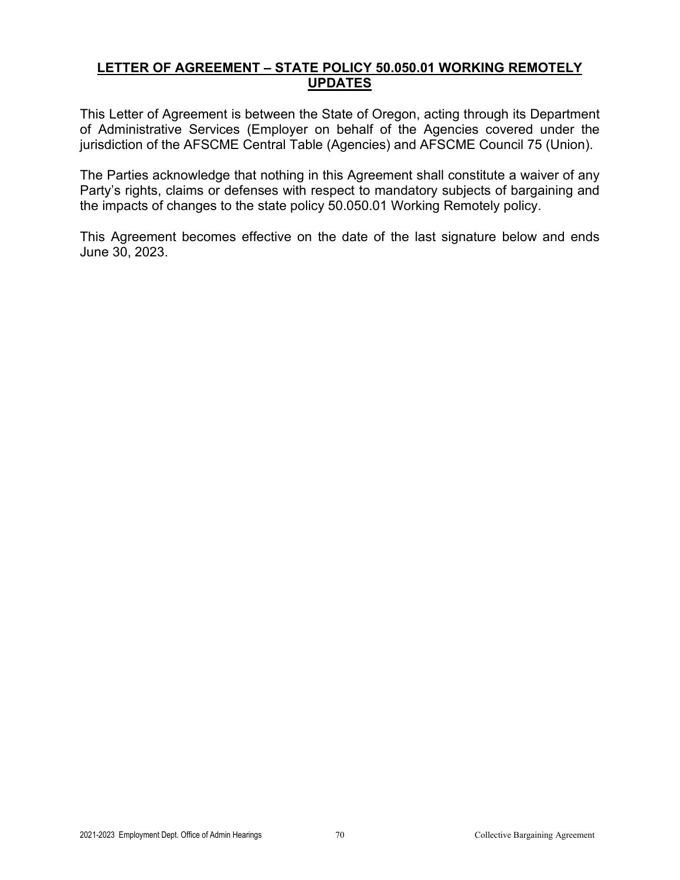## LETTER OF AGREEMENT – STATE POLICY 50.050.01 WORKING REMOTELY UPDATES

This Letter of Agreement is between the State of Oregon, acting through its Department of Administrative Services (Employer on behalf of the Agencies covered under the jurisdiction of the AFSCME Central Table (Agencies) and AFSCME Council 75 (Union).

The Parties acknowledge that nothing in this Agreement shall constitute a waiver of any Party's rights, claims or defenses with respect to mandatory subjects of bargaining and the impacts of changes to the state policy 50.050.01 Working Remotely policy.

This Agreement becomes effective on the date of the last signature below and ends June 30, 2023.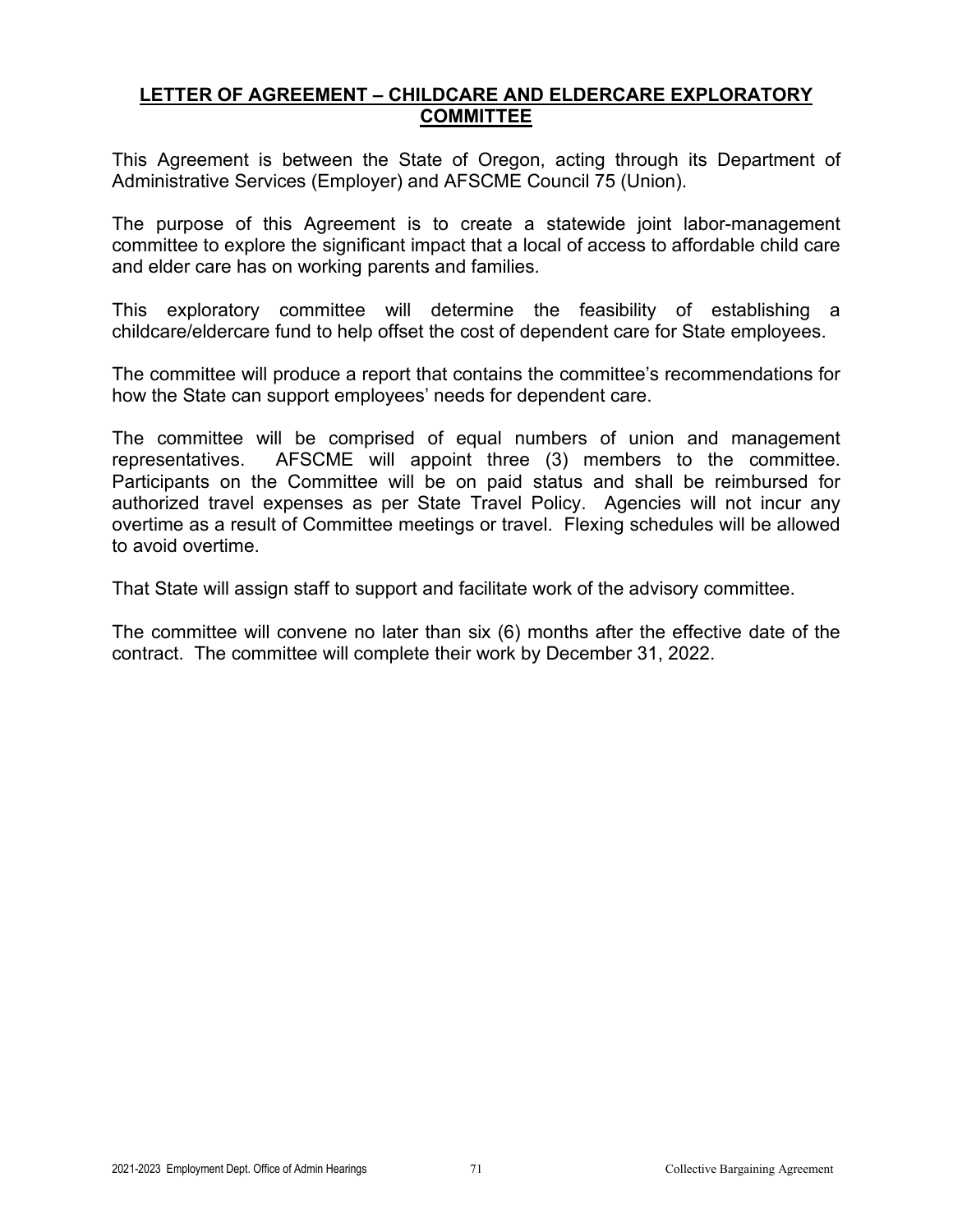## LETTER OF AGREEMENT – CHILDCARE AND ELDERCARE EXPLORATORY COMMITTEE

This Agreement is between the State of Oregon, acting through its Department of Administrative Services (Employer) and AFSCME Council 75 (Union).

The purpose of this Agreement is to create a statewide joint labor-management committee to explore the significant impact that a local of access to affordable child care and elder care has on working parents and families.

This exploratory committee will determine the feasibility of establishing a childcare/eldercare fund to help offset the cost of dependent care for State employees.

The committee will produce a report that contains the committee's recommendations for how the State can support employees' needs for dependent care.

The committee will be comprised of equal numbers of union and management representatives. AFSCME will appoint three (3) members to the committee. Participants on the Committee will be on paid status and shall be reimbursed for authorized travel expenses as per State Travel Policy. Agencies will not incur any overtime as a result of Committee meetings or travel. Flexing schedules will be allowed to avoid overtime.

That State will assign staff to support and facilitate work of the advisory committee.

The committee will convene no later than six (6) months after the effective date of the contract. The committee will complete their work by December 31, 2022.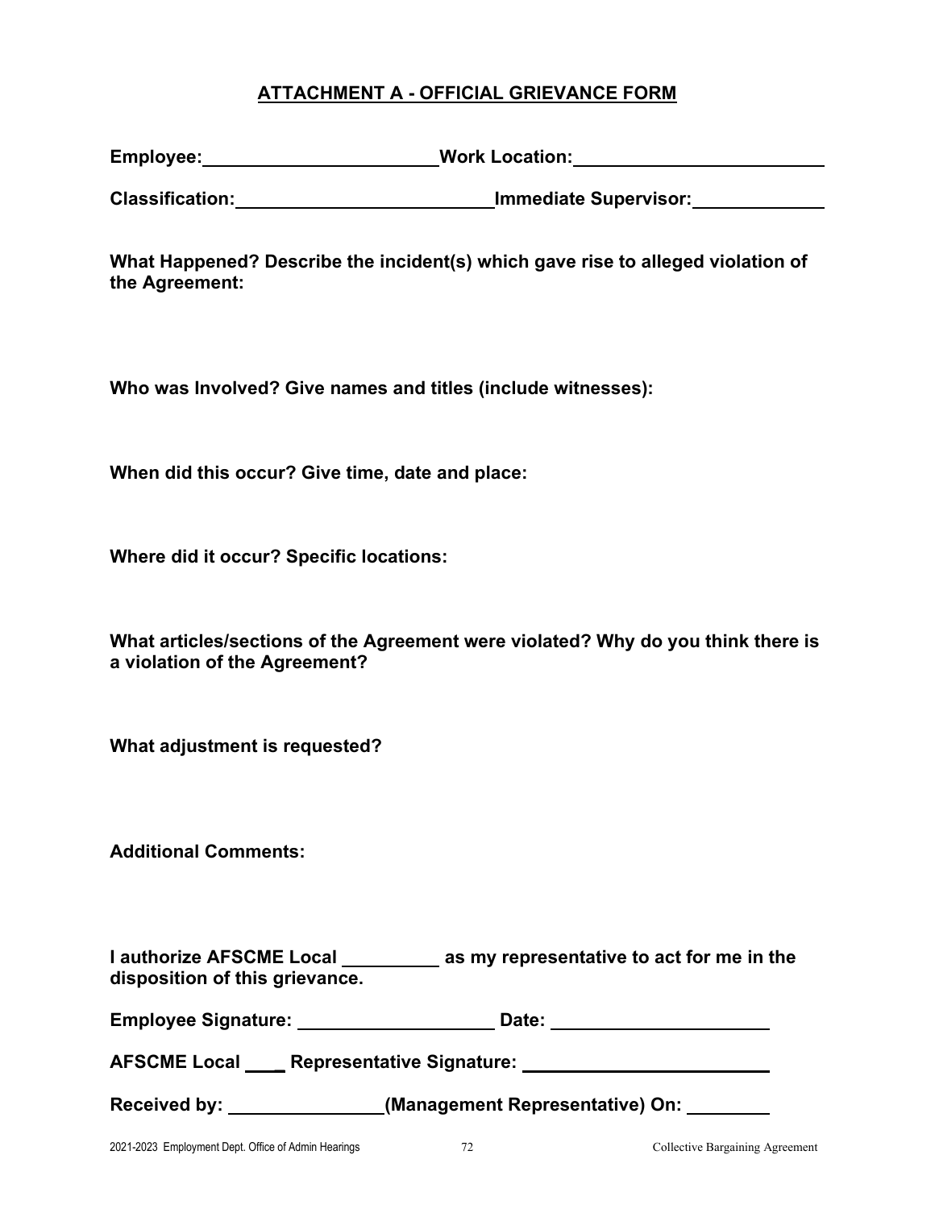## ATTACHMENT A - OFFICIAL GRIEVANCE FORM

**Employee:**\_\_\_\_\_\_\_\_\_\_\_\_\_\_\_\_\_\_\_\_\_\_\_\_**Work Location:**\_\_\_\_\_\_\_\_\_\_\_\_\_\_\_\_\_\_\_\_\_\_\_\_\_\_

**Classification:**\_\_\_\_\_\_\_\_\_\_\_\_\_\_\_\_\_\_\_\_\_\_\_\_\_\_**Immediate Supervisor:**\_\_\_\_\_\_\_\_\_\_\_\_\_

**What Happened? Describe the incident(s) which gave rise to alleged violation of the Agreement:**

**Who was Involved? Give names and titles (include witnesses):**

**When did this occur? Give time, date and place:**

**Where did it occur? Specific locations:**

**What articles/sections of the Agreement were violated? Why do you think there is a violation of the Agreement?**

**What adjustment is requested?**

**Additional Comments:**

**I authorize AFSCME Local \_\_\_\_\_\_\_\_\_\_ as my representative to act for me in the disposition of this grievance.**

**Employee Signature:** \_\_\_\_\_\_\_\_\_\_\_\_\_\_\_\_\_\_\_\_ **Date:** \_\_\_\_\_\_\_\_\_\_\_\_\_\_\_\_\_\_\_\_\_\_

**AFSCME Local** \_\_\_\_ **Representative Signature:** \_\_\_\_\_\_\_\_\_\_\_\_\_\_\_\_\_\_\_\_\_\_\_\_\_

**Received by:** \_\_\_\_\_\_\_\_\_\_\_\_\_\_\_\_**(Management Representative) On:** \_\_\_\_\_\_\_\_\_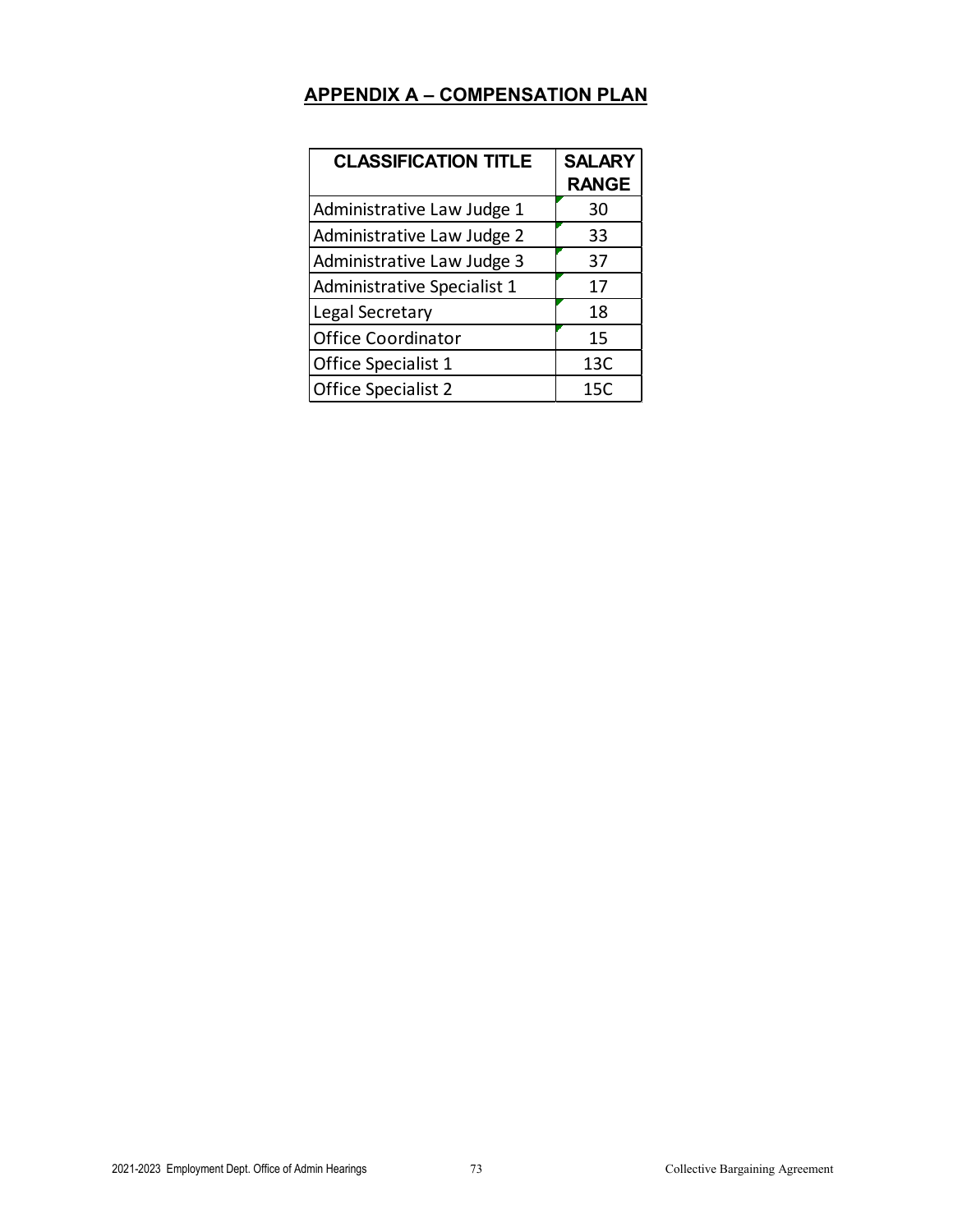## APPENDIX A – COMPENSATION PLAN

| CLASSIFICATION TITLE | SALARY RANGE |
|---|---|
| Administrative Law Judge 1 | 30 |
| Administrative Law Judge 2 | 33 |
| Administrative Law Judge 3 | 37 |
| Administrative Specialist 1 | 17 |
| Legal Secretary | 18 |
| Office Coordinator | 15 |
| Office Specialist 1 | 13C |
| Office Specialist 2 | 15C |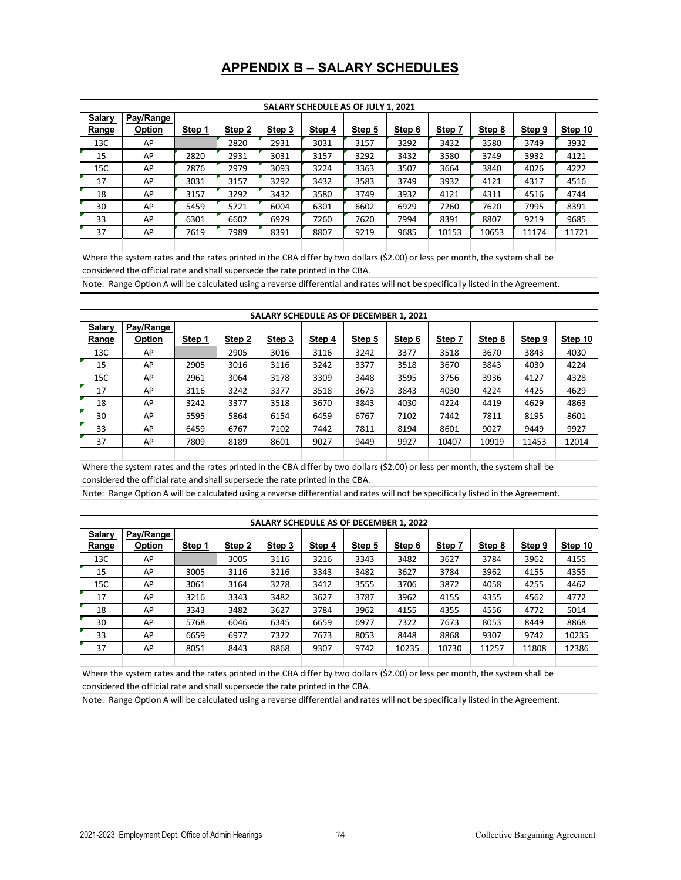# APPENDIX B – SALARY SCHEDULES

| SALARY SCHEDULE AS OF JULY 1, 2021 | | | | | | | | | | | |
|---|---|---|---|---|---|---|---|---|---|---|---|
| **Salary Range** | **Pay/Range Option** | **Step 1** | **Step 2** | **Step 3** | **Step 4** | **Step 5** | **Step 6** | **Step 7** | **Step 8** | **Step 9** | **Step 10** |
| 13C | AP | | 2820 | 2931 | 3031 | 3157 | 3292 | 3432 | 3580 | 3749 | 3932 |
| 15 | AP | 2820 | 2931 | 3031 | 3157 | 3292 | 3432 | 3580 | 3749 | 3932 | 4121 |
| 15C | AP | 2876 | 2979 | 3093 | 3224 | 3363 | 3507 | 3664 | 3840 | 4026 | 4222 |
| 17 | AP | 3031 | 3157 | 3292 | 3432 | 3583 | 3749 | 3932 | 4121 | 4317 | 4516 |
| 18 | AP | 3157 | 3292 | 3432 | 3580 | 3749 | 3932 | 4121 | 4311 | 4516 | 4744 |
| 30 | AP | 5459 | 5721 | 6004 | 6301 | 6602 | 6929 | 7260 | 7620 | 7995 | 8391 |
| 33 | AP | 6301 | 6602 | 6929 | 7260 | 7620 | 7994 | 8391 | 8807 | 9219 | 9685 |
| 37 | AP | 7619 | 7989 | 8391 | 8807 | 9219 | 9685 | 10153 | 10653 | 11174 | 11721 |

Where the system rates and the rates printed in the CBA differ by two dollars ($2.00) or less per month, the system shall be considered the official rate and shall supersede the rate printed in the CBA.

Note: Range Option A will be calculated using a reverse differential and rates will not be specifically listed in the Agreement.

| SALARY SCHEDULE AS OF DECEMBER 1, 2021 | | | | | | | | | | | |
|---|---|---|---|---|---|---|---|---|---|---|---|
| **Salary Range** | **Pay/Range Option** | **Step 1** | **Step 2** | **Step 3** | **Step 4** | **Step 5** | **Step 6** | **Step 7** | **Step 8** | **Step 9** | **Step 10** |
| 13C | AP | | 2905 | 3016 | 3116 | 3242 | 3377 | 3518 | 3670 | 3843 | 4030 |
| 15 | AP | 2905 | 3016 | 3116 | 3242 | 3377 | 3518 | 3670 | 3843 | 4030 | 4224 |
| 15C | AP | 2961 | 3064 | 3178 | 3309 | 3448 | 3595 | 3756 | 3936 | 4127 | 4328 |
| 17 | AP | 3116 | 3242 | 3377 | 3518 | 3673 | 3843 | 4030 | 4224 | 4425 | 4629 |
| 18 | AP | 3242 | 3377 | 3518 | 3670 | 3843 | 4030 | 4224 | 4419 | 4629 | 4863 |
| 30 | AP | 5595 | 5864 | 6154 | 6459 | 6767 | 7102 | 7442 | 7811 | 8195 | 8601 |
| 33 | AP | 6459 | 6767 | 7102 | 7442 | 7811 | 8194 | 8601 | 9027 | 9449 | 9927 |
| 37 | AP | 7809 | 8189 | 8601 | 9027 | 9449 | 9927 | 10407 | 10919 | 11453 | 12014 |

Where the system rates and the rates printed in the CBA differ by two dollars ($2.00) or less per month, the system shall be considered the official rate and shall supersede the rate printed in the CBA.

Note: Range Option A will be calculated using a reverse differential and rates will not be specifically listed in the Agreement.

| SALARY SCHEDULE AS OF DECEMBER 1, 2022 | | | | | | | | | | | |
|---|---|---|---|---|---|---|---|---|---|---|---|
| **Salary Range** | **Pay/Range Option** | **Step 1** | **Step 2** | **Step 3** | **Step 4** | **Step 5** | **Step 6** | **Step 7** | **Step 8** | **Step 9** | **Step 10** |
| 13C | AP | | 3005 | 3116 | 3216 | 3343 | 3482 | 3627 | 3784 | 3962 | 4155 |
| 15 | AP | 3005 | 3116 | 3216 | 3343 | 3482 | 3627 | 3784 | 3962 | 4155 | 4355 |
| 15C | AP | 3061 | 3164 | 3278 | 3412 | 3555 | 3706 | 3872 | 4058 | 4255 | 4462 |
| 17 | AP | 3216 | 3343 | 3482 | 3627 | 3787 | 3962 | 4155 | 4355 | 4562 | 4772 |
| 18 | AP | 3343 | 3482 | 3627 | 3784 | 3962 | 4155 | 4355 | 4556 | 4772 | 5014 |
| 30 | AP | 5768 | 6046 | 6345 | 6659 | 6977 | 7322 | 7673 | 8053 | 8449 | 8868 |
| 33 | AP | 6659 | 6977 | 7322 | 7673 | 8053 | 8448 | 8868 | 9307 | 9742 | 10235 |
| 37 | AP | 8051 | 8443 | 8868 | 9307 | 9742 | 10235 | 10730 | 11257 | 11808 | 12386 |

Where the system rates and the rates printed in the CBA differ by two dollars ($2.00) or less per month, the system shall be considered the official rate and shall supersede the rate printed in the CBA.

Note: Range Option A will be calculated using a reverse differential and rates will not be specifically listed in the Agreement.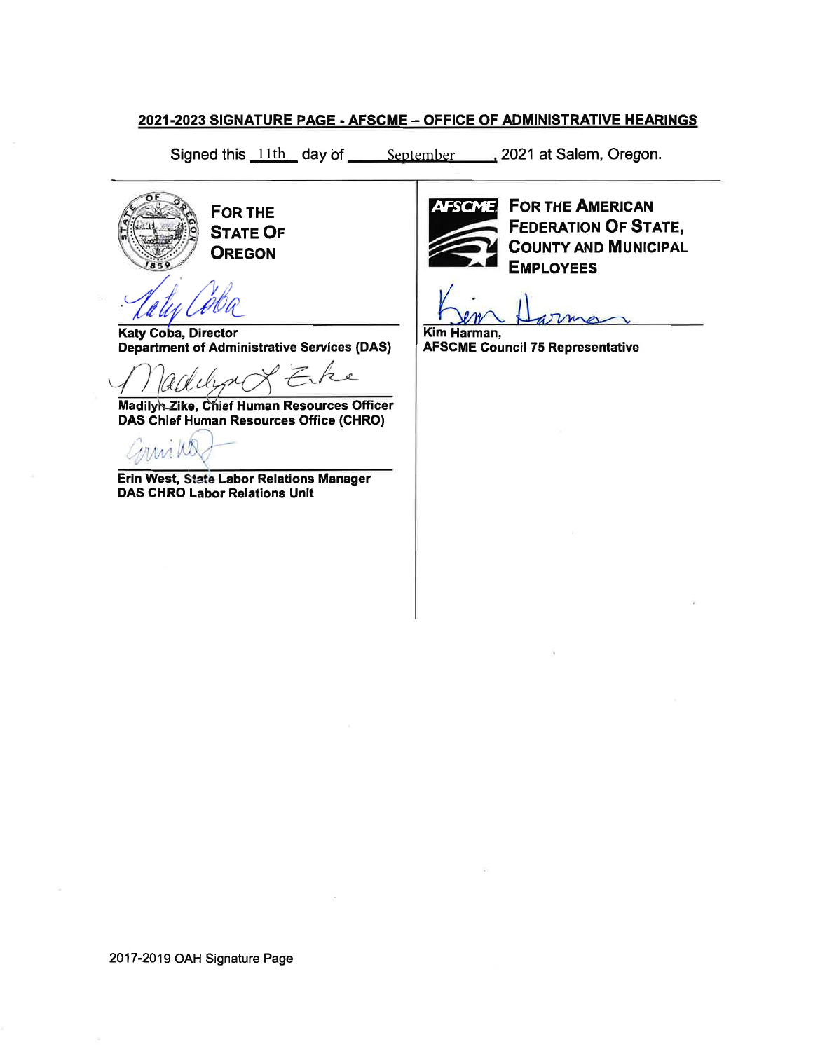## 2021-2023 SIGNATURE PAGE - AFSCME – OFFICE OF ADMINISTRATIVE HEARINGS

Signed this 11th day of September, 2021 at Salem, Oregon.

| **FOR THE STATE OF OREGON** | **FOR THE AMERICAN FEDERATION OF STATE, COUNTY AND MUNICIPAL EMPLOYEES** |
|---|---|
| **Katy Coba, Director**<br>**Department of Administrative Services (DAS)** | **Kim Harman,**<br>**AFSCME Council 75 Representative** |
| **Madilyn Zike, Chief Human Resources Officer**<br>**DAS Chief Human Resources Office (CHRO)** | |
| **Erin West, State Labor Relations Manager**<br>**DAS CHRO Labor Relations Unit** | |

2017-2019 OAH Signature Page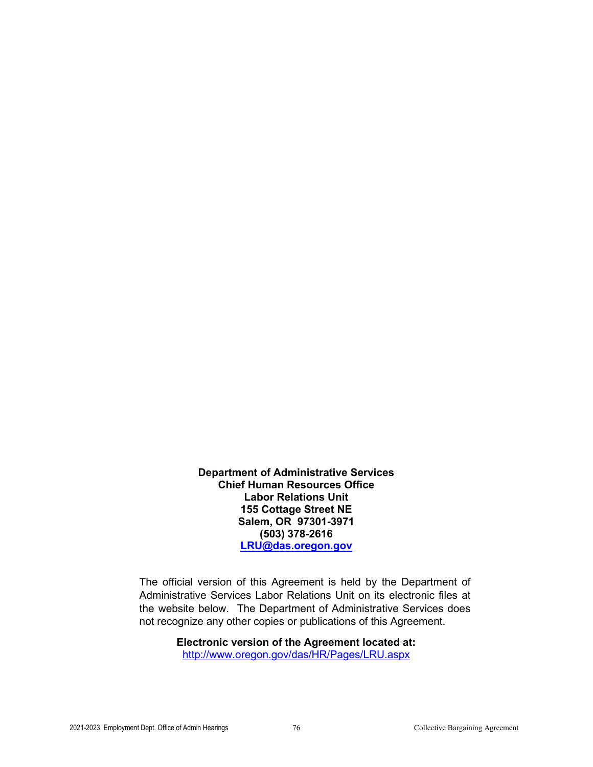**Department of Administrative Services**
**Chief Human Resources Office**
**Labor Relations Unit**
**155 Cottage Street NE**
**Salem, OR 97301-3971**
**(503) 378-2616**
**LRU@das.oregon.gov**

The official version of this Agreement is held by the Department of Administrative Services Labor Relations Unit on its electronic files at the website below. The Department of Administrative Services does not recognize any other copies or publications of this Agreement.

**Electronic version of the Agreement located at:**
http://www.oregon.gov/das/HR/Pages/LRU.aspx